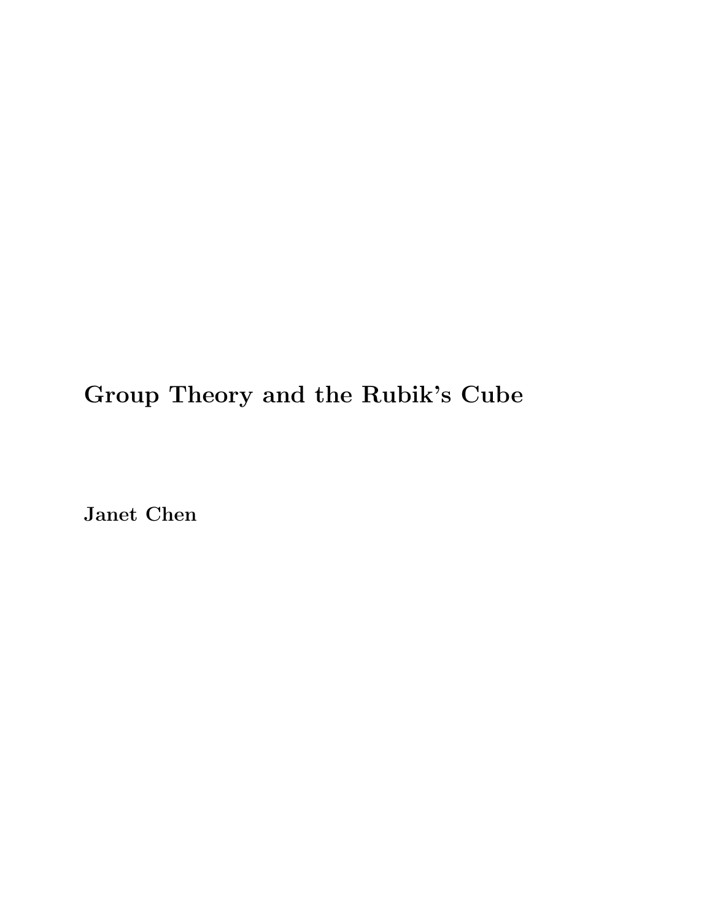# Group Theory and the Rubik's Cube

**Janet Chen**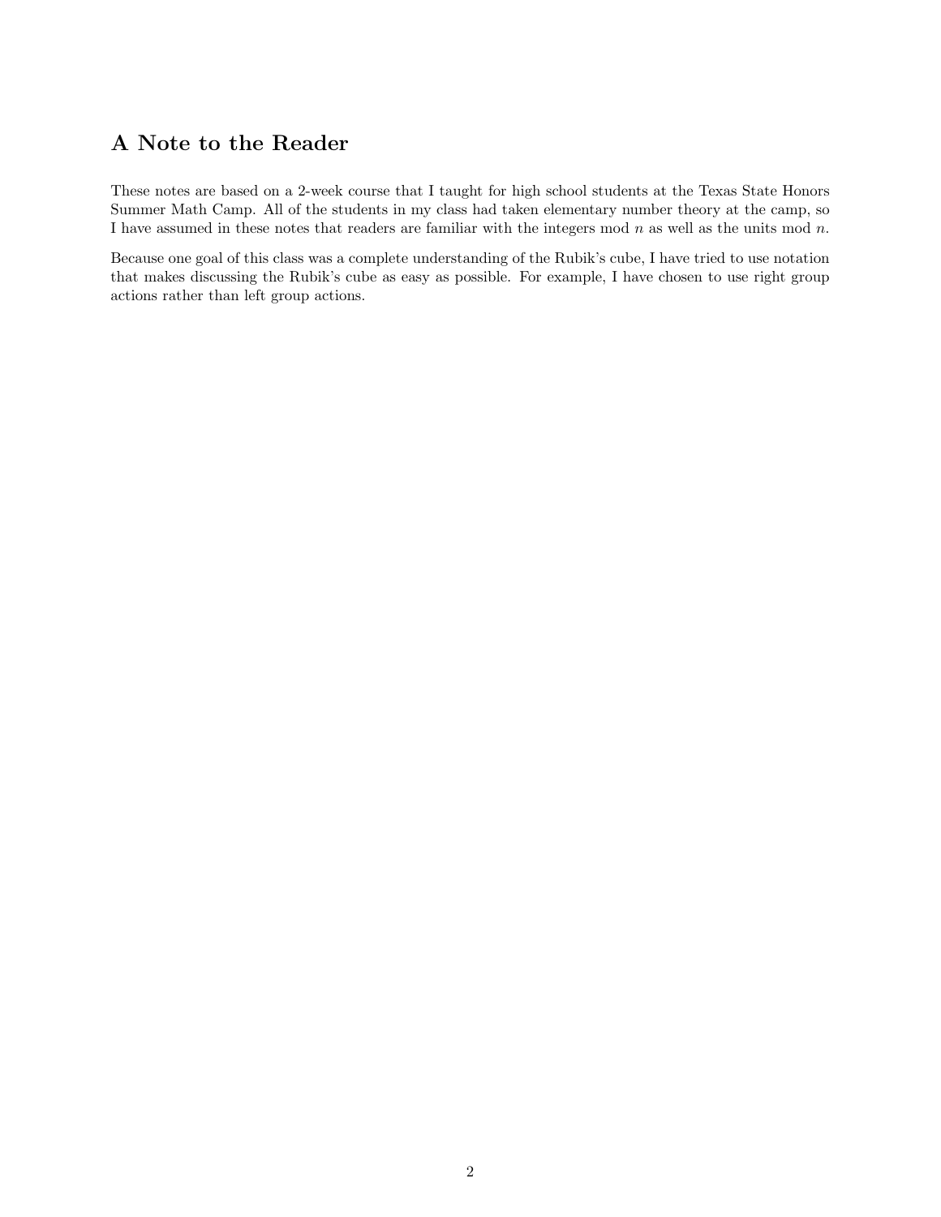## A Note to the Reader

These notes are based on a 2-week course that I taught for high school students at the Texas State Honors Summer Math Camp. All of the students in my class had taken elementary number theory at the camp, so I have assumed in these notes that readers are familiar with the integers mod $n$ as well as the units mod $n$.

Because one goal of this class was a complete understanding of the Rubik's cube, I have tried to use notation that makes discussing the Rubik's cube as easy as possible. For example, I have chosen to use right group actions rather than left group actions.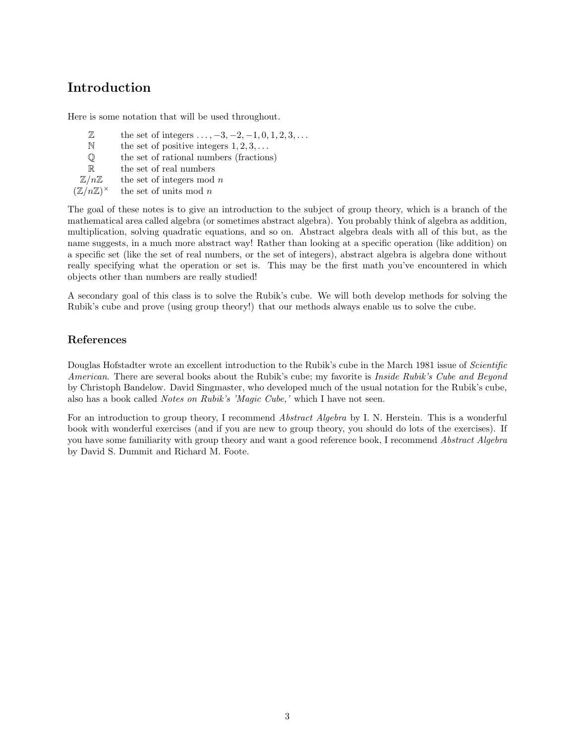# Introduction

Here is some notation that will be used throughout.

| | |
|---|---|
| $\mathbb{Z}$ | the set of integers $\ldots, -3, -2, -1, 0, 1, 2, 3, \ldots$ |
| $\mathbb{N}$ | the set of positive integers $1, 2, 3, \ldots$ |
| $\mathbb{Q}$ | the set of rational numbers (fractions) |
| $\mathbb{R}$ | the set of real numbers |
| $\mathbb{Z}/n\mathbb{Z}$ | the set of integers mod $n$ |
| $(\mathbb{Z}/n\mathbb{Z})^\times$ | the set of units mod $n$ |

The goal of these notes is to give an introduction to the subject of group theory, which is a branch of the mathematical area called algebra (or sometimes abstract algebra). You probably think of algebra as addition, multiplication, solving quadratic equations, and so on. Abstract algebra deals with all of this but, as the name suggests, in a much more abstract way! Rather than looking at a specific operation (like addition) on a specific set (like the set of real numbers, or the set of integers), abstract algebra is algebra done without really specifying what the operation or set is. This may be the first math you've encountered in which objects other than numbers are really studied!

A secondary goal of this class is to solve the Rubik's cube. We will both develop methods for solving the Rubik's cube and prove (using group theory!) that our methods always enable us to solve the cube.

## References

Douglas Hofstadter wrote an excellent introduction to the Rubik's cube in the March 1981 issue of *Scientific American*. There are several books about the Rubik's cube; my favorite is *Inside Rubik's Cube and Beyond* by Christoph Bandelow. David Singmaster, who developed much of the usual notation for the Rubik's cube, also has a book called *Notes on Rubik's 'Magic Cube,'* which I have not seen.

For an introduction to group theory, I recommend *Abstract Algebra* by I. N. Herstein. This is a wonderful book with wonderful exercises (and if you are new to group theory, you should do lots of the exercises). If you have some familiarity with group theory and want a good reference book, I recommend *Abstract Algebra* by David S. Dummit and Richard M. Foote.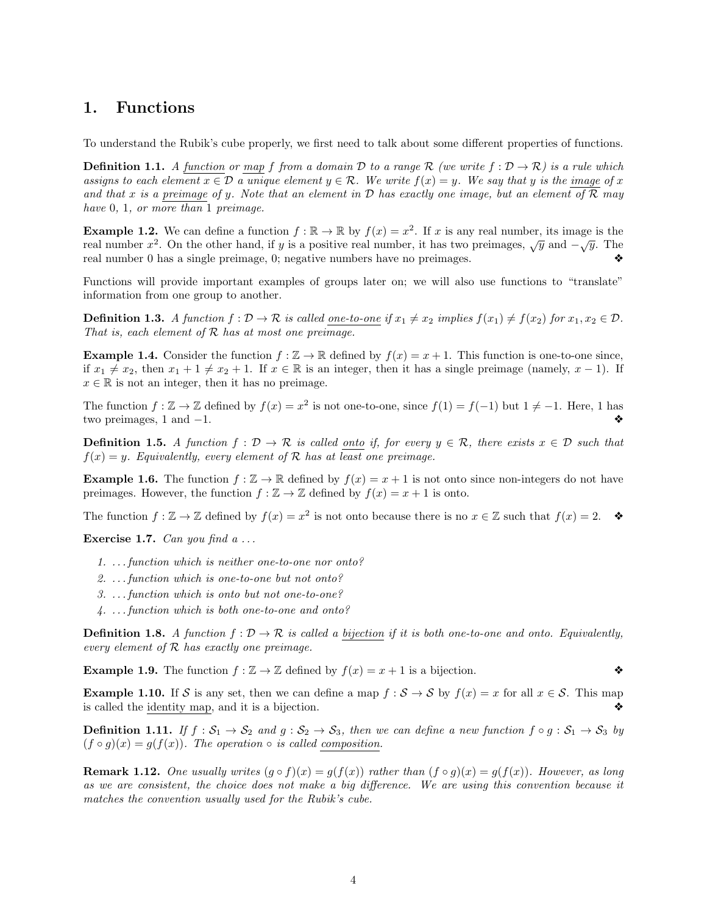# 1. Functions

To understand the Rubik's cube properly, we first need to talk about some different properties of functions.

**Definition 1.1.** *A function or map $f$ from a domain $\mathcal{D}$ to a range $\mathcal{R}$ (we write $f : \mathcal{D} \to \mathcal{R}$) is a rule which assigns to each element $x \in \mathcal{D}$ a unique element $y \in \mathcal{R}$. We write $f(x) = y$. We say that $y$ is the image of $x$ and that $x$ is a preimage of $y$. Note that an element in $\mathcal{D}$ has exactly one image, but an element of $\mathcal{R}$ may have 0, 1, or more than 1 preimage.*

**Example 1.2.** We can define a function $f : \mathbb{R} \to \mathbb{R}$ by $f(x) = x^2$. If $x$ is any real number, its image is the real number $x^2$. On the other hand, if $y$ is a positive real number, it has two preimages, $\sqrt{y}$ and $-\sqrt{y}$. The real number 0 has a single preimage, 0; negative numbers have no preimages. ❖

Functions will provide important examples of groups later on; we will also use functions to "translate" information from one group to another.

**Definition 1.3.** *A function $f : \mathcal{D} \to \mathcal{R}$ is called one-to-one if $x_1 \neq x_2$ implies $f(x_1) \neq f(x_2)$ for $x_1, x_2 \in \mathcal{D}$. That is, each element of $\mathcal{R}$ has at most one preimage.*

**Example 1.4.** Consider the function $f : \mathbb{Z} \to \mathbb{R}$ defined by $f(x) = x + 1$. This function is one-to-one since, if $x_1 \neq x_2$, then $x_1 + 1 \neq x_2 + 1$. If $x \in \mathbb{R}$ is an integer, then it has a single preimage (namely, $x - 1$). If $x \in \mathbb{R}$ is not an integer, then it has no preimage.

The function $f : \mathbb{Z} \to \mathbb{Z}$ defined by $f(x) = x^2$ is not one-to-one, since $f(1) = f(-1)$ but $1 \neq -1$. Here, 1 has two preimages, 1 and $-1$. ❖

**Definition 1.5.** *A function $f : \mathcal{D} \to \mathcal{R}$ is called onto if, for every $y \in \mathcal{R}$, there exists $x \in \mathcal{D}$ such that $f(x) = y$. Equivalently, every element of $\mathcal{R}$ has at least one preimage.*

**Example 1.6.** The function $f : \mathbb{Z} \to \mathbb{R}$ defined by $f(x) = x + 1$ is not onto since non-integers do not have preimages. However, the function $f : \mathbb{Z} \to \mathbb{Z}$ defined by $f(x) = x + 1$ is onto.

The function $f : \mathbb{Z} \to \mathbb{Z}$ defined by $f(x) = x^2$ is not onto because there is no $x \in \mathbb{Z}$ such that $f(x) = 2$. ❖

**Exercise 1.7.** *Can you find a ...*

1. *...function which is neither one-to-one nor onto?*
2. *...function which is one-to-one but not onto?*
3. *...function which is onto but not one-to-one?*
4. *...function which is both one-to-one and onto?*

**Definition 1.8.** *A function $f : \mathcal{D} \to \mathcal{R}$ is called a bijection if it is both one-to-one and onto. Equivalently, every element of $\mathcal{R}$ has exactly one preimage.*

**Example 1.9.** The function $f : \mathbb{Z} \to \mathbb{Z}$ defined by $f(x) = x + 1$ is a bijection. ❖

**Example 1.10.** If $\mathcal{S}$ is any set, then we can define a map $f : \mathcal{S} \to \mathcal{S}$ by $f(x) = x$ for all $x \in \mathcal{S}$. This map is called the identity map, and it is a bijection. ❖

**Definition 1.11.** *If $f : \mathcal{S}_1 \to \mathcal{S}_2$ and $g : \mathcal{S}_2 \to \mathcal{S}_3$, then we can define a new function $f \circ g : \mathcal{S}_1 \to \mathcal{S}_3$ by $(f \circ g)(x) = g(f(x))$. The operation $\circ$ is called composition.*

**Remark 1.12.** *One usually writes $(g \circ f)(x) = g(f(x))$ rather than $(f \circ g)(x) = g(f(x))$. However, as long as we are consistent, the choice does not make a big difference. We are using this convention because it matches the convention usually used for the Rubik's cube.*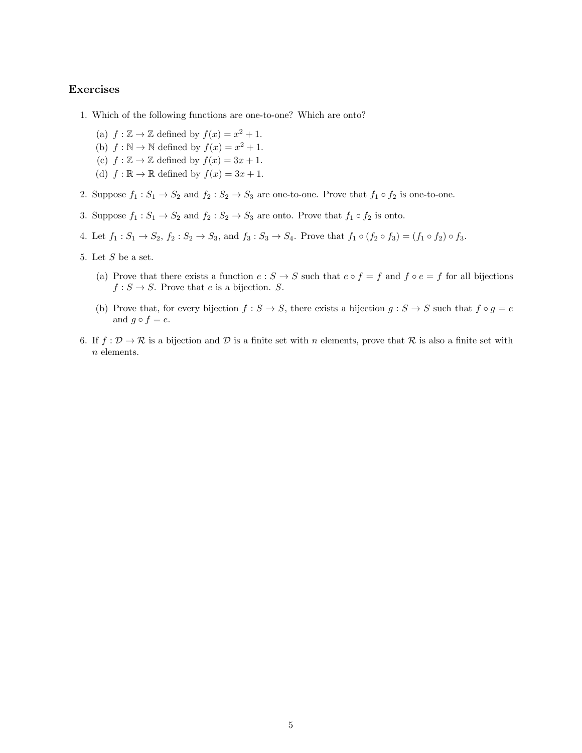## Exercises

1. Which of the following functions are one-to-one? Which are onto?

   (a) $f : \mathbb{Z} \to \mathbb{Z}$ defined by $f(x) = x^2 + 1$.

   (b) $f : \mathbb{N} \to \mathbb{N}$ defined by $f(x) = x^2 + 1$.

   (c) $f : \mathbb{Z} \to \mathbb{Z}$ defined by $f(x) = 3x + 1$.

   (d) $f : \mathbb{R} \to \mathbb{R}$ defined by $f(x) = 3x + 1$.

2. Suppose $f_1 : S_1 \to S_2$ and $f_2 : S_2 \to S_3$ are one-to-one. Prove that $f_1 \circ f_2$ is one-to-one.

3. Suppose $f_1 : S_1 \to S_2$ and $f_2 : S_2 \to S_3$ are onto. Prove that $f_1 \circ f_2$ is onto.

4. Let $f_1 : S_1 \to S_2$, $f_2 : S_2 \to S_3$, and $f_3 : S_3 \to S_4$. Prove that $f_1 \circ (f_2 \circ f_3) = (f_1 \circ f_2) \circ f_3$.

5. Let $S$ be a set.

   (a) Prove that there exists a function $e : S \to S$ such that $e \circ f = f$ and $f \circ e = f$ for all bijections $f : S \to S$. Prove that $e$ is a bijection. $S$.

   (b) Prove that, for every bijection $f : S \to S$, there exists a bijection $g : S \to S$ such that $f \circ g = e$ and $g \circ f = e$.

6. If $f : \mathcal{D} \to \mathcal{R}$ is a bijection and $\mathcal{D}$ is a finite set with $n$ elements, prove that $\mathcal{R}$ is also a finite set with $n$ elements.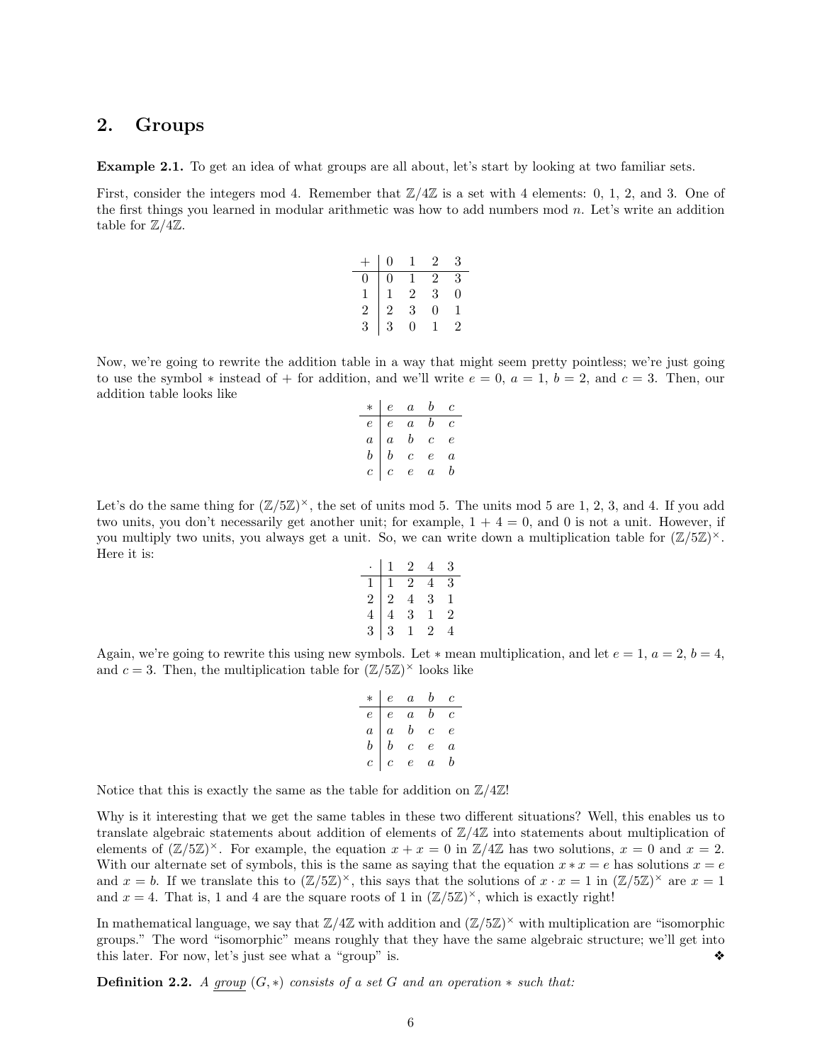## 2. Groups

**Example 2.1.** To get an idea of what groups are all about, let's start by looking at two familiar sets.

First, consider the integers mod 4. Remember that $\mathbb{Z}/4\mathbb{Z}$ is a set with 4 elements: 0, 1, 2, and 3. One of the first things you learned in modular arithmetic was how to add numbers mod $n$. Let's write an addition table for $\mathbb{Z}/4\mathbb{Z}$.

| $+$ | 0 | 1 | 2 | 3 |
|---|---|---|---|---|
| 0 | 0 | 1 | 2 | 3 |
| 1 | 1 | 2 | 3 | 0 |
| 2 | 2 | 3 | 0 | 1 |
| 3 | 3 | 0 | 1 | 2 |

Now, we're going to rewrite the addition table in a way that might seem pretty pointless; we're just going to use the symbol $*$ instead of $+$ for addition, and we'll write $e = 0$, $a = 1$, $b = 2$, and $c = 3$. Then, our addition table looks like

| $*$ | $e$ | $a$ | $b$ | $c$ |
|---|---|---|---|---|
| $e$ | $e$ | $a$ | $b$ | $c$ |
| $a$ | $a$ | $b$ | $c$ | $e$ |
| $b$ | $b$ | $c$ | $e$ | $a$ |
| $c$ | $c$ | $e$ | $a$ | $b$ |

Let's do the same thing for $(\mathbb{Z}/5\mathbb{Z})^\times$, the set of units mod 5. The units mod 5 are 1, 2, 3, and 4. If you add two units, you don't necessarily get another unit; for example, $1 + 4 = 0$, and 0 is not a unit. However, if you multiply two units, you always get a unit. So, we can write down a multiplication table for $(\mathbb{Z}/5\mathbb{Z})^\times$. Here it is:

| $\cdot$ | 1 | 2 | 4 | 3 |
|---|---|---|---|---|
| 1 | 1 | 2 | 4 | 3 |
| 2 | 2 | 4 | 3 | 1 |
| 4 | 4 | 3 | 1 | 2 |
| 3 | 3 | 1 | 2 | 4 |

Again, we're going to rewrite this using new symbols. Let $*$ mean multiplication, and let $e = 1$, $a = 2$, $b = 4$, and $c = 3$. Then, the multiplication table for $(\mathbb{Z}/5\mathbb{Z})^\times$ looks like

| $*$ | $e$ | $a$ | $b$ | $c$ |
|---|---|---|---|---|
| $e$ | $e$ | $a$ | $b$ | $c$ |
| $a$ | $a$ | $b$ | $c$ | $e$ |
| $b$ | $b$ | $c$ | $e$ | $a$ |
| $c$ | $c$ | $e$ | $a$ | $b$ |

Notice that this is exactly the same as the table for addition on $\mathbb{Z}/4\mathbb{Z}$!

Why is it interesting that we get the same tables in these two different situations? Well, this enables us to translate algebraic statements about addition of elements of $\mathbb{Z}/4\mathbb{Z}$ into statements about multiplication of elements of $(\mathbb{Z}/5\mathbb{Z})^\times$. For example, the equation $x + x = 0$ in $\mathbb{Z}/4\mathbb{Z}$ has two solutions, $x = 0$ and $x = 2$. With our alternate set of symbols, this is the same as saying that the equation $x * x = e$ has solutions $x = e$ and $x = b$. If we translate this to $(\mathbb{Z}/5\mathbb{Z})^\times$, this says that the solutions of $x \cdot x = 1$ in $(\mathbb{Z}/5\mathbb{Z})^\times$ are $x = 1$ and $x = 4$. That is, 1 and 4 are the square roots of 1 in $(\mathbb{Z}/5\mathbb{Z})^\times$, which is exactly right!

In mathematical language, we say that $\mathbb{Z}/4\mathbb{Z}$ with addition and $(\mathbb{Z}/5\mathbb{Z})^\times$ with multiplication are "isomorphic groups." The word "isomorphic" means roughly that they have the same algebraic structure; we'll get into this later. For now, let's just see what a "group" is. ❖

**Definition 2.2.** *A group $(G, *)$ consists of a set $G$ and an operation $*$ such that:*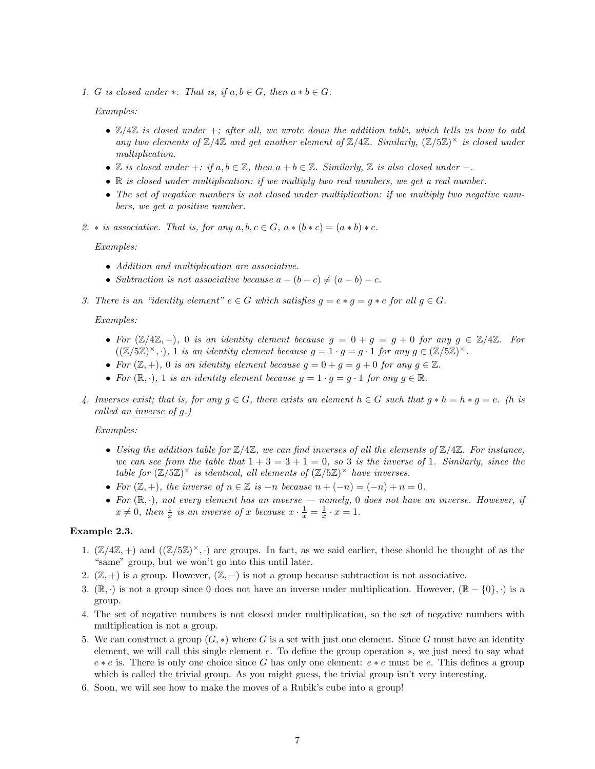1. *$G$ is closed under $*$. That is, if $a, b \in G$, then $a * b \in G$.*

   *Examples:*

   - *$\mathbb{Z}/4\mathbb{Z}$ is closed under $+$; after all, we wrote down the addition table, which tells us how to add any two elements of $\mathbb{Z}/4\mathbb{Z}$ and get another element of $\mathbb{Z}/4\mathbb{Z}$. Similarly, $(\mathbb{Z}/5\mathbb{Z})^\times$ is closed under multiplication.*
   - *$\mathbb{Z}$ is closed under $+$: if $a, b \in \mathbb{Z}$, then $a + b \in \mathbb{Z}$. Similarly, $\mathbb{Z}$ is also closed under $-$.*
   - *$\mathbb{R}$ is closed under multiplication: if we multiply two real numbers, we get a real number.*
   - *The set of negative numbers is not closed under multiplication: if we multiply two negative numbers, we get a positive number.*

2. *$*$ is associative. That is, for any $a, b, c \in G$, $a * (b * c) = (a * b) * c$.*

   *Examples:*

   - *Addition and multiplication are associative.*
   - *Subtraction is not associative because $a - (b - c) \neq (a - b) - c$.*

3. *There is an "identity element" $e \in G$ which satisfies $g = e * g = g * e$ for all $g \in G$.*

   *Examples:*

   - *For $(\mathbb{Z}/4\mathbb{Z}, +)$, $0$ is an identity element because $g = 0 + g = g + 0$ for any $g \in \mathbb{Z}/4\mathbb{Z}$. For $((\mathbb{Z}/5\mathbb{Z})^\times, \cdot)$, $1$ is an identity element because $g = 1 \cdot g = g \cdot 1$ for any $g \in (\mathbb{Z}/5\mathbb{Z})^\times$.*
   - *For $(\mathbb{Z}, +)$, $0$ is an identity element because $g = 0 + g = g + 0$ for any $g \in \mathbb{Z}$.*
   - *For $(\mathbb{R}, \cdot)$, $1$ is an identity element because $g = 1 \cdot g = g \cdot 1$ for any $g \in \mathbb{R}$.*

4. *Inverses exist; that is, for any $g \in G$, there exists an element $h \in G$ such that $g * h = h * g = e$. ($h$ is called an <u>inverse</u> of $g$.)*

   *Examples:*

   - *Using the addition table for $\mathbb{Z}/4\mathbb{Z}$, we can find inverses of all the elements of $\mathbb{Z}/4\mathbb{Z}$. For instance, we can see from the table that $1 + 3 = 3 + 1 = 0$, so $3$ is the inverse of $1$. Similarly, since the table for $(\mathbb{Z}/5\mathbb{Z})^\times$ is identical, all elements of $(\mathbb{Z}/5\mathbb{Z})^\times$ have inverses.*
   - *For $(\mathbb{Z}, +)$, the inverse of $n \in \mathbb{Z}$ is $-n$ because $n + (-n) = (-n) + n = 0$.*
   - *For $(\mathbb{R}, \cdot)$, not every element has an inverse — namely, $0$ does not have an inverse. However, if $x \neq 0$, then $\frac{1}{x}$ is an inverse of $x$ because $x \cdot \frac{1}{x} = \frac{1}{x} \cdot x = 1$.*

**Example 2.3.**

1. $(\mathbb{Z}/4\mathbb{Z}, +)$ and $((\mathbb{Z}/5\mathbb{Z})^\times, \cdot)$ are groups. In fact, as we said earlier, these should be thought of as the "same" group, but we won't go into this until later.
2. $(\mathbb{Z}, +)$ is a group. However, $(\mathbb{Z}, -)$ is not a group because subtraction is not associative.
3. $(\mathbb{R}, \cdot)$ is not a group since $0$ does not have an inverse under multiplication. However, $(\mathbb{R} - \{0\}, \cdot)$ is a group.
4. The set of negative numbers is not closed under multiplication, so the set of negative numbers with multiplication is not a group.
5. We can construct a group $(G, *)$ where $G$ is a set with just one element. Since $G$ must have an identity element, we will call this single element $e$. To define the group operation $*$, we just need to say what $e * e$ is. There is only one choice since $G$ has only one element: $e * e$ must be $e$. This defines a group which is called the <u>trivial group</u>. As you might guess, the trivial group isn't very interesting.
6. Soon, we will see how to make the moves of a Rubik's cube into a group!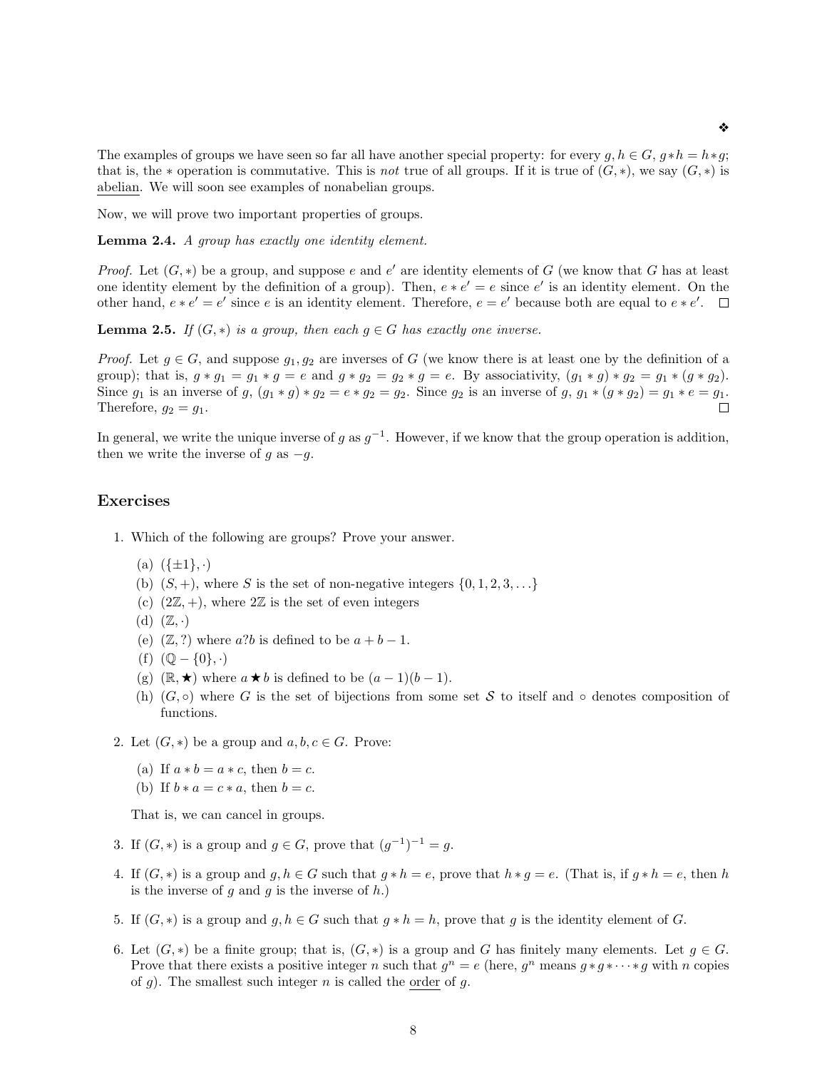❖

The examples of groups we have seen so far all have another special property: for every $g, h \in G$, $g * h = h * g$; that is, the $*$ operation is commutative. This is *not* true of all groups. If it is true of $(G, *)$, we say $(G, *)$ is abelian. We will soon see examples of nonabelian groups.

Now, we will prove two important properties of groups.

**Lemma 2.4.** *A group has exactly one identity element.*

*Proof.* Let $(G, *)$ be a group, and suppose $e$ and $e'$ are identity elements of $G$ (we know that $G$ has at least one identity element by the definition of a group). Then, $e * e' = e$ since $e'$ is an identity element. On the other hand, $e * e' = e'$ since $e$ is an identity element. Therefore, $e = e'$ because both are equal to $e * e'$. □

**Lemma 2.5.** *If $(G, *)$ is a group, then each $g \in G$ has exactly one inverse.*

*Proof.* Let $g \in G$, and suppose $g_1, g_2$ are inverses of $G$ (we know there is at least one by the definition of a group); that is, $g * g_1 = g_1 * g = e$ and $g * g_2 = g_2 * g = e$. By associativity, $(g_1 * g) * g_2 = g_1 * (g * g_2)$. Since $g_1$ is an inverse of $g$, $(g_1 * g) * g_2 = e * g_2 = g_2$. Since $g_2$ is an inverse of $g$, $g_1 * (g * g_2) = g_1 * e = g_1$. Therefore, $g_2 = g_1$. □

In general, we write the unique inverse of $g$ as $g^{-1}$. However, if we know that the group operation is addition, then we write the inverse of $g$ as $-g$.

## Exercises

1. Which of the following are groups? Prove your answer.
   (a) $(\{\pm 1\}, \cdot)$
   (b) $(S, +)$, where $S$ is the set of non-negative integers $\{0, 1, 2, 3, \ldots\}$
   (c) $(2\mathbb{Z}, +)$, where $2\mathbb{Z}$ is the set of even integers
   (d) $(\mathbb{Z}, \cdot)$
   (e) $(\mathbb{Z}, ?)$ where $a?b$ is defined to be $a + b - 1$.
   (f) $(\mathbb{Q} - \{0\}, \cdot)$
   (g) $(\mathbb{R}, \bigstar)$ where $a \bigstar b$ is defined to be $(a - 1)(b - 1)$.
   (h) $(G, \circ)$ where $G$ is the set of bijections from some set $\mathcal{S}$ to itself and $\circ$ denotes composition of functions.

2. Let $(G, *)$ be a group and $a, b, c \in G$. Prove:
   (a) If $a * b = a * c$, then $b = c$.
   (b) If $b * a = c * a$, then $b = c$.

   That is, we can cancel in groups.

3. If $(G, *)$ is a group and $g \in G$, prove that $(g^{-1})^{-1} = g$.

4. If $(G, *)$ is a group and $g, h \in G$ such that $g * h = e$, prove that $h * g = e$. (That is, if $g * h = e$, then $h$ is the inverse of $g$ and $g$ is the inverse of $h$.)

5. If $(G, *)$ is a group and $g, h \in G$ such that $g * h = h$, prove that $g$ is the identity element of $G$.

6. Let $(G, *)$ be a finite group; that is, $(G, *)$ is a group and $G$ has finitely many elements. Let $g \in G$. Prove that there exists a positive integer $n$ such that $g^n = e$ (here, $g^n$ means $g * g * \cdots * g$ with $n$ copies of $g$). The smallest such integer $n$ is called the order of $g$.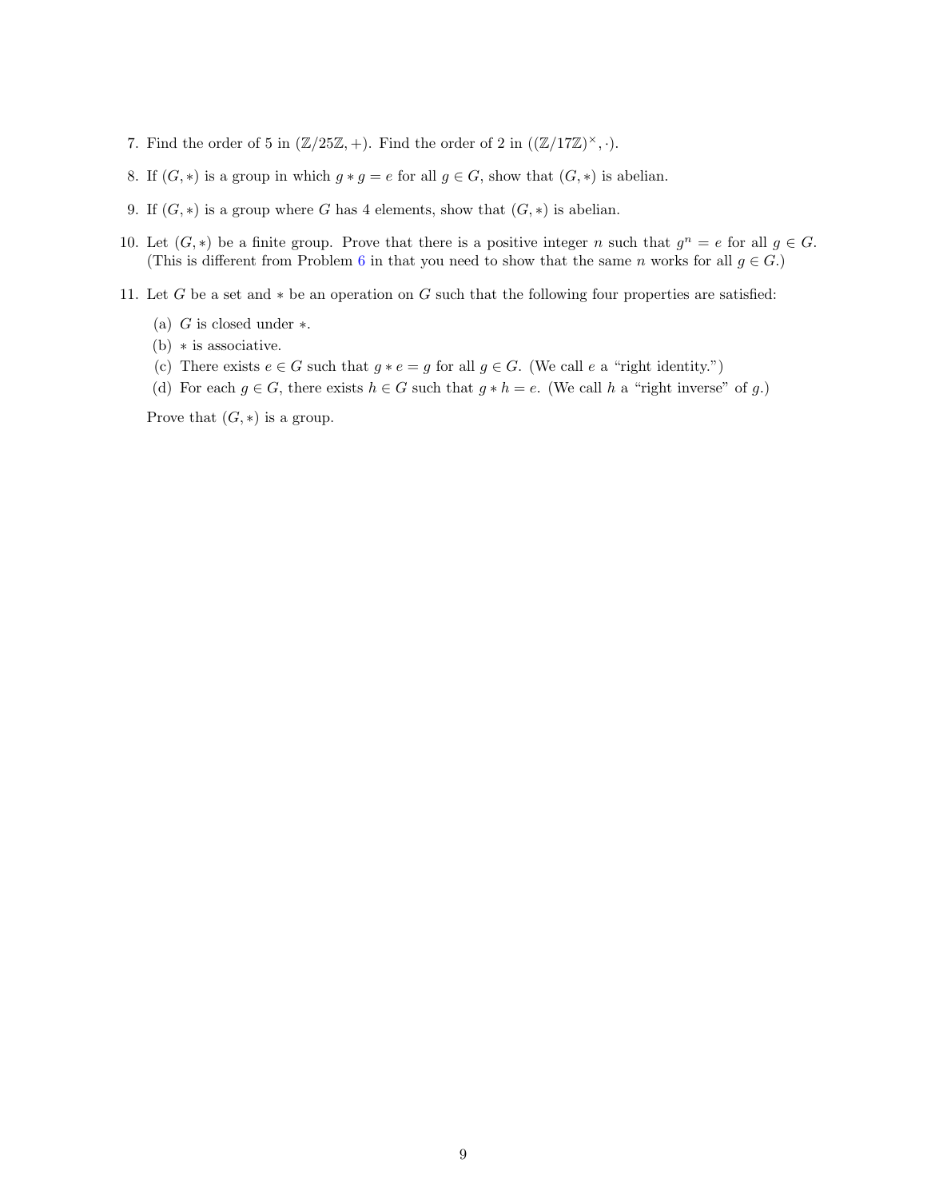7. Find the order of 5 in $(\mathbb{Z}/25\mathbb{Z}, +)$. Find the order of 2 in $((\mathbb{Z}/17\mathbb{Z})^{\times}, \cdot)$.

8. If $(G, *)$ is a group in which $g * g = e$ for all $g \in G$, show that $(G, *)$ is abelian.

9. If $(G, *)$ is a group where $G$ has 4 elements, show that $(G, *)$ is abelian.

10. Let $(G, *)$ be a finite group. Prove that there is a positive integer $n$ such that $g^n = e$ for all $g \in G$. (This is different from Problem 6 in that you need to show that the same $n$ works for all $g \in G$.)

11. Let $G$ be a set and $*$ be an operation on $G$ such that the following four properties are satisfied:

    (a) $G$ is closed under $*$.

    (b) $*$ is associative.

    (c) There exists $e \in G$ such that $g * e = g$ for all $g \in G$. (We call $e$ a "right identity.")

    (d) For each $g \in G$, there exists $h \in G$ such that $g * h = e$. (We call $h$ a "right inverse" of $g$.)

    Prove that $(G, *)$ is a group.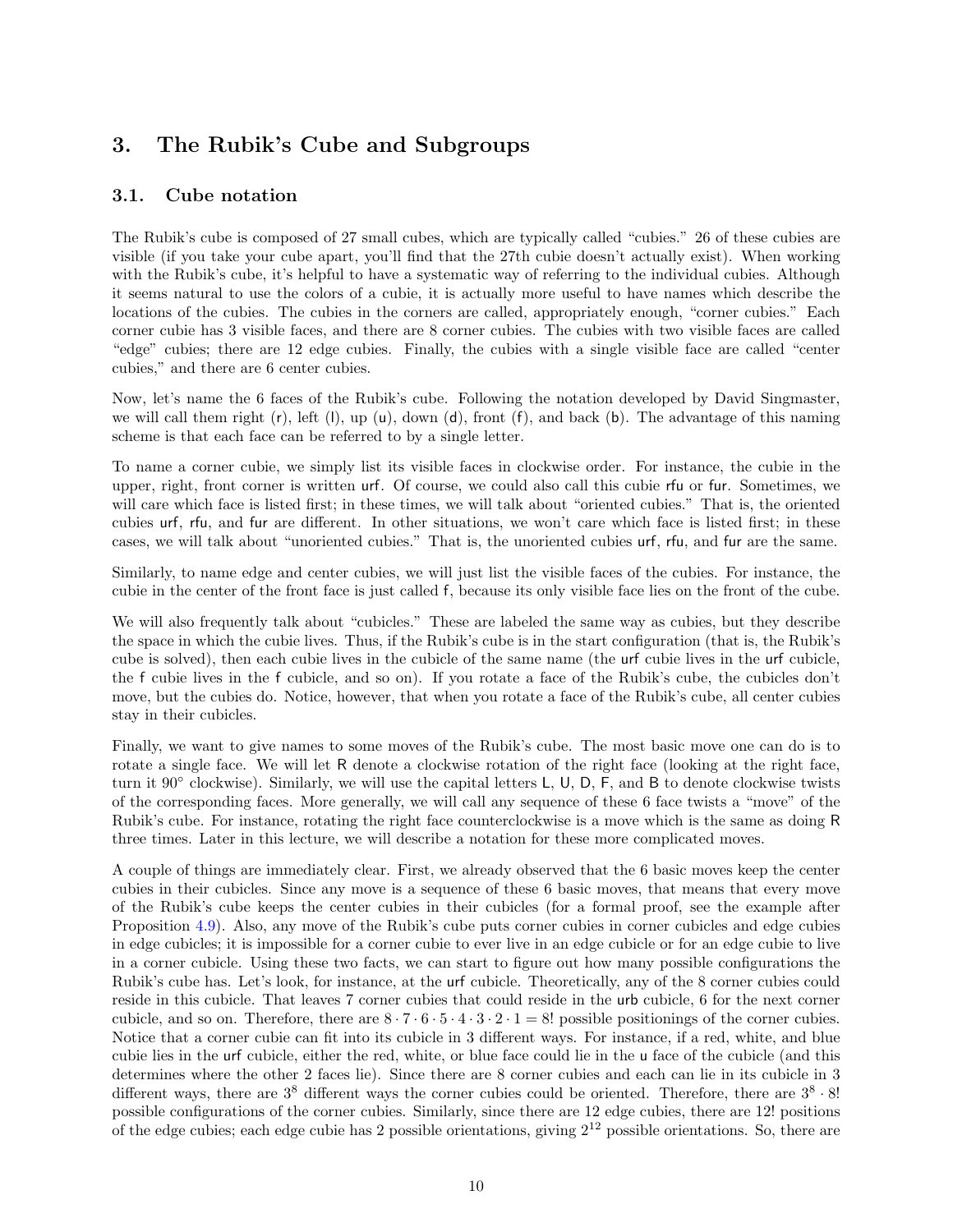## 3. The Rubik's Cube and Subgroups

### 3.1. Cube notation

The Rubik's cube is composed of 27 small cubes, which are typically called "cubies." 26 of these cubies are visible (if you take your cube apart, you'll find that the 27th cubie doesn't actually exist). When working with the Rubik's cube, it's helpful to have a systematic way of referring to the individual cubies. Although it seems natural to use the colors of a cubie, it is actually more useful to have names which describe the locations of the cubies. The cubies in the corners are called, appropriately enough, "corner cubies." Each corner cubie has 3 visible faces, and there are 8 corner cubies. The cubies with two visible faces are called "edge" cubies; there are 12 edge cubies. Finally, the cubies with a single visible face are called "center cubies," and there are 6 center cubies.

Now, let's name the 6 faces of the Rubik's cube. Following the notation developed by David Singmaster, we will call them right (r), left (l), up (u), down (d), front (f), and back (b). The advantage of this naming scheme is that each face can be referred to by a single letter.

To name a corner cubie, we simply list its visible faces in clockwise order. For instance, the cubie in the upper, right, front corner is written urf. Of course, we could also call this cubie rfu or fur. Sometimes, we will care which face is listed first; in these times, we will talk about "oriented cubies." That is, the oriented cubies urf, rfu, and fur are different. In other situations, we won't care which face is listed first; in these cases, we will talk about "unoriented cubies." That is, the unoriented cubies urf, rfu, and fur are the same.

Similarly, to name edge and center cubies, we will just list the visible faces of the cubies. For instance, the cubie in the center of the front face is just called f, because its only visible face lies on the front of the cube.

We will also frequently talk about "cubicles." These are labeled the same way as cubies, but they describe the space in which the cubie lives. Thus, if the Rubik's cube is in the start configuration (that is, the Rubik's cube is solved), then each cubie lives in the cubicle of the same name (the urf cubie lives in the urf cubicle, the f cubie lives in the f cubicle, and so on). If you rotate a face of the Rubik's cube, the cubicles don't move, but the cubies do. Notice, however, that when you rotate a face of the Rubik's cube, all center cubies stay in their cubicles.

Finally, we want to give names to some moves of the Rubik's cube. The most basic move one can do is to rotate a single face. We will let R denote a clockwise rotation of the right face (looking at the right face, turn it 90° clockwise). Similarly, we will use the capital letters L, U, D, F, and B to denote clockwise twists of the corresponding faces. More generally, we will call any sequence of these 6 face twists a "move" of the Rubik's cube. For instance, rotating the right face counterclockwise is a move which is the same as doing R three times. Later in this lecture, we will describe a notation for these more complicated moves.

A couple of things are immediately clear. First, we already observed that the 6 basic moves keep the center cubies in their cubicles. Since any move is a sequence of these 6 basic moves, that means that every move of the Rubik's cube keeps the center cubies in their cubicles (for a formal proof, see the example after Proposition 4.9). Also, any move of the Rubik's cube puts corner cubies in corner cubicles and edge cubies in edge cubicles; it is impossible for a corner cubie to ever live in an edge cubicle or for an edge cubie to live in a corner cubicle. Using these two facts, we can start to figure out how many possible configurations the Rubik's cube has. Let's look, for instance, at the urf cubicle. Theoretically, any of the 8 corner cubies could reside in this cubicle. That leaves 7 corner cubies that could reside in the urb cubicle, 6 for the next corner cubicle, and so on. Therefore, there are $8 \cdot 7 \cdot 6 \cdot 5 \cdot 4 \cdot 3 \cdot 2 \cdot 1 = 8!$ possible positionings of the corner cubies. Notice that a corner cubie can fit into its cubicle in 3 different ways. For instance, if a red, white, and blue cubie lies in the urf cubicle, either the red, white, or blue face could lie in the u face of the cubicle (and this determines where the other 2 faces lie). Since there are 8 corner cubies and each can lie in its cubicle in 3 different ways, there are $3^8$ different ways the corner cubies could be oriented. Therefore, there are $3^8 \cdot 8!$ possible configurations of the corner cubies. Similarly, since there are 12 edge cubies, there are 12! positions of the edge cubies; each edge cubie has 2 possible orientations, giving $2^{12}$ possible orientations. So, there are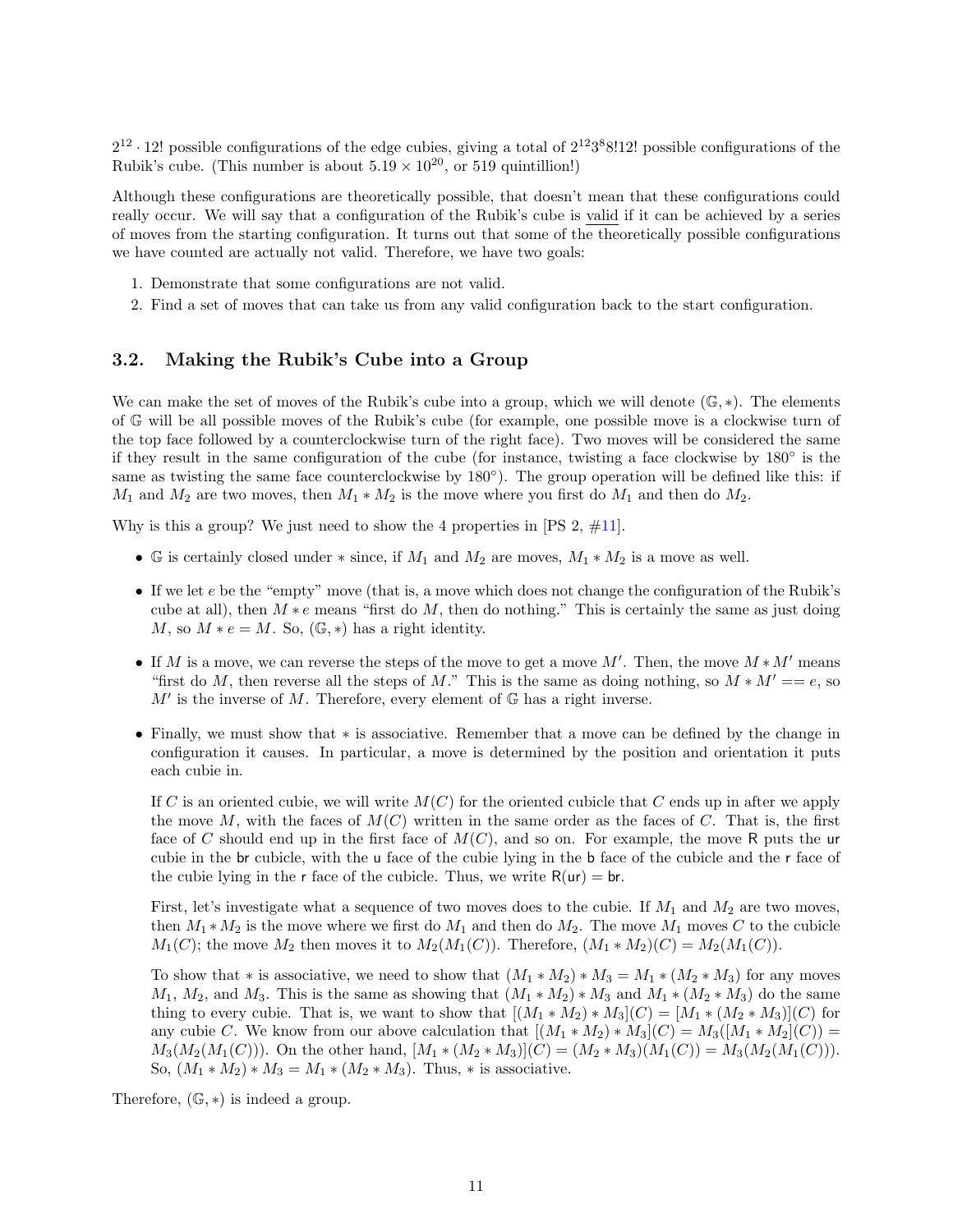$2^{12} \cdot 12!$ possible configurations of the edge cubies, giving a total of $2^{12}3^8 8!12!$ possible configurations of the Rubik's cube. (This number is about $5.19 \times 10^{20}$, or 519 quintillion!)

Although these configurations are theoretically possible, that doesn't mean that these configurations could really occur. We will say that a configuration of the Rubik's cube is valid if it can be achieved by a series of moves from the starting configuration. It turns out that some of the theoretically possible configurations we have counted are actually not valid. Therefore, we have two goals:

1. Demonstrate that some configurations are not valid.
2. Find a set of moves that can take us from any valid configuration back to the start configuration.

### 3.2. Making the Rubik's Cube into a Group

We can make the set of moves of the Rubik's cube into a group, which we will denote $(\mathbb{G}, *)$. The elements of $\mathbb{G}$ will be all possible moves of the Rubik's cube (for example, one possible move is a clockwise turn of the top face followed by a counterclockwise turn of the right face). Two moves will be considered the same if they result in the same configuration of the cube (for instance, twisting a face clockwise by 180° is the same as twisting the same face counterclockwise by 180°). The group operation will be defined like this: if $M_1$ and $M_2$ are two moves, then $M_1 * M_2$ is the move where you first do $M_1$ and then do $M_2$.

Why is this a group? We just need to show the 4 properties in [PS 2, #11].

- $\mathbb{G}$ is certainly closed under $*$ since, if $M_1$ and $M_2$ are moves, $M_1 * M_2$ is a move as well.

- If we let $e$ be the "empty" move (that is, a move which does not change the configuration of the Rubik's cube at all), then $M * e$ means "first do $M$, then do nothing." This is certainly the same as just doing $M$, so $M * e = M$. So, $(\mathbb{G}, *)$ has a right identity.

- If $M$ is a move, we can reverse the steps of the move to get a move $M'$. Then, the move $M * M'$ means "first do $M$, then reverse all the steps of $M$." This is the same as doing nothing, so $M * M' == e$, so $M'$ is the inverse of $M$. Therefore, every element of $\mathbb{G}$ has a right inverse.

- Finally, we must show that $*$ is associative. Remember that a move can be defined by the change in configuration it causes. In particular, a move is determined by the position and orientation it puts each cubie in.

  If $C$ is an oriented cubie, we will write $M(C)$ for the oriented cubicle that $C$ ends up in after we apply the move $M$, with the faces of $M(C)$ written in the same order as the faces of $C$. That is, the first face of $C$ should end up in the first face of $M(C)$, and so on. For example, the move R puts the ur cubie in the br cubicle, with the u face of the cubie lying in the b face of the cubicle and the r face of the cubie lying in the r face of the cubicle. Thus, we write $\mathsf{R}(\mathsf{ur}) = \mathsf{br}$.

  First, let's investigate what a sequence of two moves does to the cubie. If $M_1$ and $M_2$ are two moves, then $M_1 * M_2$ is the move where we first do $M_1$ and then do $M_2$. The move $M_1$ moves $C$ to the cubicle $M_1(C)$; the move $M_2$ then moves it to $M_2(M_1(C))$. Therefore, $(M_1 * M_2)(C) = M_2(M_1(C))$.

  To show that $*$ is associative, we need to show that $(M_1 * M_2) * M_3 = M_1 * (M_2 * M_3)$ for any moves $M_1$, $M_2$, and $M_3$. This is the same as showing that $(M_1 * M_2) * M_3$ and $M_1 * (M_2 * M_3)$ do the same thing to every cubie. That is, we want to show that $[(M_1 * M_2) * M_3](C) = [M_1 * (M_2 * M_3)](C)$ for any cubie $C$. We know from our above calculation that $[(M_1 * M_2) * M_3](C) = M_3([M_1 * M_2](C)) = M_3(M_2(M_1(C)))$. On the other hand, $[M_1 * (M_2 * M_3)](C) = (M_2 * M_3)(M_1(C)) = M_3(M_2(M_1(C)))$. So, $(M_1 * M_2) * M_3 = M_1 * (M_2 * M_3)$. Thus, $*$ is associative.

Therefore, $(\mathbb{G}, *)$ is indeed a group.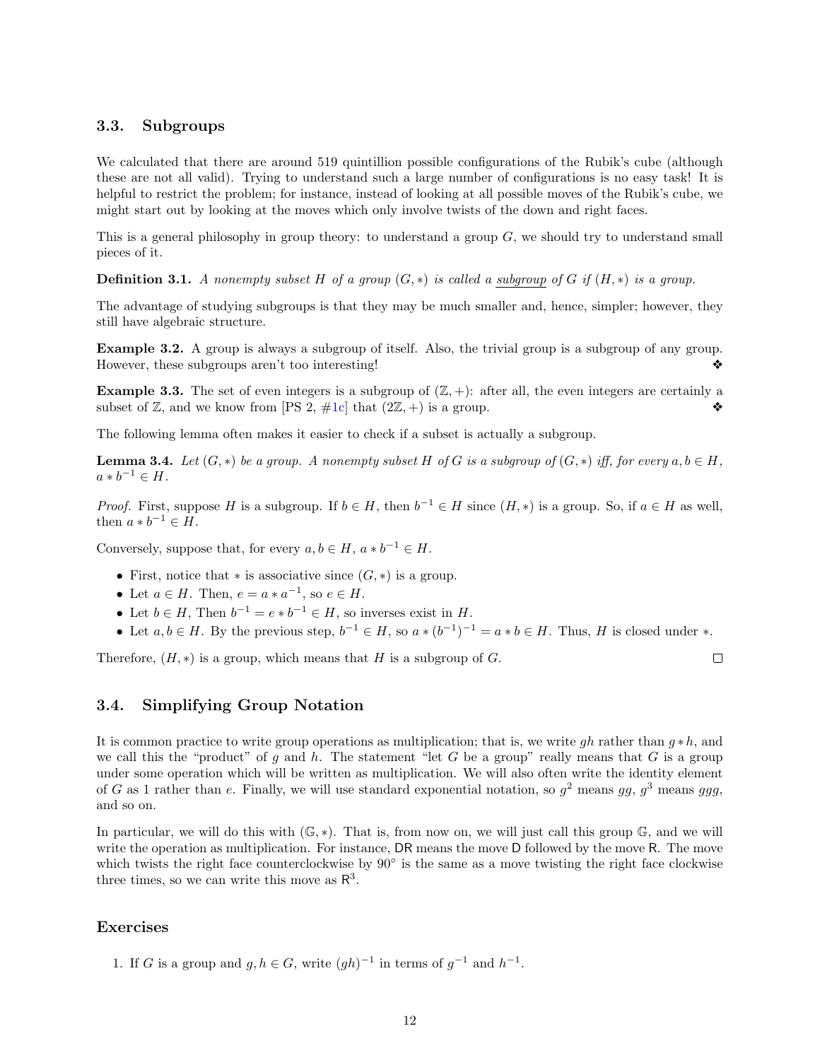## 3.3. Subgroups

We calculated that there are around 519 quintillion possible configurations of the Rubik's cube (although these are not all valid). Trying to understand such a large number of configurations is no easy task! It is helpful to restrict the problem; for instance, instead of looking at all possible moves of the Rubik's cube, we might start out by looking at the moves which only involve twists of the down and right faces.

This is a general philosophy in group theory: to understand a group $G$, we should try to understand small pieces of it.

**Definition 3.1.** *A nonempty subset $H$ of a group $(G, *)$ is called a* <u>*subgroup*</u> *of $G$ if $(H, *)$ is a group.*

The advantage of studying subgroups is that they may be much smaller and, hence, simpler; however, they still have algebraic structure.

**Example 3.2.** A group is always a subgroup of itself. Also, the trivial group is a subgroup of any group. However, these subgroups aren't too interesting! ❖

**Example 3.3.** The set of even integers is a subgroup of $(\mathbb{Z}, +)$: after all, the even integers are certainly a subset of $\mathbb{Z}$, and we know from [PS 2, #1c] that $(2\mathbb{Z}, +)$ is a group. ❖

The following lemma often makes it easier to check if a subset is actually a subgroup.

**Lemma 3.4.** *Let $(G, *)$ be a group. A nonempty subset $H$ of $G$ is a subgroup of $(G, *)$ iff, for every $a, b \in H$, $a * b^{-1} \in H$.*

*Proof.* First, suppose $H$ is a subgroup. If $b \in H$, then $b^{-1} \in H$ since $(H, *)$ is a group. So, if $a \in H$ as well, then $a * b^{-1} \in H$.

Conversely, suppose that, for every $a, b \in H$, $a * b^{-1} \in H$.

- First, notice that $*$ is associative since $(G, *)$ is a group.
- Let $a \in H$. Then, $e = a * a^{-1}$, so $e \in H$.
- Let $b \in H$, Then $b^{-1} = e * b^{-1} \in H$, so inverses exist in $H$.
- Let $a, b \in H$. By the previous step, $b^{-1} \in H$, so $a * (b^{-1})^{-1} = a * b \in H$. Thus, $H$ is closed under $*$.

Therefore, $(H, *)$ is a group, which means that $H$ is a subgroup of $G$. □

## 3.4. Simplifying Group Notation

It is common practice to write group operations as multiplication; that is, we write $gh$ rather than $g * h$, and we call this the "product" of $g$ and $h$. The statement "let $G$ be a group" really means that $G$ is a group under some operation which will be written as multiplication. We will also often write the identity element of $G$ as 1 rather than $e$. Finally, we will use standard exponential notation, so $g^2$ means $gg$, $g^3$ means $ggg$, and so on.

In particular, we will do this with $(\mathbb{G}, *)$. That is, from now on, we will just call this group $\mathbb{G}$, and we will write the operation as multiplication. For instance, DR means the move D followed by the move R. The move which twists the right face counterclockwise by 90° is the same as a move twisting the right face clockwise three times, so we can write this move as $\mathsf{R}^3$.

### Exercises

1. If $G$ is a group and $g, h \in G$, write $(gh)^{-1}$ in terms of $g^{-1}$ and $h^{-1}$.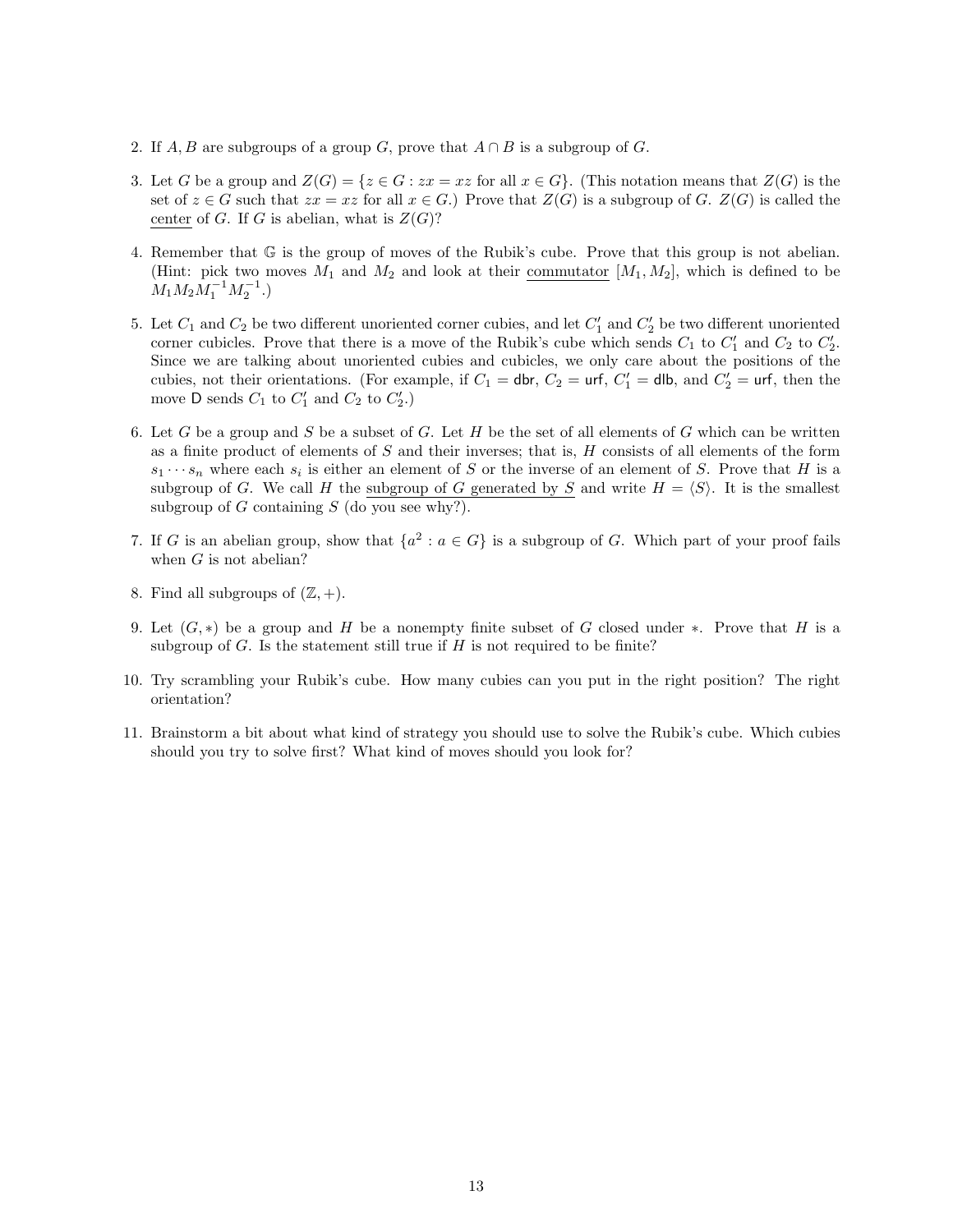2. If $A, B$ are subgroups of a group $G$, prove that $A \cap B$ is a subgroup of $G$.

3. Let $G$ be a group and $Z(G) = \{z \in G : zx = xz \text{ for all } x \in G\}$. (This notation means that $Z(G)$ is the set of $z \in G$ such that $zx = xz$ for all $x \in G$.) Prove that $Z(G)$ is a subgroup of $G$. $Z(G)$ is called the <u>center</u> of $G$. If $G$ is abelian, what is $Z(G)$?

4. Remember that $\mathbb{G}$ is the group of moves of the Rubik's cube. Prove that this group is not abelian. (Hint: pick two moves $M_1$ and $M_2$ and look at their <u>commutator</u> $[M_1, M_2]$, which is defined to be $M_1 M_2 M_1^{-1} M_2^{-1}$.)

5. Let $C_1$ and $C_2$ be two different unoriented corner cubies, and let $C_1'$ and $C_2'$ be two different unoriented corner cubicles. Prove that there is a move of the Rubik's cube which sends $C_1$ to $C_1'$ and $C_2$ to $C_2'$. Since we are talking about unoriented cubies and cubicles, we only care about the positions of the cubies, not their orientations. (For example, if $C_1 = \mathsf{dbr}$, $C_2 = \mathsf{urf}$, $C_1' = \mathsf{dlb}$, and $C_2' = \mathsf{urf}$, then the move $\mathsf{D}$ sends $C_1$ to $C_1'$ and $C_2$ to $C_2'$.)

6. Let $G$ be a group and $S$ be a subset of $G$. Let $H$ be the set of all elements of $G$ which can be written as a finite product of elements of $S$ and their inverses; that is, $H$ consists of all elements of the form $s_1 \cdots s_n$ where each $s_i$ is either an element of $S$ or the inverse of an element of $S$. Prove that $H$ is a subgroup of $G$. We call $H$ the <u>subgroup of $G$ generated by $S$</u> and write $H = \langle S \rangle$. It is the smallest subgroup of $G$ containing $S$ (do you see why?).

7. If $G$ is an abelian group, show that $\{a^2 : a \in G\}$ is a subgroup of $G$. Which part of your proof fails when $G$ is not abelian?

8. Find all subgroups of $(\mathbb{Z}, +)$.

9. Let $(G, *)$ be a group and $H$ be a nonempty finite subset of $G$ closed under $*$. Prove that $H$ is a subgroup of $G$. Is the statement still true if $H$ is not required to be finite?

10. Try scrambling your Rubik's cube. How many cubies can you put in the right position? The right orientation?

11. Brainstorm a bit about what kind of strategy you should use to solve the Rubik's cube. Which cubies should you try to solve first? What kind of moves should you look for?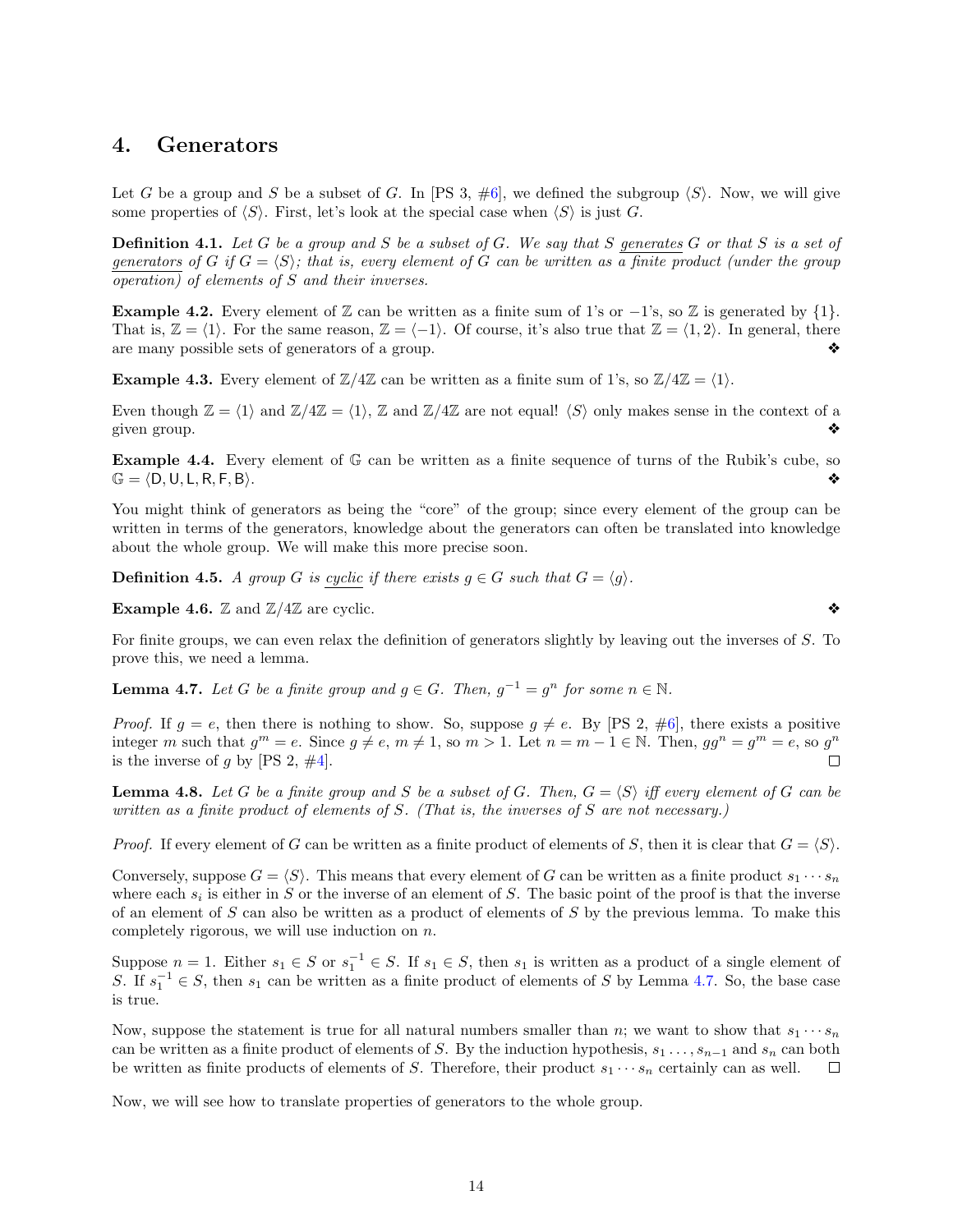## 4. Generators

Let $G$ be a group and $S$ be a subset of $G$. In [PS 3, #6], we defined the subgroup $\langle S \rangle$. Now, we will give some properties of $\langle S \rangle$. First, let's look at the special case when $\langle S \rangle$ is just $G$.

**Definition 4.1.** *Let $G$ be a group and $S$ be a subset of $G$. We say that $S$ generates $G$ or that $S$ is a set of generators of $G$ if $G = \langle S \rangle$; that is, every element of $G$ can be written as a finite product (under the group operation) of elements of $S$ and their inverses.*

**Example 4.2.** Every element of $\mathbb{Z}$ can be written as a finite sum of 1's or $-1$'s, so $\mathbb{Z}$ is generated by $\{1\}$. That is, $\mathbb{Z} = \langle 1 \rangle$. For the same reason, $\mathbb{Z} = \langle -1 \rangle$. Of course, it's also true that $\mathbb{Z} = \langle 1, 2 \rangle$. In general, there are many possible sets of generators of a group. ❖

**Example 4.3.** Every element of $\mathbb{Z}/4\mathbb{Z}$ can be written as a finite sum of 1's, so $\mathbb{Z}/4\mathbb{Z} = \langle 1 \rangle$.

Even though $\mathbb{Z} = \langle 1 \rangle$ and $\mathbb{Z}/4\mathbb{Z} = \langle 1 \rangle$, $\mathbb{Z}$ and $\mathbb{Z}/4\mathbb{Z}$ are not equal! $\langle S \rangle$ only makes sense in the context of a given group. ❖

**Example 4.4.** Every element of $\mathbb{G}$ can be written as a finite sequence of turns of the Rubik's cube, so $\mathbb{G} = \langle \mathsf{D}, \mathsf{U}, \mathsf{L}, \mathsf{R}, \mathsf{F}, \mathsf{B} \rangle$. ❖

You might think of generators as being the "core" of the group; since every element of the group can be written in terms of the generators, knowledge about the generators can often be translated into knowledge about the whole group. We will make this more precise soon.

**Definition 4.5.** *A group $G$ is cyclic if there exists $g \in G$ such that $G = \langle g \rangle$.*

**Example 4.6.** $\mathbb{Z}$ and $\mathbb{Z}/4\mathbb{Z}$ are cyclic. ❖

For finite groups, we can even relax the definition of generators slightly by leaving out the inverses of $S$. To prove this, we need a lemma.

**Lemma 4.7.** *Let $G$ be a finite group and $g \in G$. Then, $g^{-1} = g^n$ for some $n \in \mathbb{N}$.*

*Proof.* If $g = e$, then there is nothing to show. So, suppose $g \neq e$. By [PS 2, #6], there exists a positive integer $m$ such that $g^m = e$. Since $g \neq e$, $m \neq 1$, so $m > 1$. Let $n = m - 1 \in \mathbb{N}$. Then, $gg^n = g^m = e$, so $g^n$ is the inverse of $g$ by [PS 2, #4]. □

**Lemma 4.8.** *Let $G$ be a finite group and $S$ be a subset of $G$. Then, $G = \langle S \rangle$ iff every element of $G$ can be written as a finite product of elements of $S$. (That is, the inverses of $S$ are not necessary.)*

*Proof.* If every element of $G$ can be written as a finite product of elements of $S$, then it is clear that $G = \langle S \rangle$.

Conversely, suppose $G = \langle S \rangle$. This means that every element of $G$ can be written as a finite product $s_1 \cdots s_n$ where each $s_i$ is either in $S$ or the inverse of an element of $S$. The basic point of the proof is that the inverse of an element of $S$ can also be written as a product of elements of $S$ by the previous lemma. To make this completely rigorous, we will use induction on $n$.

Suppose $n = 1$. Either $s_1 \in S$ or $s_1^{-1} \in S$. If $s_1 \in S$, then $s_1$ is written as a product of a single element of $S$. If $s_1^{-1} \in S$, then $s_1$ can be written as a finite product of elements of $S$ by Lemma 4.7. So, the base case is true.

Now, suppose the statement is true for all natural numbers smaller than $n$; we want to show that $s_1 \cdots s_n$ can be written as a finite product of elements of $S$. By the induction hypothesis, $s_1 \ldots, s_{n-1}$ and $s_n$ can both be written as finite products of elements of $S$. Therefore, their product $s_1 \cdots s_n$ certainly can as well. □

Now, we will see how to translate properties of generators to the whole group.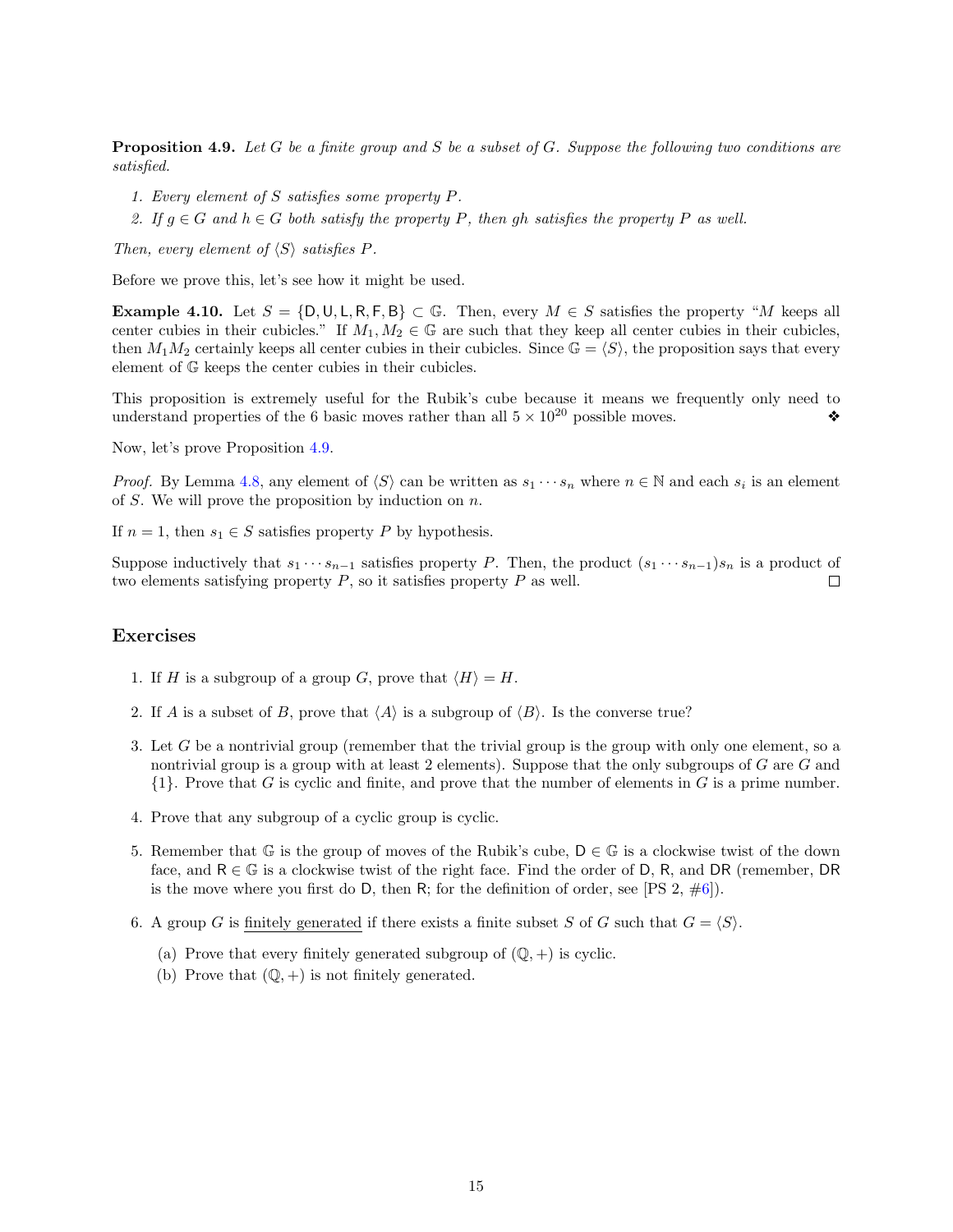**Proposition 4.9.** *Let $G$ be a finite group and $S$ be a subset of $G$. Suppose the following two conditions are satisfied.*

1. *Every element of $S$ satisfies some property $P$.*
2. *If $g \in G$ and $h \in G$ both satisfy the property $P$, then $gh$ satisfies the property $P$ as well.*

*Then, every element of $\langle S \rangle$ satisfies $P$.*

Before we prove this, let's see how it might be used.

**Example 4.10.** Let $S = \{\mathsf{D}, \mathsf{U}, \mathsf{L}, \mathsf{R}, \mathsf{F}, \mathsf{B}\} \subset \mathbb{G}$. Then, every $M \in S$ satisfies the property "$M$ keeps all center cubies in their cubicles." If $M_1, M_2 \in \mathbb{G}$ are such that they keep all center cubies in their cubicles, then $M_1 M_2$ certainly keeps all center cubies in their cubicles. Since $\mathbb{G} = \langle S \rangle$, the proposition says that every element of $\mathbb{G}$ keeps the center cubies in their cubicles.

This proposition is extremely useful for the Rubik's cube because it means we frequently only need to understand properties of the 6 basic moves rather than all $5 \times 10^{20}$ possible moves. ❖

Now, let's prove Proposition 4.9.

*Proof.* By Lemma 4.8, any element of $\langle S \rangle$ can be written as $s_1 \cdots s_n$ where $n \in \mathbb{N}$ and each $s_i$ is an element of $S$. We will prove the proposition by induction on $n$.

If $n = 1$, then $s_1 \in S$ satisfies property $P$ by hypothesis.

Suppose inductively that $s_1 \cdots s_{n-1}$ satisfies property $P$. Then, the product $(s_1 \cdots s_{n-1})s_n$ is a product of two elements satisfying property $P$, so it satisfies property $P$ as well. ☐

## Exercises

1. If $H$ is a subgroup of a group $G$, prove that $\langle H \rangle = H$.

2. If $A$ is a subset of $B$, prove that $\langle A \rangle$ is a subgroup of $\langle B \rangle$. Is the converse true?

3. Let $G$ be a nontrivial group (remember that the trivial group is the group with only one element, so a nontrivial group is a group with at least 2 elements). Suppose that the only subgroups of $G$ are $G$ and $\{1\}$. Prove that $G$ is cyclic and finite, and prove that the number of elements in $G$ is a prime number.

4. Prove that any subgroup of a cyclic group is cyclic.

5. Remember that $\mathbb{G}$ is the group of moves of the Rubik's cube, $\mathsf{D} \in \mathbb{G}$ is a clockwise twist of the down face, and $\mathsf{R} \in \mathbb{G}$ is a clockwise twist of the right face. Find the order of $\mathsf{D}$, $\mathsf{R}$, and $\mathsf{DR}$ (remember, $\mathsf{DR}$ is the move where you first do $\mathsf{D}$, then $\mathsf{R}$; for the definition of order, see [PS 2, #6]).

6. A group $G$ is finitely generated if there exists a finite subset $S$ of $G$ such that $G = \langle S \rangle$.
   
   (a) Prove that every finitely generated subgroup of $(\mathbb{Q}, +)$ is cyclic.
   
   (b) Prove that $(\mathbb{Q}, +)$ is not finitely generated.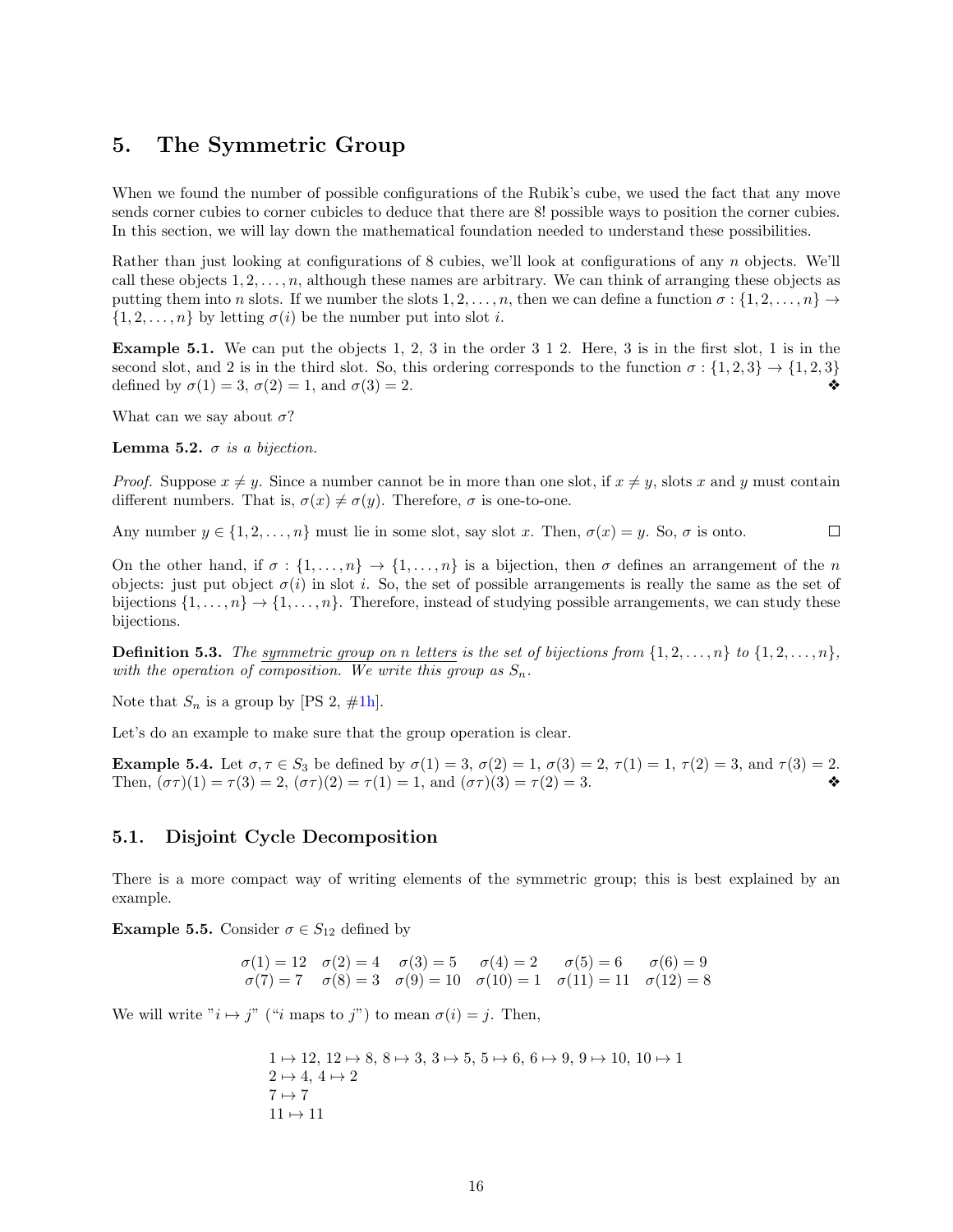# 5. The Symmetric Group

When we found the number of possible configurations of the Rubik's cube, we used the fact that any move sends corner cubies to corner cubicles to deduce that there are 8! possible ways to position the corner cubies. In this section, we will lay down the mathematical foundation needed to understand these possibilities.

Rather than just looking at configurations of 8 cubies, we'll look at configurations of any $n$ objects. We'll call these objects $1, 2, \ldots, n$, although these names are arbitrary. We can think of arranging these objects as putting them into $n$ slots. If we number the slots $1, 2, \ldots, n$, then we can define a function $\sigma : \{1, 2, \ldots, n\} \to \{1, 2, \ldots, n\}$ by letting $\sigma(i)$ be the number put into slot $i$.

**Example 5.1.** We can put the objects 1, 2, 3 in the order 3 1 2. Here, 3 is in the first slot, 1 is in the second slot, and 2 is in the third slot. So, this ordering corresponds to the function $\sigma : \{1, 2, 3\} \to \{1, 2, 3\}$ defined by $\sigma(1) = 3$, $\sigma(2) = 1$, and $\sigma(3) = 2$. ❖

What can we say about $\sigma$?

**Lemma 5.2.** *$\sigma$ is a bijection.*

*Proof.* Suppose $x \neq y$. Since a number cannot be in more than one slot, if $x \neq y$, slots $x$ and $y$ must contain different numbers. That is, $\sigma(x) \neq \sigma(y)$. Therefore, $\sigma$ is one-to-one.

Any number $y \in \{1, 2, \ldots, n\}$ must lie in some slot, say slot $x$. Then, $\sigma(x) = y$. So, $\sigma$ is onto. □

On the other hand, if $\sigma : \{1, \ldots, n\} \to \{1, \ldots, n\}$ is a bijection, then $\sigma$ defines an arrangement of the $n$ objects: just put object $\sigma(i)$ in slot $i$. So, the set of possible arrangements is really the same as the set of bijections $\{1, \ldots, n\} \to \{1, \ldots, n\}$. Therefore, instead of studying possible arrangements, we can study these bijections.

**Definition 5.3.** *The symmetric group on n letters is the set of bijections from $\{1, 2, \ldots, n\}$ to $\{1, 2, \ldots, n\}$, with the operation of composition. We write this group as $S_n$.*

Note that $S_n$ is a group by [PS 2, #1h].

Let's do an example to make sure that the group operation is clear.

**Example 5.4.** Let $\sigma, \tau \in S_3$ be defined by $\sigma(1) = 3$, $\sigma(2) = 1$, $\sigma(3) = 2$, $\tau(1) = 1$, $\tau(2) = 3$, and $\tau(3) = 2$. Then, $(\sigma\tau)(1) = \tau(3) = 2$, $(\sigma\tau)(2) = \tau(1) = 1$, and $(\sigma\tau)(3) = \tau(2) = 3$. ❖

## 5.1. Disjoint Cycle Decomposition

There is a more compact way of writing elements of the symmetric group; this is best explained by an example.

**Example 5.5.** Consider $\sigma \in S_{12}$ defined by

$$\begin{array}{cccccc} \sigma(1) = 12 & \sigma(2) = 4 & \sigma(3) = 5 & \sigma(4) = 2 & \sigma(5) = 6 & \sigma(6) = 9 \\ \sigma(7) = 7 & \sigma(8) = 3 & \sigma(9) = 10 & \sigma(10) = 1 & \sigma(11) = 11 & \sigma(12) = 8 \end{array}$$

We will write "$i \mapsto j$" ("$i$ maps to $j$") to mean $\sigma(i) = j$. Then,

$$\begin{array}{l} 1 \mapsto 12,\ 12 \mapsto 8,\ 8 \mapsto 3,\ 3 \mapsto 5,\ 5 \mapsto 6,\ 6 \mapsto 9,\ 9 \mapsto 10,\ 10 \mapsto 1 \\ 2 \mapsto 4,\ 4 \mapsto 2 \\ 7 \mapsto 7 \\ 11 \mapsto 11 \end{array}$$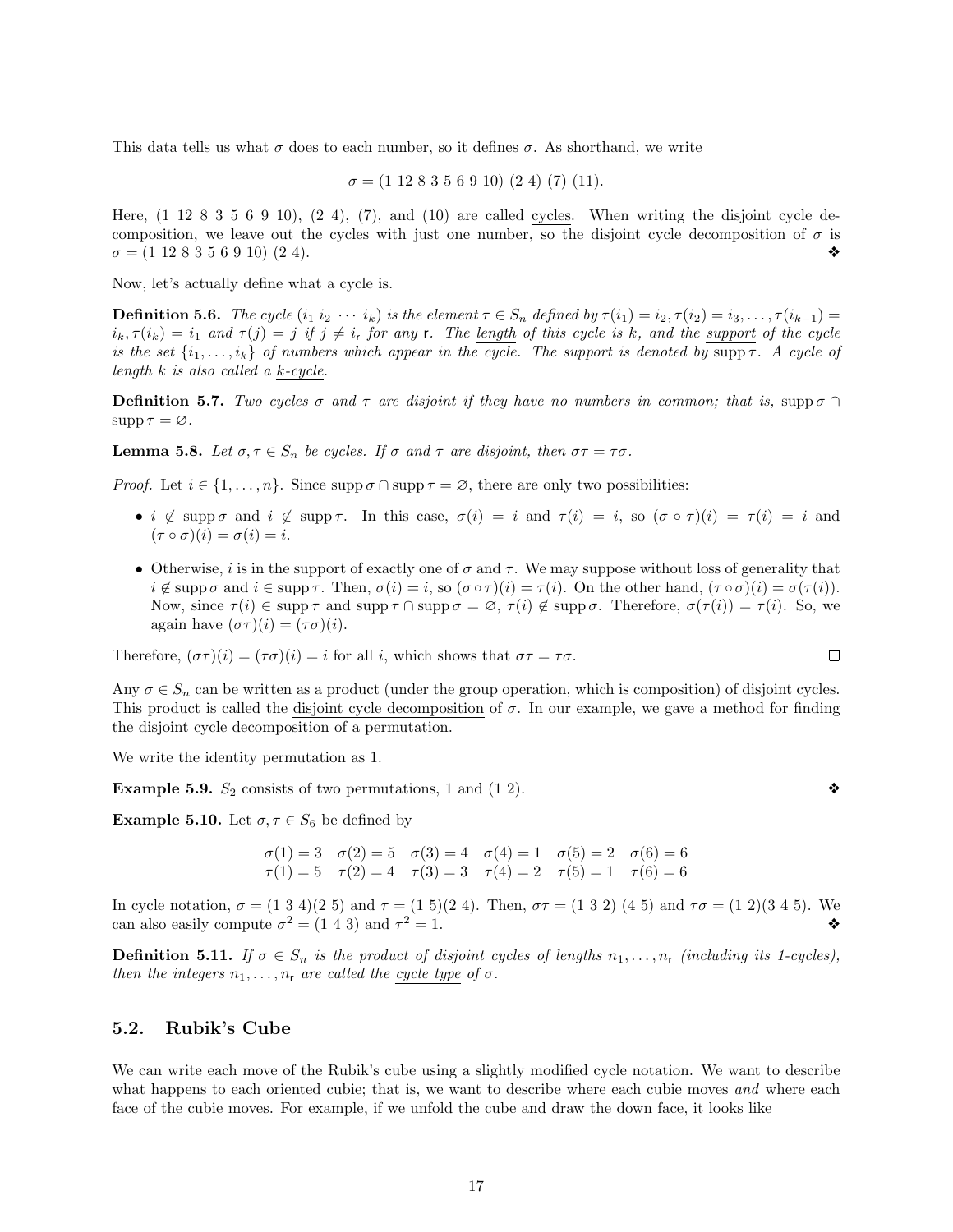This data tells us what $\sigma$ does to each number, so it defines $\sigma$. As shorthand, we write

$$\sigma = (1\ 12\ 8\ 3\ 5\ 6\ 9\ 10)\ (2\ 4)\ (7)\ (11).$$

Here, $(1\ 12\ 8\ 3\ 5\ 6\ 9\ 10)$, $(2\ 4)$, $(7)$, and $(10)$ are called <u>cycles</u>. When writing the disjoint cycle decomposition, we leave out the cycles with just one number, so the disjoint cycle decomposition of $\sigma$ is $\sigma = (1\ 12\ 8\ 3\ 5\ 6\ 9\ 10)\ (2\ 4)$. ❖

Now, let's actually define what a cycle is.

**Definition 5.6.** *The <u>cycle</u> $(i_1\ i_2\ \cdots\ i_k)$ is the element $\tau \in S_n$ defined by $\tau(i_1) = i_2, \tau(i_2) = i_3, \ldots, \tau(i_{k-1}) = i_k, \tau(i_k) = i_1$ and $\tau(j) = j$ if $j \neq i_r$ for any $r$. The <u>length</u> of this cycle is $k$, and the <u>support</u> of the cycle is the set $\{i_1, \ldots, i_k\}$ of numbers which appear in the cycle. The support is denoted by $\operatorname{supp} \tau$. A cycle of length $k$ is also called a <u>$k$-cycle</u>.*

**Definition 5.7.** *Two cycles $\sigma$ and $\tau$ are <u>disjoint</u> if they have no numbers in common; that is, $\operatorname{supp} \sigma \cap \operatorname{supp} \tau = \varnothing$.*

**Lemma 5.8.** *Let $\sigma, \tau \in S_n$ be cycles. If $\sigma$ and $\tau$ are disjoint, then $\sigma\tau = \tau\sigma$.*

*Proof.* Let $i \in \{1, \ldots, n\}$. Since $\operatorname{supp} \sigma \cap \operatorname{supp} \tau = \varnothing$, there are only two possibilities:

- $i \notin \operatorname{supp} \sigma$ and $i \notin \operatorname{supp} \tau$. In this case, $\sigma(i) = i$ and $\tau(i) = i$, so $(\sigma \circ \tau)(i) = \tau(i) = i$ and $(\tau \circ \sigma)(i) = \sigma(i) = i$.
- Otherwise, $i$ is in the support of exactly one of $\sigma$ and $\tau$. We may suppose without loss of generality that $i \notin \operatorname{supp} \sigma$ and $i \in \operatorname{supp} \tau$. Then, $\sigma(i) = i$, so $(\sigma \circ \tau)(i) = \tau(i)$. On the other hand, $(\tau \circ \sigma)(i) = \sigma(\tau(i))$. Now, since $\tau(i) \in \operatorname{supp} \tau$ and $\operatorname{supp} \tau \cap \operatorname{supp} \sigma = \varnothing$, $\tau(i) \notin \operatorname{supp} \sigma$. Therefore, $\sigma(\tau(i)) = \tau(i)$. So, we again have $(\sigma\tau)(i) = (\tau\sigma)(i)$.

Therefore, $(\sigma\tau)(i) = (\tau\sigma)(i) = i$ for all $i$, which shows that $\sigma\tau = \tau\sigma$. □

Any $\sigma \in S_n$ can be written as a product (under the group operation, which is composition) of disjoint cycles. This product is called the <u>disjoint cycle decomposition</u> of $\sigma$. In our example, we gave a method for finding the disjoint cycle decomposition of a permutation.

We write the identity permutation as 1.

**Example 5.9.** $S_2$ consists of two permutations, 1 and $(1\ 2)$. ❖

**Example 5.10.** Let $\sigma, \tau \in S_6$ be defined by

$$\begin{array}{llllll} \sigma(1) = 3 & \sigma(2) = 5 & \sigma(3) = 4 & \sigma(4) = 1 & \sigma(5) = 2 & \sigma(6) = 6 \\ \tau(1) = 5 & \tau(2) = 4 & \tau(3) = 3 & \tau(4) = 2 & \tau(5) = 1 & \tau(6) = 6 \end{array}$$

In cycle notation, $\sigma = (1\ 3\ 4)(2\ 5)$ and $\tau = (1\ 5)(2\ 4)$. Then, $\sigma\tau = (1\ 3\ 2)\ (4\ 5)$ and $\tau\sigma = (1\ 2)(3\ 4\ 5)$. We can also easily compute $\sigma^2 = (1\ 4\ 3)$ and $\tau^2 = 1$. ❖

**Definition 5.11.** *If $\sigma \in S_n$ is the product of disjoint cycles of lengths $n_1, \ldots, n_r$ (including its 1-cycles), then the integers $n_1, \ldots, n_r$ are called the <u>cycle type</u> of $\sigma$.*

## 5.2. Rubik's Cube

We can write each move of the Rubik's cube using a slightly modified cycle notation. We want to describe what happens to each oriented cubie; that is, we want to describe where each cubie moves *and* where each face of the cubie moves. For example, if we unfold the cube and draw the down face, it looks like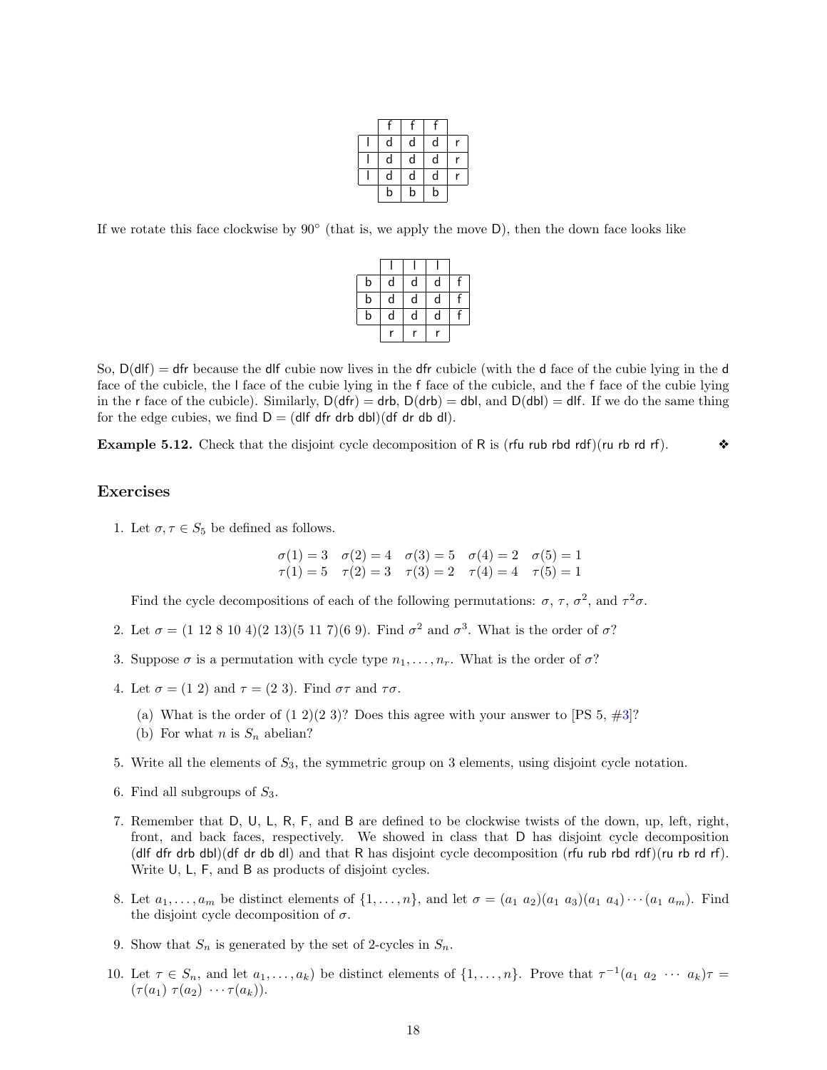|   | f | f | f |   |
|---|---|---|---|---|
| l | d | d | d | r |
| l | d | d | d | r |
| l | d | d | d | r |
|   | b | b | b |   |

If we rotate this face clockwise by 90° (that is, we apply the move D), then the down face looks like

|   | l | l | l |   |
|---|---|---|---|---|
| b | d | d | d | f |
| b | d | d | d | f |
| b | d | d | d | f |
|   | r | r | r |   |

So, D(dlf) = dfr because the dlf cubie now lives in the dfr cubicle (with the d face of the cubie lying in the d face of the cubicle, the l face of the cubie lying in the f face of the cubicle, and the f face of the cubie lying in the r face of the cubicle). Similarly, D(dfr) = drb, D(drb) = dbl, and D(dbl) = dlf. If we do the same thing for the edge cubies, we find D = (dlf dfr drb dbl)(df dr db dl).

**Example 5.12.** Check that the disjoint cycle decomposition of R is (rfu rub rbd rdf)(ru rb rd rf). ❖

## Exercises

1. Let $\sigma, \tau \in S_5$ be defined as follows.

$$\sigma(1) = 3 \quad \sigma(2) = 4 \quad \sigma(3) = 5 \quad \sigma(4) = 2 \quad \sigma(5) = 1$$
$$\tau(1) = 5 \quad \tau(2) = 3 \quad \tau(3) = 2 \quad \tau(4) = 4 \quad \tau(5) = 1$$

   Find the cycle decompositions of each of the following permutations: $\sigma$, $\tau$, $\sigma^2$, and $\tau^2\sigma$.

2. Let $\sigma = (1\ 12\ 8\ 10\ 4)(2\ 13)(5\ 11\ 7)(6\ 9)$. Find $\sigma^2$ and $\sigma^3$. What is the order of $\sigma$?

3. Suppose $\sigma$ is a permutation with cycle type $n_1, \ldots, n_r$. What is the order of $\sigma$?

4. Let $\sigma = (1\ 2)$ and $\tau = (2\ 3)$. Find $\sigma\tau$ and $\tau\sigma$.

   (a) What is the order of $(1\ 2)(2\ 3)$? Does this agree with your answer to [PS 5, #3]?

   (b) For what $n$ is $S_n$ abelian?

5. Write all the elements of $S_3$, the symmetric group on 3 elements, using disjoint cycle notation.

6. Find all subgroups of $S_3$.

7. Remember that D, U, L, R, F, and B are defined to be clockwise twists of the down, up, left, right, front, and back faces, respectively. We showed in class that D has disjoint cycle decomposition (dlf dfr drb dbl)(df dr db dl) and that R has disjoint cycle decomposition (rfu rub rbd rdf)(ru rb rd rf). Write U, L, F, and B as products of disjoint cycles.

8. Let $a_1, \ldots, a_m$ be distinct elements of $\{1, \ldots, n\}$, and let $\sigma = (a_1\ a_2)(a_1\ a_3)(a_1\ a_4)\cdots(a_1\ a_m)$. Find the disjoint cycle decomposition of $\sigma$.

9. Show that $S_n$ is generated by the set of 2-cycles in $S_n$.

10. Let $\tau \in S_n$, and let $a_1, \ldots, a_k)$ be distinct elements of $\{1, \ldots, n\}$. Prove that $\tau^{-1}(a_1\ a_2\ \cdots\ a_k)\tau = (\tau(a_1)\ \tau(a_2)\ \cdots \tau(a_k))$.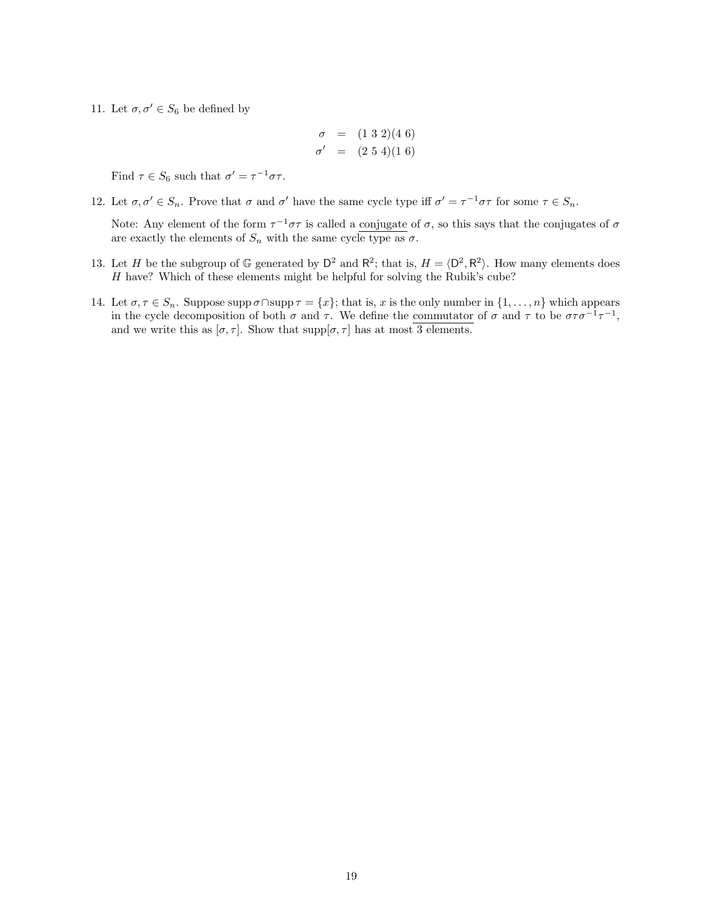11. Let $\sigma, \sigma' \in S_6$ be defined by

$$\begin{aligned} \sigma &= (1\ 3\ 2)(4\ 6) \\ \sigma' &= (2\ 5\ 4)(1\ 6) \end{aligned}$$

Find $\tau \in S_6$ such that $\sigma' = \tau^{-1}\sigma\tau$.

12. Let $\sigma, \sigma' \in S_n$. Prove that $\sigma$ and $\sigma'$ have the same cycle type iff $\sigma' = \tau^{-1}\sigma\tau$ for some $\tau \in S_n$.

Note: Any element of the form $\tau^{-1}\sigma\tau$ is called a <u>conjugate</u> of $\sigma$, so this says that the conjugates of $\sigma$ are exactly the elements of $S_n$ with the same cycle type as $\sigma$.

13. Let $H$ be the subgroup of $\mathbb{G}$ generated by $\mathsf{D}^2$ and $\mathsf{R}^2$; that is, $H = \langle \mathsf{D}^2, \mathsf{R}^2 \rangle$. How many elements does $H$ have? Which of these elements might be helpful for solving the Rubik's cube?

14. Let $\sigma, \tau \in S_n$. Suppose $\operatorname{supp}\sigma \cap \operatorname{supp}\tau = \{x\}$; that is, $x$ is the only number in $\{1, \ldots, n\}$ which appears in the cycle decomposition of both $\sigma$ and $\tau$. We define the <u>commutator</u> of $\sigma$ and $\tau$ to be $\sigma\tau\sigma^{-1}\tau^{-1}$, and we write this as $[\sigma, \tau]$. Show that $\operatorname{supp}[\sigma, \tau]$ has at most 3 elements.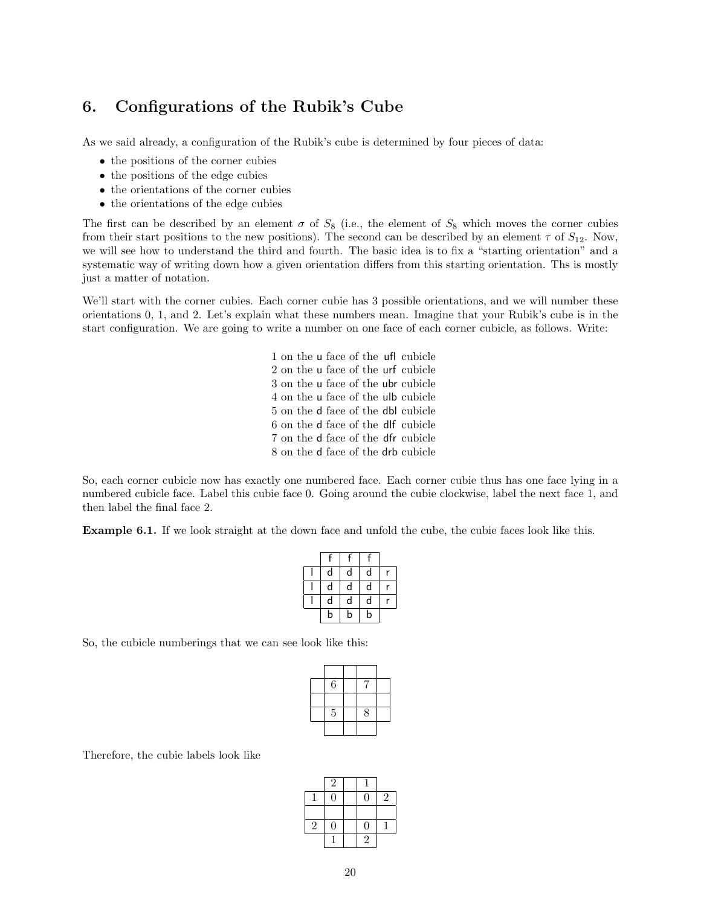## 6. Configurations of the Rubik's Cube

As we said already, a configuration of the Rubik's cube is determined by four pieces of data:

- the positions of the corner cubies
- the positions of the edge cubies
- the orientations of the corner cubies
- the orientations of the edge cubies

The first can be described by an element $\sigma$ of $S_8$ (i.e., the element of $S_8$ which moves the corner cubies from their start positions to the new positions). The second can be described by an element $\tau$ of $S_{12}$. Now, we will see how to understand the third and fourth. The basic idea is to fix a "starting orientation" and a systematic way of writing down how a given orientation differs from this starting orientation. Ths is mostly just a matter of notation.

We'll start with the corner cubies. Each corner cubie has 3 possible orientations, and we will number these orientations 0, 1, and 2. Let's explain what these numbers mean. Imagine that your Rubik's cube is in the start configuration. We are going to write a number on one face of each corner cubicle, as follows. Write:

1 on the u face of the ufl cubicle
2 on the u face of the urf cubicle
3 on the u face of the ubr cubicle
4 on the u face of the ulb cubicle
5 on the d face of the dbl cubicle
6 on the d face of the dlf cubicle
7 on the d face of the dfr cubicle
8 on the d face of the drb cubicle

So, each corner cubicle now has exactly one numbered face. Each corner cubie thus has one face lying in a numbered cubicle face. Label this cubie face 0. Going around the cubie clockwise, label the next face 1, and then label the final face 2.

**Example 6.1.** If we look straight at the down face and unfold the cube, the cubie faces look like this.

| | | | | |
|---|---|---|---|---|
| | f | f | f | |
| l | d | d | d | r |
| l | d | d | d | r |
| l | d | d | d | r |
| | b | b | b | |

So, the cubicle numberings that we can see look like this:

| | | | | |
|---|---|---|---|---|
| | | | | |
| | 6 | | 7 | |
| | | | | |
| | 5 | | 8 | |
| | | | | |

Therefore, the cubie labels look like

| | | | | |
|---|---|---|---|---|
| | 2 | | 1 | |
| 1 | 0 | | 0 | 2 |
| | | | | |
| 2 | 0 | | 0 | 1 |
| | 1 | | 2 | |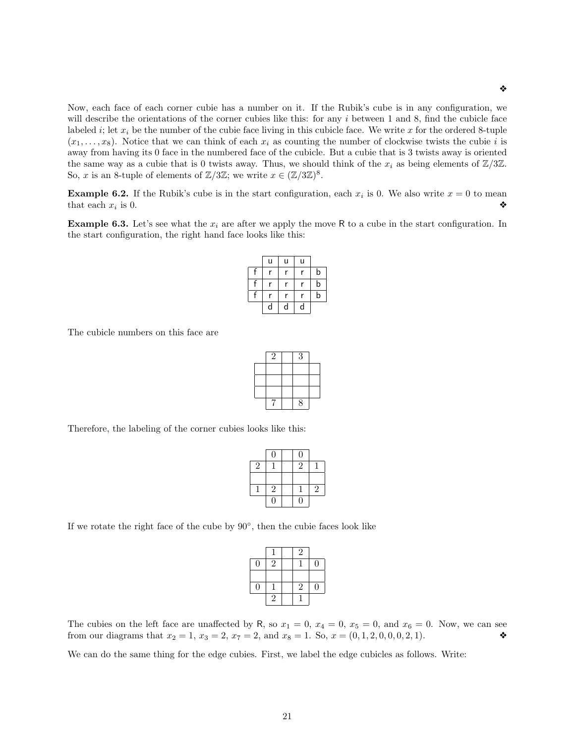❖

Now, each face of each corner cubie has a number on it. If the Rubik's cube is in any configuration, we will describe the orientations of the corner cubies like this: for any $i$ between 1 and 8, find the cubicle face labeled $i$; let $x_i$ be the number of the cubie face living in this cubicle face. We write $x$ for the ordered 8-tuple $(x_1, \ldots, x_8)$. Notice that we can think of each $x_i$ as counting the number of clockwise twists the cubie $i$ is away from having its 0 face in the numbered face of the cubicle. But a cubie that is 3 twists away is oriented the same way as a cubie that is 0 twists away. Thus, we should think of the $x_i$ as being elements of $\mathbb{Z}/3\mathbb{Z}$. So, $x$ is an 8-tuple of elements of $\mathbb{Z}/3\mathbb{Z}$; we write $x \in (\mathbb{Z}/3\mathbb{Z})^8$.

**Example 6.2.** If the Rubik's cube is in the start configuration, each $x_i$ is 0. We also write $x = 0$ to mean that each $x_i$ is 0. ❖

**Example 6.3.** Let's see what the $x_i$ are after we apply the move R to a cube in the start configuration. In the start configuration, the right hand face looks like this:

|   |   |   |   |   |
|---|---|---|---|---|
|   | u | u | u |   |
| f | r | r | r | b |
| f | r | r | r | b |
| f | r | r | r | b |
|   | d | d | d |   |

The cubicle numbers on this face are

|   |   |   |   |   |
|---|---|---|---|---|
|   | 2 |   | 3 |   |
|   |   |   |   |   |
|   |   |   |   |   |
|   |   |   |   |   |
|   | 7 |   | 8 |   |

Therefore, the labeling of the corner cubies looks like this:

|   |   |   |   |   |
|---|---|---|---|---|
|   | 0 |   | 0 |   |
| 2 | 1 |   | 2 | 1 |
|   |   |   |   |   |
| 1 | 2 |   | 1 | 2 |
|   | 0 |   | 0 |   |

If we rotate the right face of the cube by 90°, then the cubie faces look like

|   |   |   |   |   |
|---|---|---|---|---|
|   | 1 |   | 2 |   |
| 0 | 2 |   | 1 | 0 |
|   |   |   |   |   |
| 0 | 1 |   | 2 | 0 |
|   | 2 |   | 1 |   |

The cubies on the left face are unaffected by R, so $x_1 = 0$, $x_4 = 0$, $x_5 = 0$, and $x_6 = 0$. Now, we can see from our diagrams that $x_2 = 1$, $x_3 = 2$, $x_7 = 2$, and $x_8 = 1$. So, $x = (0, 1, 2, 0, 0, 0, 2, 1)$. ❖

We can do the same thing for the edge cubies. First, we label the edge cubicles as follows. Write: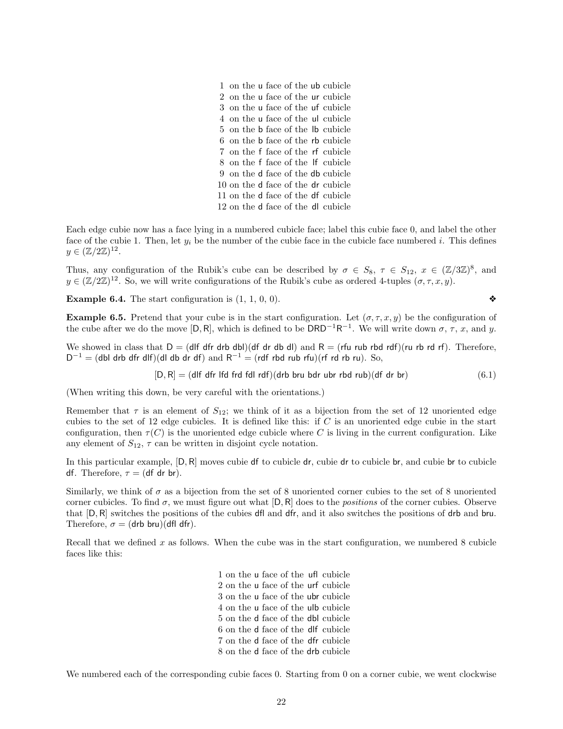1 on the u face of the ub cubicle
2 on the u face of the ur cubicle
3 on the u face of the uf cubicle
4 on the u face of the ul cubicle
5 on the b face of the lb cubicle
6 on the b face of the rb cubicle
7 on the f face of the rf cubicle
8 on the f face of the lf cubicle
9 on the d face of the db cubicle
10 on the d face of the dr cubicle
11 on the d face of the df cubicle
12 on the d face of the dl cubicle

Each edge cubie now has a face lying in a numbered cubicle face; label this cubie face 0, and label the other face of the cubie 1. Then, let $y_i$ be the number of the cubie face in the cubicle face numbered $i$. This defines $y \in (\mathbb{Z}/2\mathbb{Z})^{12}$.

Thus, any configuration of the Rubik's cube can be described by $\sigma \in S_8$, $\tau \in S_{12}$, $x \in (\mathbb{Z}/3\mathbb{Z})^8$, and $y \in (\mathbb{Z}/2\mathbb{Z})^{12}$. So, we will write configurations of the Rubik's cube as ordered 4-tuples $(\sigma, \tau, x, y)$.

**Example 6.4.** The start configuration is $(1, 1, 0, 0)$. ❖

**Example 6.5.** Pretend that your cube is in the start configuration. Let $(\sigma, \tau, x, y)$ be the configuration of the cube after we do the move $[\mathsf{D}, \mathsf{R}]$, which is defined to be $\mathsf{D}\mathsf{R}\mathsf{D}^{-1}\mathsf{R}^{-1}$. We will write down $\sigma$, $\tau$, $x$, and $y$.

We showed in class that D = (dlf dfr drb dbl)(df dr db dl) and R = (rfu rub rbd rdf)(ru rb rd rf). Therefore, $\mathsf{D}^{-1}$ = (dbl drb dfr dlf)(dl db dr df) and $\mathsf{R}^{-1}$ = (rdf rbd rub rfu)(rf rd rb ru). So,

$$[\mathsf{D}, \mathsf{R}] = (\text{dlf dfr lfd frd fdl rdf})(\text{drb bru bdr ubr rbd rub})(\text{df dr br}) \tag{6.1}$$

(When writing this down, be very careful with the orientations.)

Remember that $\tau$ is an element of $S_{12}$; we think of it as a bijection from the set of 12 unoriented edge cubies to the set of 12 edge cubicles. It is defined like this: if $C$ is an unoriented edge cubie in the start configuration, then $\tau(C)$ is the unoriented edge cubicle where $C$ is living in the current configuration. Like any element of $S_{12}$, $\tau$ can be written in disjoint cycle notation.

In this particular example, [D, R] moves cubie df to cubicle dr, cubie dr to cubicle br, and cubie br to cubicle df. Therefore, $\tau$ = (df dr br).

Similarly, we think of $\sigma$ as a bijection from the set of 8 unoriented corner cubies to the set of 8 unoriented corner cubicles. To find $\sigma$, we must figure out what [D, R] does to the *positions* of the corner cubies. Observe that [D, R] switches the positions of the cubies dfl and dfr, and it also switches the positions of drb and bru. Therefore, $\sigma$ = (drb bru)(dfl dfr).

Recall that we defined $x$ as follows. When the cube was in the start configuration, we numbered 8 cubicle faces like this:

1 on the u face of the ufl cubicle
2 on the u face of the urf cubicle
3 on the u face of the ubr cubicle
4 on the u face of the ulb cubicle
5 on the d face of the dbl cubicle
6 on the d face of the dlf cubicle
7 on the d face of the dfr cubicle
8 on the d face of the drb cubicle

We numbered each of the corresponding cubie faces 0. Starting from 0 on a corner cubie, we went clockwise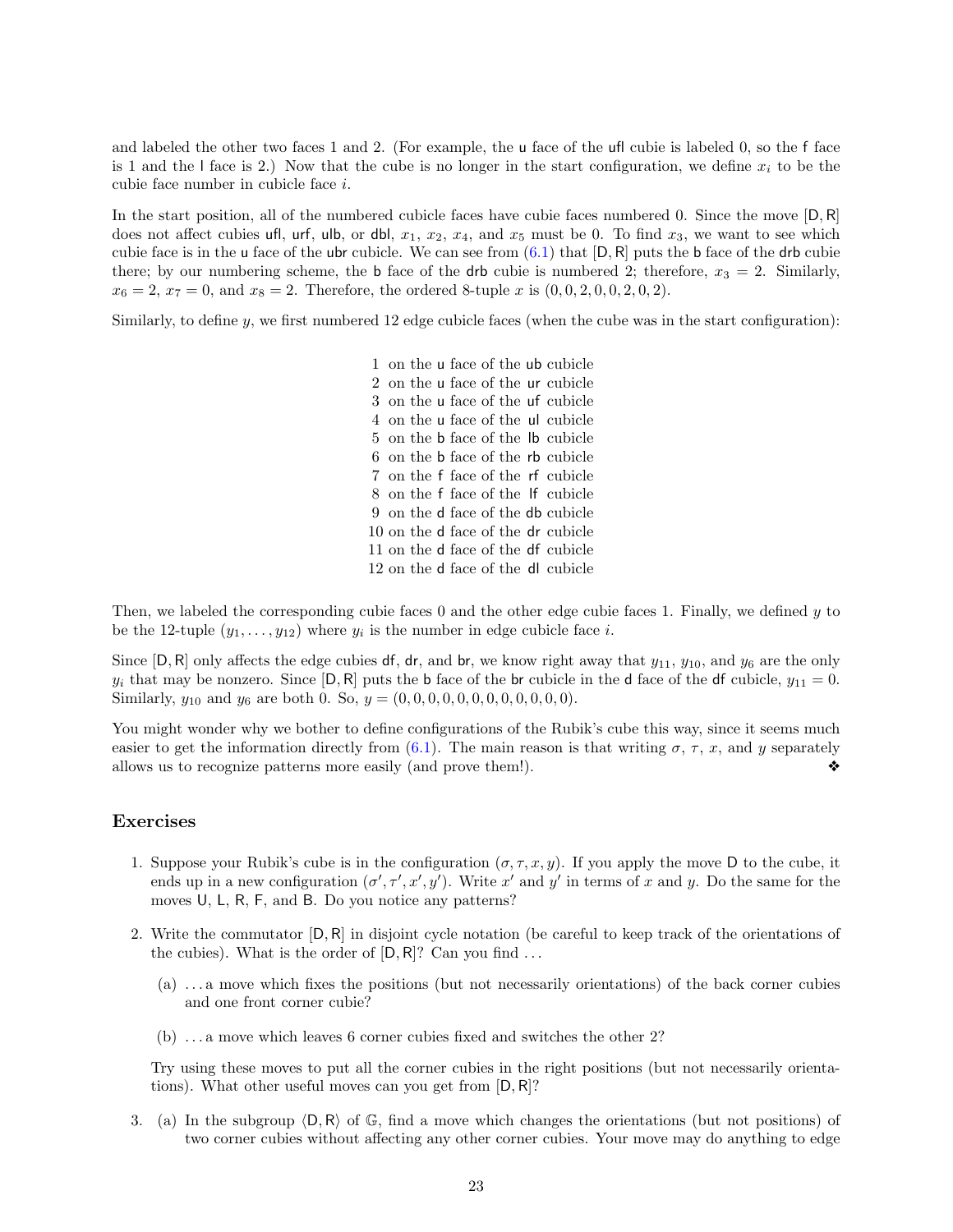and labeled the other two faces 1 and 2. (For example, the u face of the ufl cubie is labeled 0, so the f face is 1 and the l face is 2.) Now that the cube is no longer in the start configuration, we define $x_i$ to be the cubie face number in cubicle face $i$.

In the start position, all of the numbered cubicle faces have cubie faces numbered 0. Since the move [D, R] does not affect cubies ufl, urf, ulb, or dbl, $x_1$, $x_2$, $x_4$, and $x_5$ must be 0. To find $x_3$, we want to see which cubie face is in the u face of the ubr cubicle. We can see from (6.1) that [D, R] puts the b face of the drb cubie there; by our numbering scheme, the b face of the drb cubie is numbered 2; therefore, $x_3 = 2$. Similarly, $x_6 = 2$, $x_7 = 0$, and $x_8 = 2$. Therefore, the ordered 8-tuple $x$ is $(0, 0, 2, 0, 0, 2, 0, 2)$.

Similarly, to define $y$, we first numbered 12 edge cubicle faces (when the cube was in the start configuration):

1 on the u face of the ub cubicle
2 on the u face of the ur cubicle
3 on the u face of the uf cubicle
4 on the u face of the ul cubicle
5 on the b face of the lb cubicle
6 on the b face of the rb cubicle
7 on the f face of the rf cubicle
8 on the f face of the lf cubicle
9 on the d face of the db cubicle
10 on the d face of the dr cubicle
11 on the d face of the df cubicle
12 on the d face of the dl cubicle

Then, we labeled the corresponding cubie faces 0 and the other edge cubie faces 1. Finally, we defined $y$ to be the 12-tuple $(y_1, \ldots, y_{12})$ where $y_i$ is the number in edge cubicle face $i$.

Since [D, R] only affects the edge cubies df, dr, and br, we know right away that $y_{11}$, $y_{10}$, and $y_6$ are the only $y_i$ that may be nonzero. Since [D, R] puts the b face of the br cubicle in the d face of the df cubicle, $y_{11} = 0$. Similarly, $y_{10}$ and $y_6$ are both 0. So, $y = (0, 0, 0, 0, 0, 0, 0, 0, 0, 0, 0, 0)$.

You might wonder why we bother to define configurations of the Rubik's cube this way, since it seems much easier to get the information directly from (6.1). The main reason is that writing $\sigma$, $\tau$, $x$, and $y$ separately allows us to recognize patterns more easily (and prove them!). ❖

## Exercises

1. Suppose your Rubik's cube is in the configuration $(\sigma, \tau, x, y)$. If you apply the move D to the cube, it ends up in a new configuration $(\sigma', \tau', x', y')$. Write $x'$ and $y'$ in terms of $x$ and $y$. Do the same for the moves U, L, R, F, and B. Do you notice any patterns?

2. Write the commutator [D, R] in disjoint cycle notation (be careful to keep track of the orientations of the cubies). What is the order of [D, R]? Can you find ...

   (a) ... a move which fixes the positions (but not necessarily orientations) of the back corner cubies and one front corner cubie?

   (b) ... a move which leaves 6 corner cubies fixed and switches the other 2?

   Try using these moves to put all the corner cubies in the right positions (but not necessarily orientations). What other useful moves can you get from [D, R]?

3. (a) In the subgroup ⟨D, R⟩ of $\mathbb{G}$, find a move which changes the orientations (but not positions) of two corner cubies without affecting any other corner cubies. Your move may do anything to edge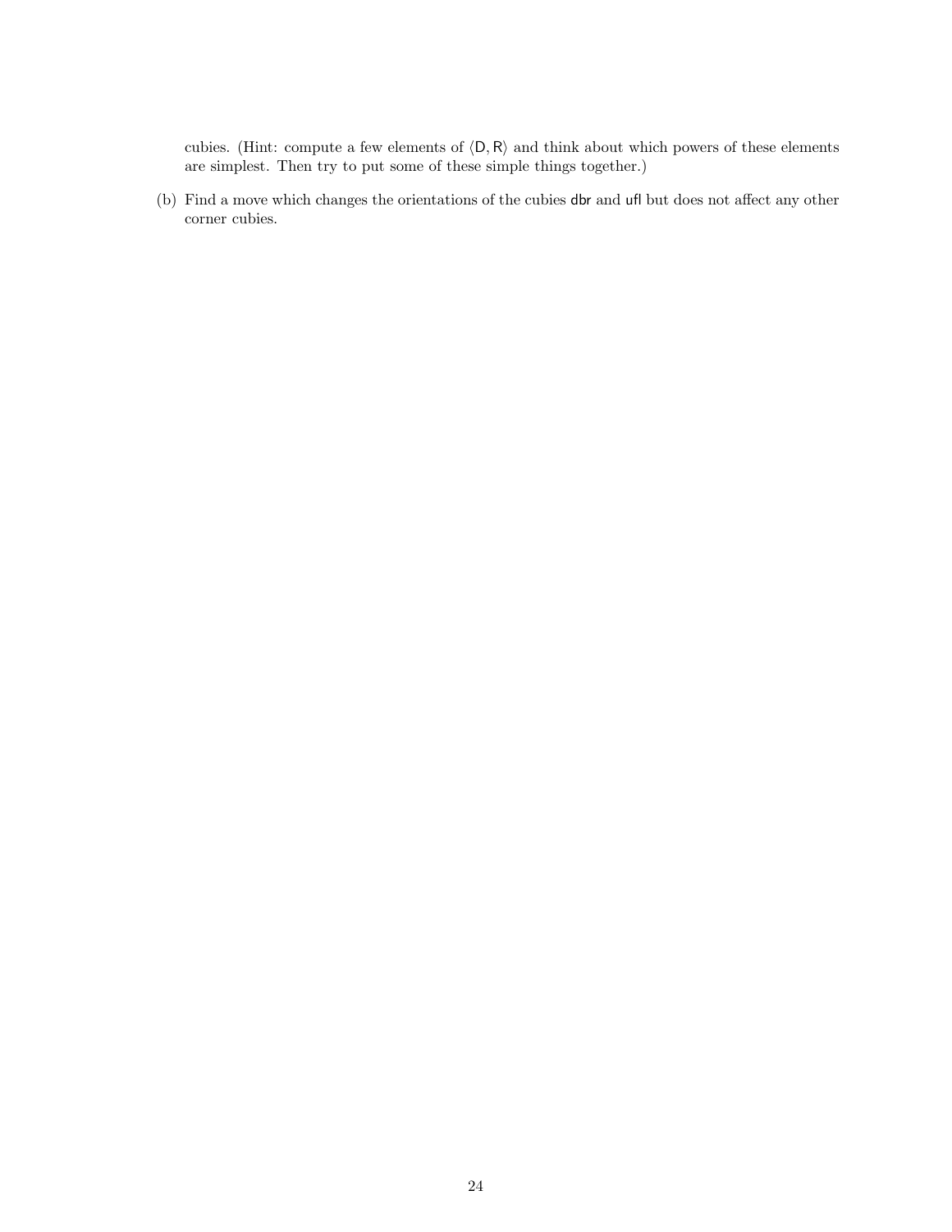cubies. (Hint: compute a few elements of $\langle \mathsf{D}, \mathsf{R} \rangle$ and think about which powers of these elements are simplest. Then try to put some of these simple things together.)

(b) Find a move which changes the orientations of the cubies dbr and ufl but does not affect any other corner cubies.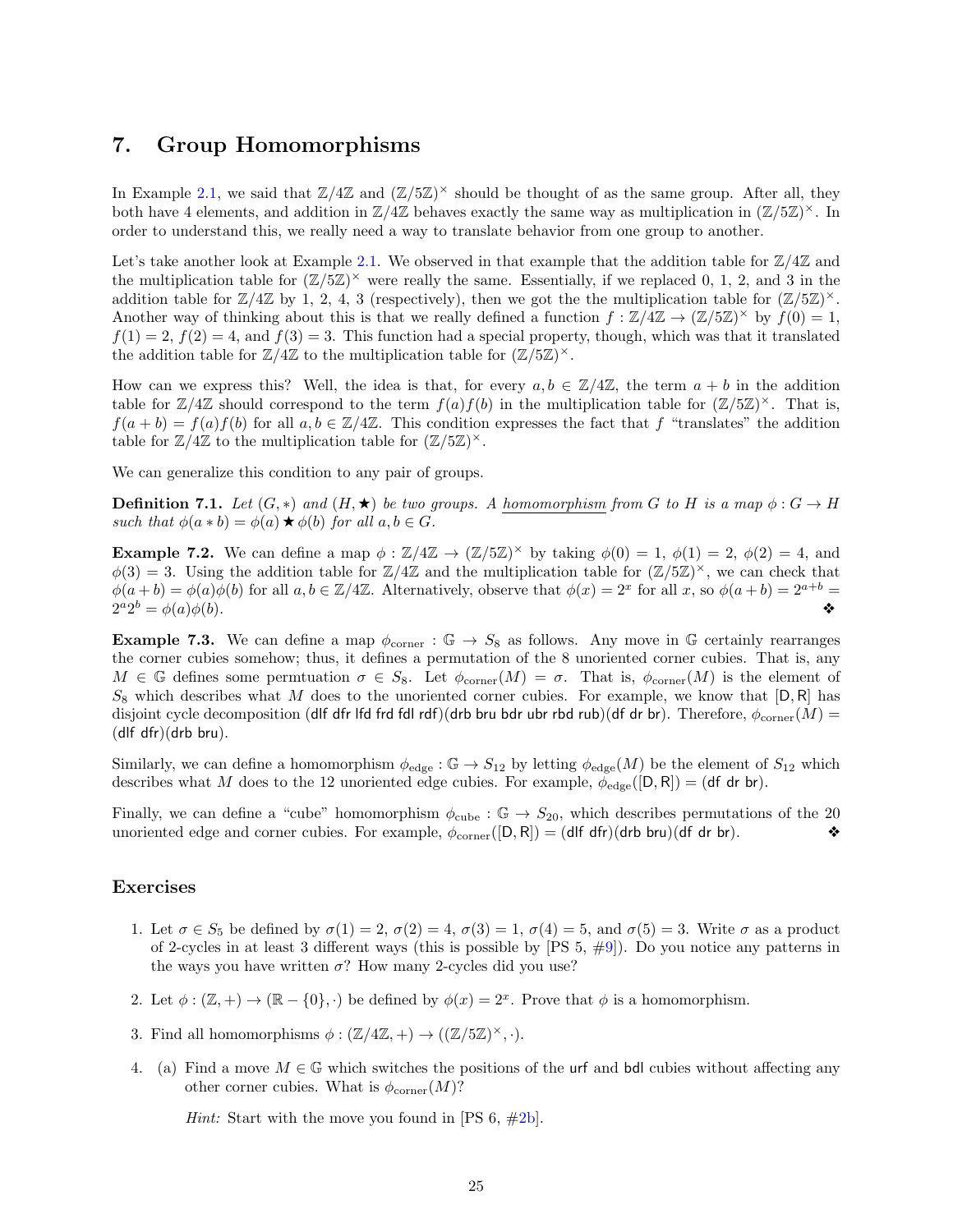## 7. Group Homomorphisms

In Example 2.1, we said that $\mathbb{Z}/4\mathbb{Z}$ and $(\mathbb{Z}/5\mathbb{Z})^\times$ should be thought of as the same group. After all, they both have 4 elements, and addition in $\mathbb{Z}/4\mathbb{Z}$ behaves exactly the same way as multiplication in $(\mathbb{Z}/5\mathbb{Z})^\times$. In order to understand this, we really need a way to translate behavior from one group to another.

Let's take another look at Example 2.1. We observed in that example that the addition table for $\mathbb{Z}/4\mathbb{Z}$ and the multiplication table for $(\mathbb{Z}/5\mathbb{Z})^\times$ were really the same. Essentially, if we replaced 0, 1, 2, and 3 in the addition table for $\mathbb{Z}/4\mathbb{Z}$ by 1, 2, 4, 3 (respectively), then we got the the multiplication table for $(\mathbb{Z}/5\mathbb{Z})^\times$. Another way of thinking about this is that we really defined a function $f : \mathbb{Z}/4\mathbb{Z} \to (\mathbb{Z}/5\mathbb{Z})^\times$ by $f(0) = 1$, $f(1) = 2$, $f(2) = 4$, and $f(3) = 3$. This function had a special property, though, which was that it translated the addition table for $\mathbb{Z}/4\mathbb{Z}$ to the multiplication table for $(\mathbb{Z}/5\mathbb{Z})^\times$.

How can we express this? Well, the idea is that, for every $a, b \in \mathbb{Z}/4\mathbb{Z}$, the term $a + b$ in the addition table for $\mathbb{Z}/4\mathbb{Z}$ should correspond to the term $f(a)f(b)$ in the multiplication table for $(\mathbb{Z}/5\mathbb{Z})^\times$. That is, $f(a + b) = f(a)f(b)$ for all $a, b \in \mathbb{Z}/4\mathbb{Z}$. This condition expresses the fact that $f$ "translates" the addition table for $\mathbb{Z}/4\mathbb{Z}$ to the multiplication table for $(\mathbb{Z}/5\mathbb{Z})^\times$.

We can generalize this condition to any pair of groups.

**Definition 7.1.** *Let $(G, *)$ and $(H, \bigstar)$ be two groups. A* homomorphism *from $G$ to $H$ is a map $\phi : G \to H$ such that $\phi(a * b) = \phi(a) \bigstar \phi(b)$ for all $a, b \in G$.*

**Example 7.2.** We can define a map $\phi : \mathbb{Z}/4\mathbb{Z} \to (\mathbb{Z}/5\mathbb{Z})^\times$ by taking $\phi(0) = 1$, $\phi(1) = 2$, $\phi(2) = 4$, and $\phi(3) = 3$. Using the addition table for $\mathbb{Z}/4\mathbb{Z}$ and the multiplication table for $(\mathbb{Z}/5\mathbb{Z})^\times$, we can check that $\phi(a + b) = \phi(a)\phi(b)$ for all $a, b \in \mathbb{Z}/4\mathbb{Z}$. Alternatively, observe that $\phi(x) = 2^x$ for all $x$, so $\phi(a + b) = 2^{a+b} = 2^a 2^b = \phi(a)\phi(b)$. ❖

**Example 7.3.** We can define a map $\phi_{\text{corner}} : \mathbb{G} \to S_8$ as follows. Any move in $\mathbb{G}$ certainly rearranges the corner cubies somehow; thus, it defines a permutation of the 8 unoriented corner cubies. That is, any $M \in \mathbb{G}$ defines some permtuation $\sigma \in S_8$. Let $\phi_{\text{corner}}(M) = \sigma$. That is, $\phi_{\text{corner}}(M)$ is the element of $S_8$ which describes what $M$ does to the unoriented corner cubies. For example, we know that [D, R] has disjoint cycle decomposition (dlf dfr lfd frd fdl rdf)(drb bru bdr ubr rbd rub)(df dr br). Therefore, $\phi_{\text{corner}}(M) =$ (dlf dfr)(drb bru).

Similarly, we can define a homomorphism $\phi_{\text{edge}} : \mathbb{G} \to S_{12}$ by letting $\phi_{\text{edge}}(M)$ be the element of $S_{12}$ which describes what $M$ does to the 12 unoriented edge cubies. For example, $\phi_{\text{edge}}([\text{D}, \text{R}]) =$ (df dr br).

Finally, we can define a "cube" homomorphism $\phi_{\text{cube}} : \mathbb{G} \to S_{20}$, which describes permutations of the 20 unoriented edge and corner cubies. For example, $\phi_{\text{corner}}([\text{D}, \text{R}]) =$ (dlf dfr)(drb bru)(df dr br). ❖

### Exercises

1. Let $\sigma \in S_5$ be defined by $\sigma(1) = 2$, $\sigma(2) = 4$, $\sigma(3) = 1$, $\sigma(4) = 5$, and $\sigma(5) = 3$. Write $\sigma$ as a product of 2-cycles in at least 3 different ways (this is possible by [PS 5, #9]). Do you notice any patterns in the ways you have written $\sigma$? How many 2-cycles did you use?

2. Let $\phi : (\mathbb{Z}, +) \to (\mathbb{R} - \{0\}, \cdot)$ be defined by $\phi(x) = 2^x$. Prove that $\phi$ is a homomorphism.

3. Find all homomorphisms $\phi : (\mathbb{Z}/4\mathbb{Z}, +) \to ((\mathbb{Z}/5\mathbb{Z})^\times, \cdot)$.

4. (a) Find a move $M \in \mathbb{G}$ which switches the positions of the urf and bdl cubies without affecting any other corner cubies. What is $\phi_{\text{corner}}(M)$?

   *Hint:* Start with the move you found in [PS 6, #2b].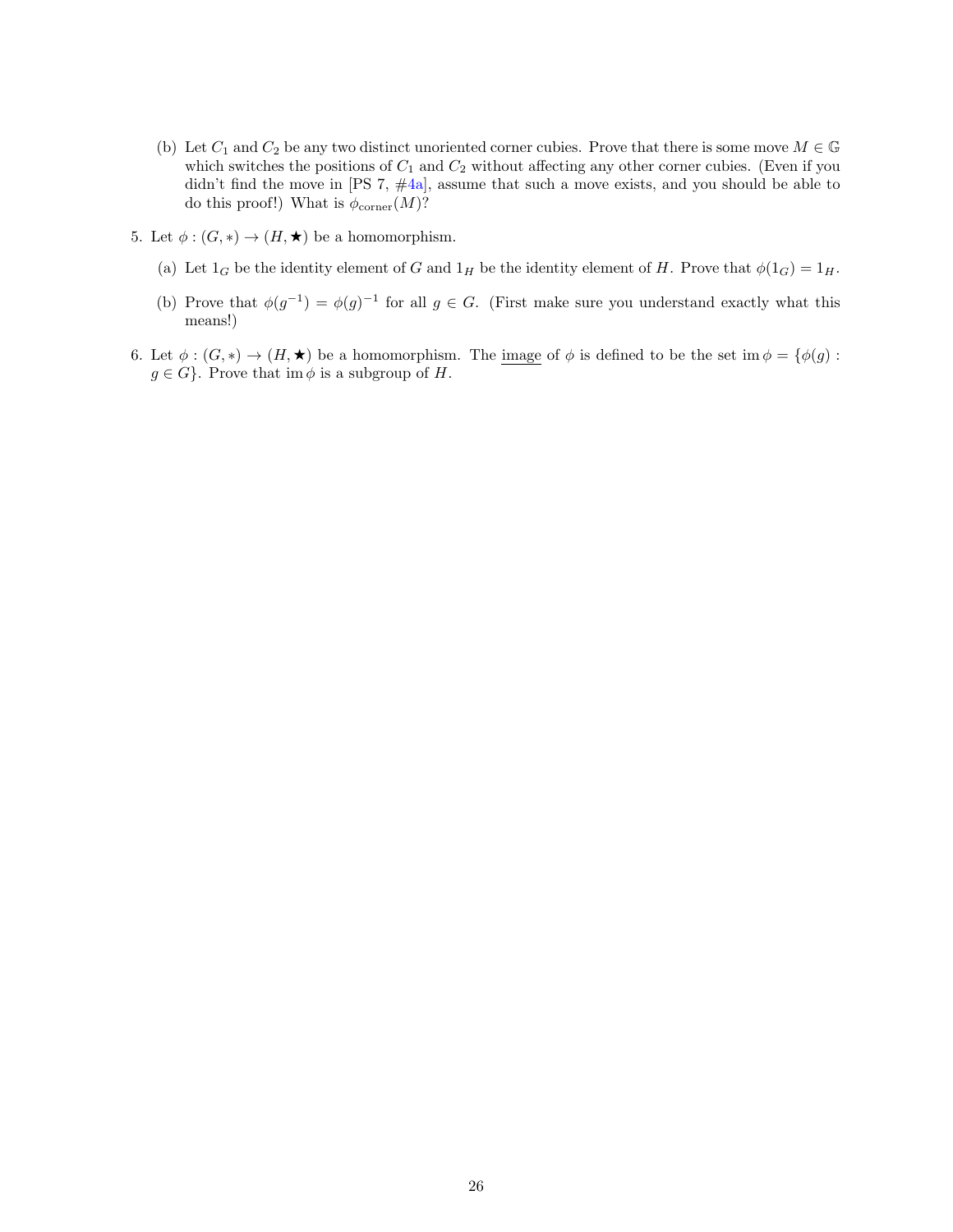(b) Let $C_1$ and $C_2$ be any two distinct unoriented corner cubies. Prove that there is some move $M \in \mathbb{G}$ which switches the positions of $C_1$ and $C_2$ without affecting any other corner cubies. (Even if you didn't find the move in [PS 7, #4a], assume that such a move exists, and you should be able to do this proof!) What is $\phi_{\text{corner}}(M)$?

5. Let $\phi : (G, *) \to (H, \bigstar)$ be a homomorphism.

   (a) Let $1_G$ be the identity element of $G$ and $1_H$ be the identity element of $H$. Prove that $\phi(1_G) = 1_H$.

   (b) Prove that $\phi(g^{-1}) = \phi(g)^{-1}$ for all $g \in G$. (First make sure you understand exactly what this means!)

6. Let $\phi : (G, *) \to (H, \bigstar)$ be a homomorphism. The <u>image</u> of $\phi$ is defined to be the set $\operatorname{im} \phi = \{\phi(g) : g \in G\}$. Prove that $\operatorname{im} \phi$ is a subgroup of $H$.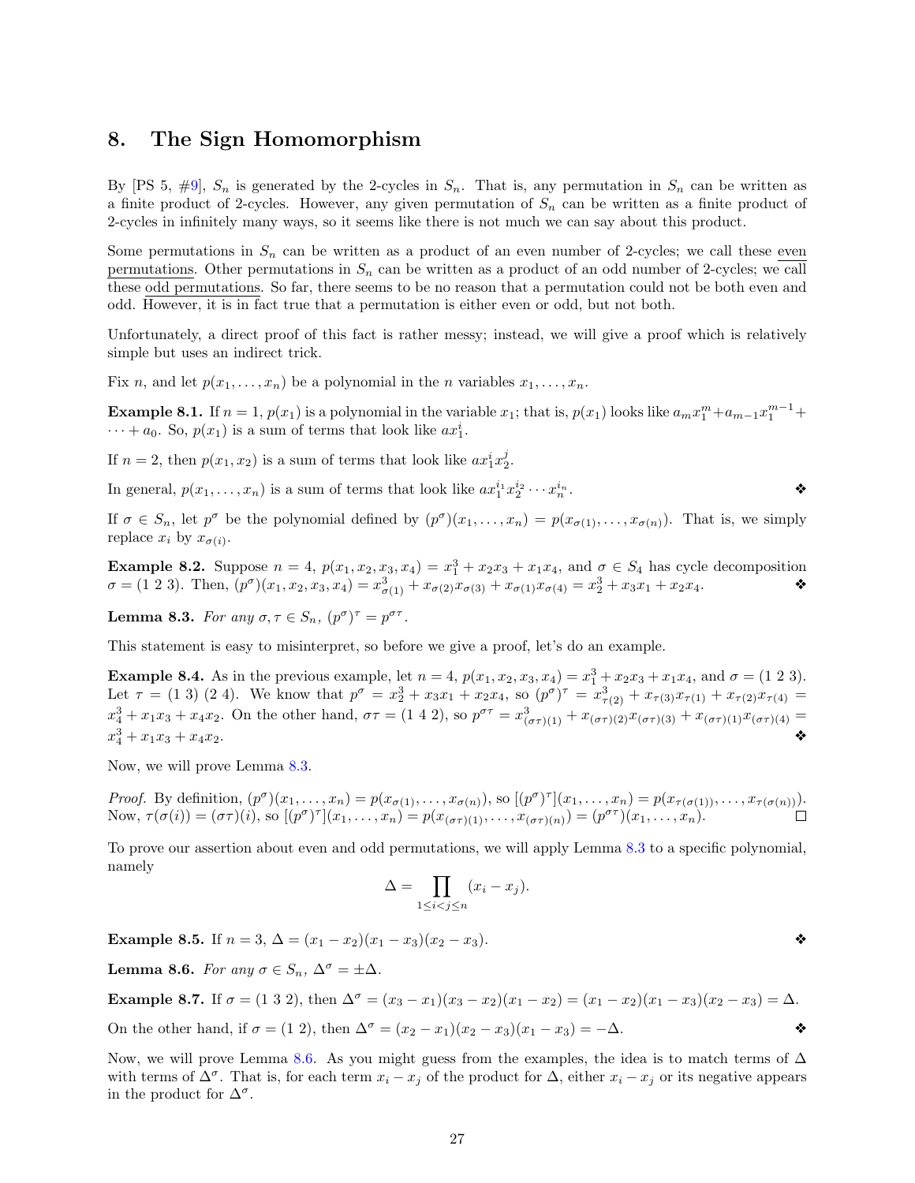## 8. The Sign Homomorphism

By [PS 5, #9], $S_n$ is generated by the 2-cycles in $S_n$. That is, any permutation in $S_n$ can be written as a finite product of 2-cycles. However, any given permutation of $S_n$ can be written as a finite product of 2-cycles in infinitely many ways, so it seems like there is not much we can say about this product.

Some permutations in $S_n$ can be written as a product of an even number of 2-cycles; we call these even permutations. Other permutations in $S_n$ can be written as a product of an odd number of 2-cycles; we call these odd permutations. So far, there seems to be no reason that a permutation could not be both even and odd. However, it is in fact true that a permutation is either even or odd, but not both.

Unfortunately, a direct proof of this fact is rather messy; instead, we will give a proof which is relatively simple but uses an indirect trick.

Fix $n$, and let $p(x_1, \dots, x_n)$ be a polynomial in the $n$ variables $x_1, \dots, x_n$.

**Example 8.1.** If $n = 1$, $p(x_1)$ is a polynomial in the variable $x_1$; that is, $p(x_1)$ looks like $a_m x_1^m + a_{m-1}x_1^{m-1} + \cdots + a_0$. So, $p(x_1)$ is a sum of terms that look like $ax_1^i$.

If $n = 2$, then $p(x_1, x_2)$ is a sum of terms that look like $ax_1^i x_2^j$.

In general, $p(x_1, \dots, x_n)$ is a sum of terms that look like $ax_1^{i_1}x_2^{i_2}\cdots x_n^{i_n}$. ❖

If $\sigma \in S_n$, let $p^\sigma$ be the polynomial defined by $(p^\sigma)(x_1, \dots, x_n) = p(x_{\sigma(1)}, \dots, x_{\sigma(n)})$. That is, we simply replace $x_i$ by $x_{\sigma(i)}$.

**Example 8.2.** Suppose $n = 4$, $p(x_1, x_2, x_3, x_4) = x_1^3 + x_2x_3 + x_1x_4$, and $\sigma \in S_4$ has cycle decomposition $\sigma = (1\ 2\ 3)$. Then, $(p^\sigma)(x_1, x_2, x_3, x_4) = x_{\sigma(1)}^3 + x_{\sigma(2)}x_{\sigma(3)} + x_{\sigma(1)}x_{\sigma(4)} = x_2^3 + x_3x_1 + x_2x_4$. ❖

**Lemma 8.3.** *For any $\sigma, \tau \in S_n$, $(p^\sigma)^\tau = p^{\sigma\tau}$.*

This statement is easy to misinterpret, so before we give a proof, let's do an example.

**Example 8.4.** As in the previous example, let $n = 4$, $p(x_1, x_2, x_3, x_4) = x_1^3 + x_2x_3 + x_1x_4$, and $\sigma = (1\ 2\ 3)$. Let $\tau = (1\ 3)\ (2\ 4)$. We know that $p^\sigma = x_2^3 + x_3x_1 + x_2x_4$, so $(p^\sigma)^\tau = x_{\tau(2)}^3 + x_{\tau(3)}x_{\tau(1)} + x_{\tau(2)}x_{\tau(4)} = x_4^3 + x_1x_3 + x_4x_2$. On the other hand, $\sigma\tau = (1\ 4\ 2)$, so $p^{\sigma\tau} = x_{(\sigma\tau)(1)}^3 + x_{(\sigma\tau)(2)}x_{(\sigma\tau)(3)} + x_{(\sigma\tau)(1)}x_{(\sigma\tau)(4)} = x_4^3 + x_1x_3 + x_4x_2$. ❖

Now, we will prove Lemma 8.3.

*Proof.* By definition, $(p^\sigma)(x_1, \dots, x_n) = p(x_{\sigma(1)}, \dots, x_{\sigma(n)})$, so $[(p^\sigma)^\tau](x_1, \dots, x_n) = p(x_{\tau(\sigma(1))}, \dots, x_{\tau(\sigma(n))})$. Now, $\tau(\sigma(i)) = (\sigma\tau)(i)$, so $[(p^\sigma)^\tau](x_1, \dots, x_n) = p(x_{(\sigma\tau)(1)}, \dots, x_{(\sigma\tau)(n)}) = (p^{\sigma\tau})(x_1, \dots, x_n)$. □

To prove our assertion about even and odd permutations, we will apply Lemma 8.3 to a specific polynomial, namely

$$\Delta = \prod_{1 \le i < j \le n} (x_i - x_j).$$

**Example 8.5.** If $n = 3$, $\Delta = (x_1 - x_2)(x_1 - x_3)(x_2 - x_3)$. ❖

**Lemma 8.6.** *For any $\sigma \in S_n$, $\Delta^\sigma = \pm\Delta$.*

**Example 8.7.** If $\sigma = (1\ 3\ 2)$, then $\Delta^\sigma = (x_3 - x_1)(x_3 - x_2)(x_1 - x_2) = (x_1 - x_2)(x_1 - x_3)(x_2 - x_3) = \Delta$.

On the other hand, if $\sigma = (1\ 2)$, then $\Delta^\sigma = (x_2 - x_1)(x_2 - x_3)(x_1 - x_3) = -\Delta$. ❖

Now, we will prove Lemma 8.6. As you might guess from the examples, the idea is to match terms of $\Delta$ with terms of $\Delta^\sigma$. That is, for each term $x_i - x_j$ of the product for $\Delta$, either $x_i - x_j$ or its negative appears in the product for $\Delta^\sigma$.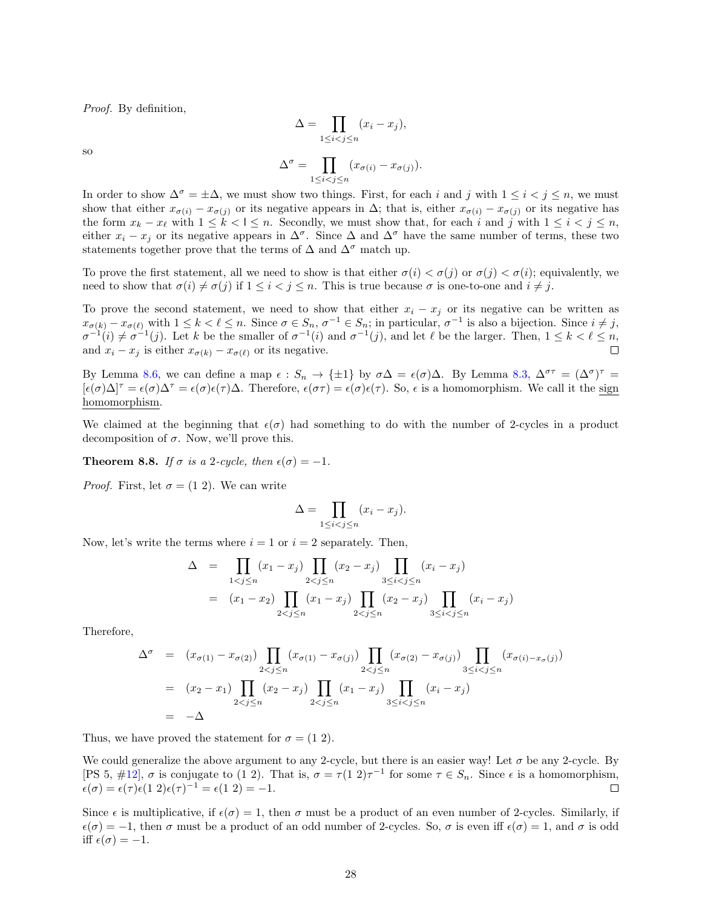*Proof.* By definition,

$$\Delta = \prod_{1\le i<j\le n} (x_i - x_j),$$

so

$$\Delta^\sigma = \prod_{1\le i<j\le n} (x_{\sigma(i)} - x_{\sigma(j)}).$$

In order to show $\Delta^\sigma = \pm\Delta$, we must show two things. First, for each $i$ and $j$ with $1 \le i < j \le n$, we must show that either $x_{\sigma(i)} - x_{\sigma(j)}$ or its negative appears in $\Delta$; that is, either $x_{\sigma(i)} - x_{\sigma(j)}$ or its negative has the form $x_k - x_\ell$ with $1 \le k < l \le n$. Secondly, we must show that, for each $i$ and $j$ with $1 \le i < j \le n$, either $x_i - x_j$ or its negative appears in $\Delta^\sigma$. Since $\Delta$ and $\Delta^\sigma$ have the same number of terms, these two statements together prove that the terms of $\Delta$ and $\Delta^\sigma$ match up.

To prove the first statement, all we need to show is that either $\sigma(i) < \sigma(j)$ or $\sigma(j) < \sigma(i)$; equivalently, we need to show that $\sigma(i) \ne \sigma(j)$ if $1 \le i < j \le n$. This is true because $\sigma$ is one-to-one and $i \ne j$.

To prove the second statement, we need to show that either $x_i - x_j$ or its negative can be written as $x_{\sigma(k)} - x_{\sigma(\ell)}$ with $1 \le k < \ell \le n$. Since $\sigma \in S_n$, $\sigma^{-1} \in S_n$; in particular, $\sigma^{-1}$ is also a bijection. Since $i \ne j$, $\sigma^{-1}(i) \ne \sigma^{-1}(j)$. Let $k$ be the smaller of $\sigma^{-1}(i)$ and $\sigma^{-1}(j)$, and let $\ell$ be the larger. Then, $1 \le k < \ell \le n$, and $x_i - x_j$ is either $x_{\sigma(k)} - x_{\sigma(\ell)}$ or its negative. ∎

By Lemma 8.6, we can define a map $\epsilon : S_n \to \{\pm 1\}$ by $\sigma\Delta = \epsilon(\sigma)\Delta$. By Lemma 8.3, $\Delta^{\sigma\tau} = (\Delta^\sigma)^\tau = [\epsilon(\sigma)\Delta]^\tau = \epsilon(\sigma)\Delta^\tau = \epsilon(\sigma)\epsilon(\tau)\Delta$. Therefore, $\epsilon(\sigma\tau) = \epsilon(\sigma)\epsilon(\tau)$. So, $\epsilon$ is a homomorphism. We call it the sign homomorphism.

We claimed at the beginning that $\epsilon(\sigma)$ had something to do with the number of 2-cycles in a product decomposition of $\sigma$. Now, we'll prove this.

**Theorem 8.8.** *If $\sigma$ is a 2-cycle, then $\epsilon(\sigma) = -1$.*

*Proof.* First, let $\sigma = (1\ 2)$. We can write

$$\Delta = \prod_{1\le i<j\le n} (x_i - x_j).$$

Now, let's write the terms where $i = 1$ or $i = 2$ separately. Then,

$$\begin{aligned}
\Delta &= \prod_{1<j\le n} (x_1 - x_j) \prod_{2<j\le n} (x_2 - x_j) \prod_{3\le i<j\le n} (x_i - x_j) \\
&= (x_1 - x_2) \prod_{2<j\le n} (x_1 - x_j) \prod_{2<j\le n} (x_2 - x_j) \prod_{3\le i<j\le n} (x_i - x_j)
\end{aligned}$$

Therefore,

$$\begin{aligned}
\Delta^\sigma &= (x_{\sigma(1)} - x_{\sigma(2)}) \prod_{2<j\le n} (x_{\sigma(1)} - x_{\sigma(j)}) \prod_{2<j\le n} (x_{\sigma(2)} - x_{\sigma(j)}) \prod_{3\le i<j\le n} (x_{\sigma(i) - x_\sigma(j)}) \\
&= (x_2 - x_1) \prod_{2<j\le n} (x_2 - x_j) \prod_{2<j\le n} (x_1 - x_j) \prod_{3\le i<j\le n} (x_i - x_j) \\
&= -\Delta
\end{aligned}$$

Thus, we have proved the statement for $\sigma = (1\ 2)$.

We could generalize the above argument to any 2-cycle, but there is an easier way! Let $\sigma$ be any 2-cycle. By [PS 5, #12], $\sigma$ is conjugate to $(1\ 2)$. That is, $\sigma = \tau(1\ 2)\tau^{-1}$ for some $\tau \in S_n$. Since $\epsilon$ is a homomorphism, $\epsilon(\sigma) = \epsilon(\tau)\epsilon(1\ 2)\epsilon(\tau)^{-1} = \epsilon(1\ 2) = -1$. ∎

Since $\epsilon$ is multiplicative, if $\epsilon(\sigma) = 1$, then $\sigma$ must be a product of an even number of 2-cycles. Similarly, if $\epsilon(\sigma) = -1$, then $\sigma$ must be a product of an odd number of 2-cycles. So, $\sigma$ is even iff $\epsilon(\sigma) = 1$, and $\sigma$ is odd iff $\epsilon(\sigma) = -1$.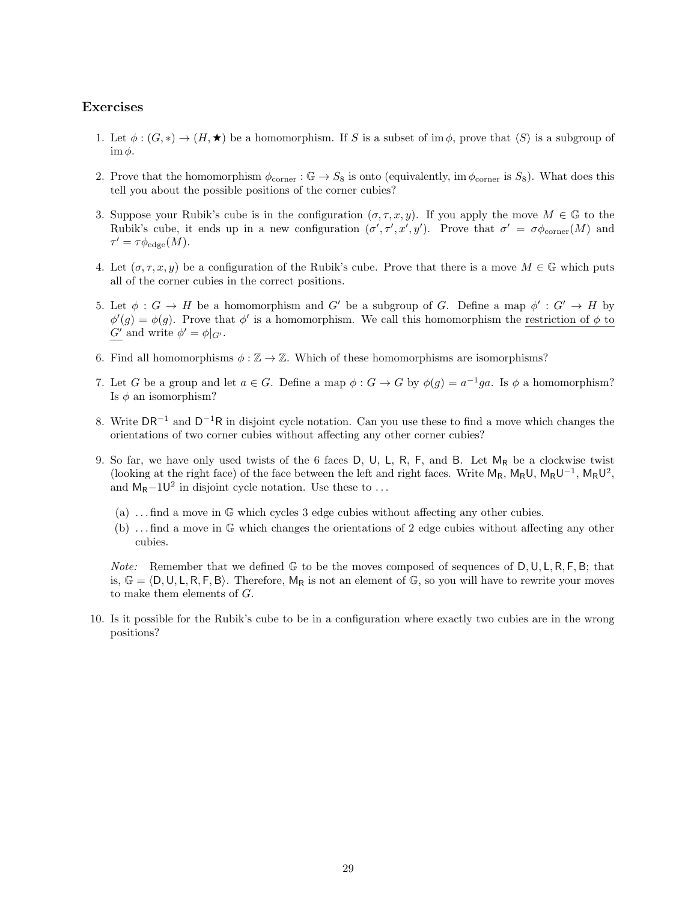### Exercises

1. Let $\phi : (G, *) \to (H, \bigstar)$ be a homomorphism. If $S$ is a subset of $\operatorname{im}\phi$, prove that $\langle S \rangle$ is a subgroup of $\operatorname{im}\phi$.

2. Prove that the homomorphism $\phi_{\text{corner}} : \mathbb{G} \to S_8$ is onto (equivalently, $\operatorname{im}\phi_{\text{corner}}$ is $S_8$). What does this tell you about the possible positions of the corner cubies?

3. Suppose your Rubik's cube is in the configuration $(\sigma, \tau, x, y)$. If you apply the move $M \in \mathbb{G}$ to the Rubik's cube, it ends up in a new configuration $(\sigma', \tau', x', y')$. Prove that $\sigma' = \sigma\phi_{\text{corner}}(M)$ and $\tau' = \tau\phi_{\text{edge}}(M)$.

4. Let $(\sigma, \tau, x, y)$ be a configuration of the Rubik's cube. Prove that there is a move $M \in \mathbb{G}$ which puts all of the corner cubies in the correct positions.

5. Let $\phi : G \to H$ be a homomorphism and $G'$ be a subgroup of $G$. Define a map $\phi' : G' \to H$ by $\phi'(g) = \phi(g)$. Prove that $\phi'$ is a homomorphism. We call this homomorphism the <u>restriction of $\phi$ to $G'$</u> and write $\phi' = \phi|_{G'}$.

6. Find all homomorphisms $\phi : \mathbb{Z} \to \mathbb{Z}$. Which of these homomorphisms are isomorphisms?

7. Let $G$ be a group and let $a \in G$. Define a map $\phi : G \to G$ by $\phi(g) = a^{-1}ga$. Is $\phi$ a homomorphism? Is $\phi$ an isomorphism?

8. Write $\mathsf{DR}^{-1}$ and $\mathsf{D}^{-1}\mathsf{R}$ in disjoint cycle notation. Can you use these to find a move which changes the orientations of two corner cubies without affecting any other corner cubies?

9. So far, we have only used twists of the 6 faces $\mathsf{D}$, $\mathsf{U}$, $\mathsf{L}$, $\mathsf{R}$, $\mathsf{F}$, and $\mathsf{B}$. Let $\mathsf{M_R}$ be a clockwise twist (looking at the right face) of the face between the left and right faces. Write $\mathsf{M_R}$, $\mathsf{M_R U}$, $\mathsf{M_R U^{-1}}$, $\mathsf{M_R U^2}$, and $\mathsf{M_R}{-}1\mathsf{U}^2$ in disjoint cycle notation. Use these to ...

   (a) ... find a move in $\mathbb{G}$ which cycles 3 edge cubies without affecting any other cubies.

   (b) ... find a move in $\mathbb{G}$ which changes the orientations of 2 edge cubies without affecting any other cubies.

   *Note:* Remember that we defined $\mathbb{G}$ to be the moves composed of sequences of $\mathsf{D}, \mathsf{U}, \mathsf{L}, \mathsf{R}, \mathsf{F}, \mathsf{B}$; that is, $\mathbb{G} = \langle \mathsf{D}, \mathsf{U}, \mathsf{L}, \mathsf{R}, \mathsf{F}, \mathsf{B} \rangle$. Therefore, $\mathsf{M_R}$ is not an element of $\mathbb{G}$, so you will have to rewrite your moves to make them elements of $G$.

10. Is it possible for the Rubik's cube to be in a configuration where exactly two cubies are in the wrong positions?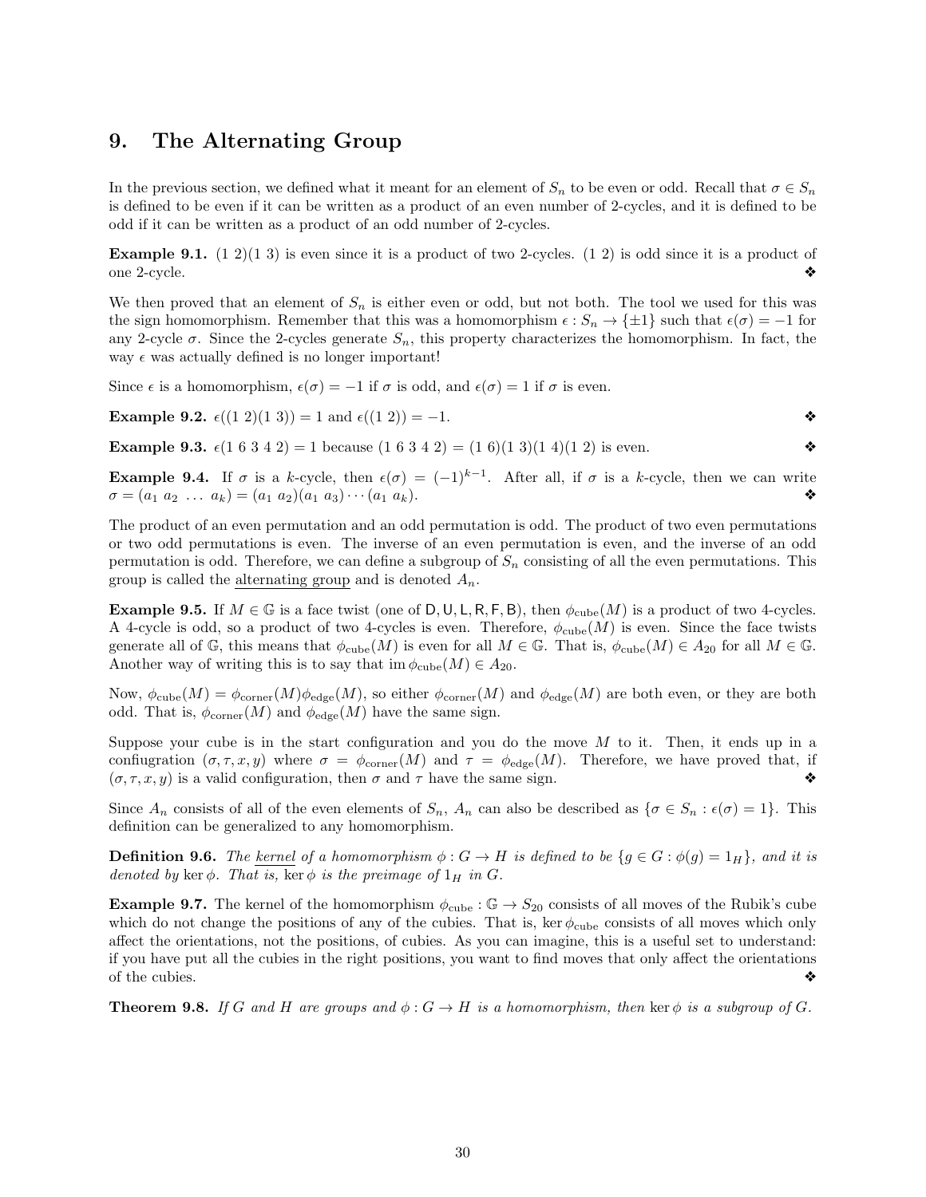## 9. The Alternating Group

In the previous section, we defined what it meant for an element of $S_n$ to be even or odd. Recall that $\sigma \in S_n$ is defined to be even if it can be written as a product of an even number of 2-cycles, and it is defined to be odd if it can be written as a product of an odd number of 2-cycles.

**Example 9.1.** $(1\ 2)(1\ 3)$ is even since it is a product of two 2-cycles. $(1\ 2)$ is odd since it is a product of one 2-cycle. ❖

We then proved that an element of $S_n$ is either even or odd, but not both. The tool we used for this was the sign homomorphism. Remember that this was a homomorphism $\epsilon : S_n \to \{\pm 1\}$ such that $\epsilon(\sigma) = -1$ for any 2-cycle $\sigma$. Since the 2-cycles generate $S_n$, this property characterizes the homomorphism. In fact, the way $\epsilon$ was actually defined is no longer important!

Since $\epsilon$ is a homomorphism, $\epsilon(\sigma) = -1$ if $\sigma$ is odd, and $\epsilon(\sigma) = 1$ if $\sigma$ is even.

**Example 9.2.** $\epsilon((1\ 2)(1\ 3)) = 1$ and $\epsilon((1\ 2)) = -1$. ❖

**Example 9.3.** $\epsilon(1\ 6\ 3\ 4\ 2) = 1$ because $(1\ 6\ 3\ 4\ 2) = (1\ 6)(1\ 3)(1\ 4)(1\ 2)$ is even. ❖

**Example 9.4.** If $\sigma$ is a $k$-cycle, then $\epsilon(\sigma) = (-1)^{k-1}$. After all, if $\sigma$ is a $k$-cycle, then we can write $\sigma = (a_1\ a_2\ \ldots\ a_k) = (a_1\ a_2)(a_1\ a_3)\cdots(a_1\ a_k)$. ❖

The product of an even permutation and an odd permutation is odd. The product of two even permutations or two odd permutations is even. The inverse of an even permutation is even, and the inverse of an odd permutation is odd. Therefore, we can define a subgroup of $S_n$ consisting of all the even permutations. This group is called the <u>alternating group</u> and is denoted $A_n$.

**Example 9.5.** If $M \in \mathbb{G}$ is a face twist (one of D, U, L, R, F, B), then $\phi_{\text{cube}}(M)$ is a product of two 4-cycles. A 4-cycle is odd, so a product of two 4-cycles is even. Therefore, $\phi_{\text{cube}}(M)$ is even. Since the face twists generate all of $\mathbb{G}$, this means that $\phi_{\text{cube}}(M)$ is even for all $M \in \mathbb{G}$. That is, $\phi_{\text{cube}}(M) \in A_{20}$ for all $M \in \mathbb{G}$. Another way of writing this is to say that $\operatorname{im} \phi_{\text{cube}}(M) \in A_{20}$.

Now, $\phi_{\text{cube}}(M) = \phi_{\text{corner}}(M)\phi_{\text{edge}}(M)$, so either $\phi_{\text{corner}}(M)$ and $\phi_{\text{edge}}(M)$ are both even, or they are both odd. That is, $\phi_{\text{corner}}(M)$ and $\phi_{\text{edge}}(M)$ have the same sign.

Suppose your cube is in the start configuration and you do the move $M$ to it. Then, it ends up in a confiugration $(\sigma, \tau, x, y)$ where $\sigma = \phi_{\text{corner}}(M)$ and $\tau = \phi_{\text{edge}}(M)$. Therefore, we have proved that, if $(\sigma, \tau, x, y)$ is a valid configuration, then $\sigma$ and $\tau$ have the same sign. ❖

Since $A_n$ consists of all of the even elements of $S_n$, $A_n$ can also be described as $\{\sigma \in S_n : \epsilon(\sigma) = 1\}$. This definition can be generalized to any homomorphism.

**Definition 9.6.** *The <u>kernel</u> of a homomorphism $\phi : G \to H$ is defined to be $\{g \in G : \phi(g) = 1_H\}$, and it is denoted by $\ker \phi$. That is, $\ker \phi$ is the preimage of $1_H$ in $G$.*

**Example 9.7.** The kernel of the homomorphism $\phi_{\text{cube}} : \mathbb{G} \to S_{20}$ consists of all moves of the Rubik's cube which do not change the positions of any of the cubies. That is, $\ker \phi_{\text{cube}}$ consists of all moves which only affect the orientations, not the positions, of cubies. As you can imagine, this is a useful set to understand: if you have put all the cubies in the right positions, you want to find moves that only affect the orientations of the cubies. ❖

**Theorem 9.8.** *If $G$ and $H$ are groups and $\phi : G \to H$ is a homomorphism, then $\ker \phi$ is a subgroup of $G$.*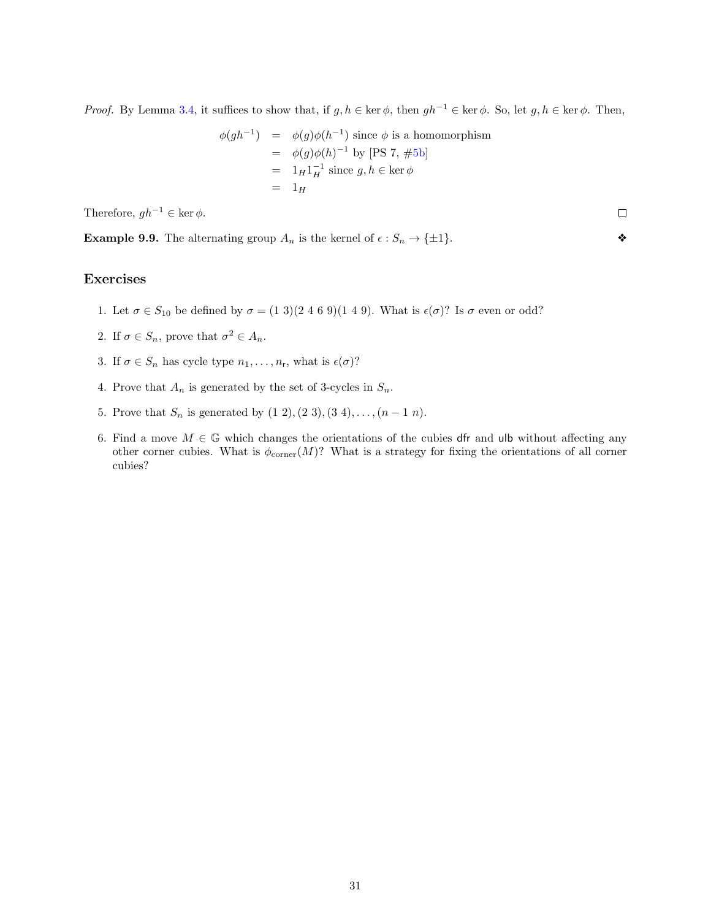*Proof.* By Lemma 3.4, it suffices to show that, if $g, h \in \ker \phi$, then $gh^{-1} \in \ker \phi$. So, let $g, h \in \ker \phi$. Then,

$$
\begin{aligned}
\phi(gh^{-1}) &= \phi(g)\phi(h^{-1}) \text{ since } \phi \text{ is a homomorphism} \\
&= \phi(g)\phi(h)^{-1} \text{ by [PS 7, \#5b]} \\
&= 1_H 1_H^{-1} \text{ since } g, h \in \ker \phi \\
&= 1_H
\end{aligned}
$$

Therefore, $gh^{-1} \in \ker \phi$. □

**Example 9.9.** The alternating group $A_n$ is the kernel of $\epsilon : S_n \to \{\pm 1\}$. ❖

## Exercises

1. Let $\sigma \in S_{10}$ be defined by $\sigma = (1\ 3)(2\ 4\ 6\ 9)(1\ 4\ 9)$. What is $\epsilon(\sigma)$? Is $\sigma$ even or odd?
2. If $\sigma \in S_n$, prove that $\sigma^2 \in A_n$.
3. If $\sigma \in S_n$ has cycle type $n_1, \ldots, n_r$, what is $\epsilon(\sigma)$?
4. Prove that $A_n$ is generated by the set of 3-cycles in $S_n$.
5. Prove that $S_n$ is generated by $(1\ 2), (2\ 3), (3\ 4), \ldots, (n-1\ n)$.
6. Find a move $M \in \mathbb{G}$ which changes the orientations of the cubies dfr and ulb without affecting any other corner cubies. What is $\phi_{\text{corner}}(M)$? What is a strategy for fixing the orientations of all corner cubies?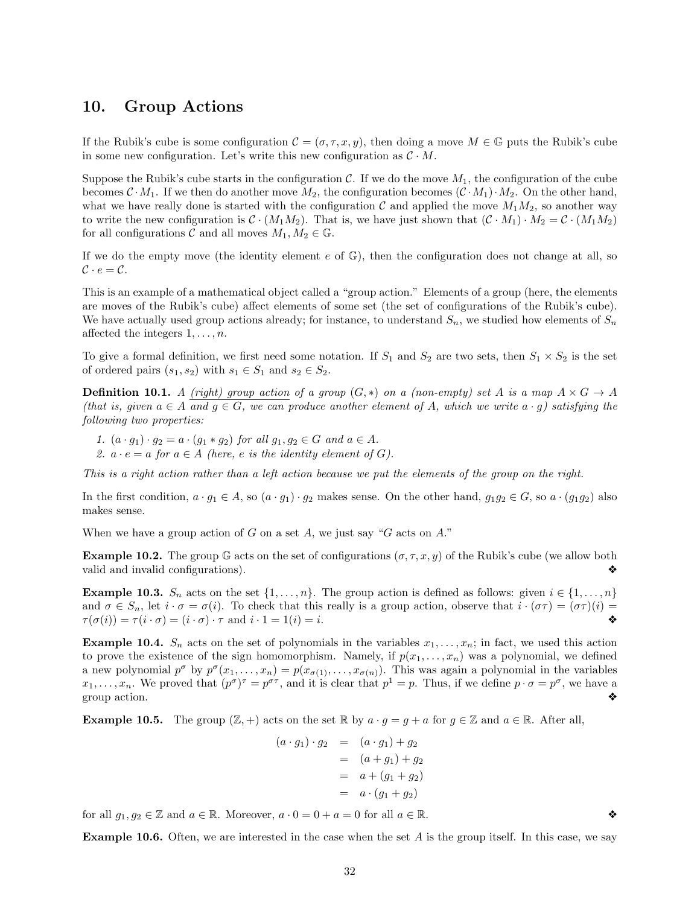## 10. Group Actions

If the Rubik's cube is some configuration $\mathcal{C} = (\sigma, \tau, x, y)$, then doing a move $M \in \mathbb{G}$ puts the Rubik's cube in some new configuration. Let's write this new configuration as $\mathcal{C} \cdot M$.

Suppose the Rubik's cube starts in the configuration $\mathcal{C}$. If we do the move $M_1$, the configuration of the cube becomes $\mathcal{C} \cdot M_1$. If we then do another move $M_2$, the configuration becomes $(\mathcal{C} \cdot M_1) \cdot M_2$. On the other hand, what we have really done is started with the configuration $\mathcal{C}$ and applied the move $M_1 M_2$, so another way to write the new configuration is $\mathcal{C} \cdot (M_1 M_2)$. That is, we have just shown that $(\mathcal{C} \cdot M_1) \cdot M_2 = \mathcal{C} \cdot (M_1 M_2)$ for all configurations $\mathcal{C}$ and all moves $M_1, M_2 \in \mathbb{G}$.

If we do the empty move (the identity element $e$ of $\mathbb{G}$), then the configuration does not change at all, so $\mathcal{C} \cdot e = \mathcal{C}$.

This is an example of a mathematical object called a "group action." Elements of a group (here, the elements are moves of the Rubik's cube) affect elements of some set (the set of configurations of the Rubik's cube). We have actually used group actions already; for instance, to understand $S_n$, we studied how elements of $S_n$ affected the integers $1, \ldots, n$.

To give a formal definition, we first need some notation. If $S_1$ and $S_2$ are two sets, then $S_1 \times S_2$ is the set of ordered pairs $(s_1, s_2)$ with $s_1 \in S_1$ and $s_2 \in S_2$.

**Definition 10.1.** *A (right) group action of a group $(G, *)$ on a (non-empty) set $A$ is a map $A \times G \to A$ (that is, given $a \in A$ and $g \in G$, we can produce another element of $A$, which we write $a \cdot g$) satisfying the following two properties:*

1. *$(a \cdot g_1) \cdot g_2 = a \cdot (g_1 * g_2)$ for all $g_1, g_2 \in G$ and $a \in A$.*
2. *$a \cdot e = a$ for $a \in A$ (here, $e$ is the identity element of $G$).*

*This is a right action rather than a left action because we put the elements of the group on the right.*

In the first condition, $a \cdot g_1 \in A$, so $(a \cdot g_1) \cdot g_2$ makes sense. On the other hand, $g_1 g_2 \in G$, so $a \cdot (g_1 g_2)$ also makes sense.

When we have a group action of $G$ on a set $A$, we just say "$G$ acts on $A$."

**Example 10.2.** The group $\mathbb{G}$ acts on the set of configurations $(\sigma, \tau, x, y)$ of the Rubik's cube (we allow both valid and invalid configurations). ❖

**Example 10.3.** $S_n$ acts on the set $\{1, \ldots, n\}$. The group action is defined as follows: given $i \in \{1, \ldots, n\}$ and $\sigma \in S_n$, let $i \cdot \sigma = \sigma(i)$. To check that this really is a group action, observe that $i \cdot (\sigma\tau) = (\sigma\tau)(i) = \tau(\sigma(i)) = \tau(i \cdot \sigma) = (i \cdot \sigma) \cdot \tau$ and $i \cdot 1 = 1(i) = i$. ❖

**Example 10.4.** $S_n$ acts on the set of polynomials in the variables $x_1, \ldots, x_n$; in fact, we used this action to prove the existence of the sign homomorphism. Namely, if $p(x_1, \ldots, x_n)$ was a polynomial, we defined a new polynomial $p^\sigma$ by $p^\sigma(x_1, \ldots, x_n) = p(x_{\sigma(1)}, \ldots, x_{\sigma(n)})$. This was again a polynomial in the variables $x_1, \ldots, x_n$. We proved that $(p^\sigma)^\tau = p^{\sigma\tau}$, and it is clear that $p^1 = p$. Thus, if we define $p \cdot \sigma = p^\sigma$, we have a group action. ❖

**Example 10.5.** The group $(\mathbb{Z}, +)$ acts on the set $\mathbb{R}$ by $a \cdot g = g + a$ for $g \in \mathbb{Z}$ and $a \in \mathbb{R}$. After all,

$$
\begin{aligned}
(a \cdot g_1) \cdot g_2 &= (a \cdot g_1) + g_2 \\
&= (a + g_1) + g_2 \\
&= a + (g_1 + g_2) \\
&= a \cdot (g_1 + g_2)
\end{aligned}
$$

for all $g_1, g_2 \in \mathbb{Z}$ and $a \in \mathbb{R}$. Moreover, $a \cdot 0 = 0 + a = 0$ for all $a \in \mathbb{R}$. ❖

**Example 10.6.** Often, we are interested in the case when the set $A$ is the group itself. In this case, we say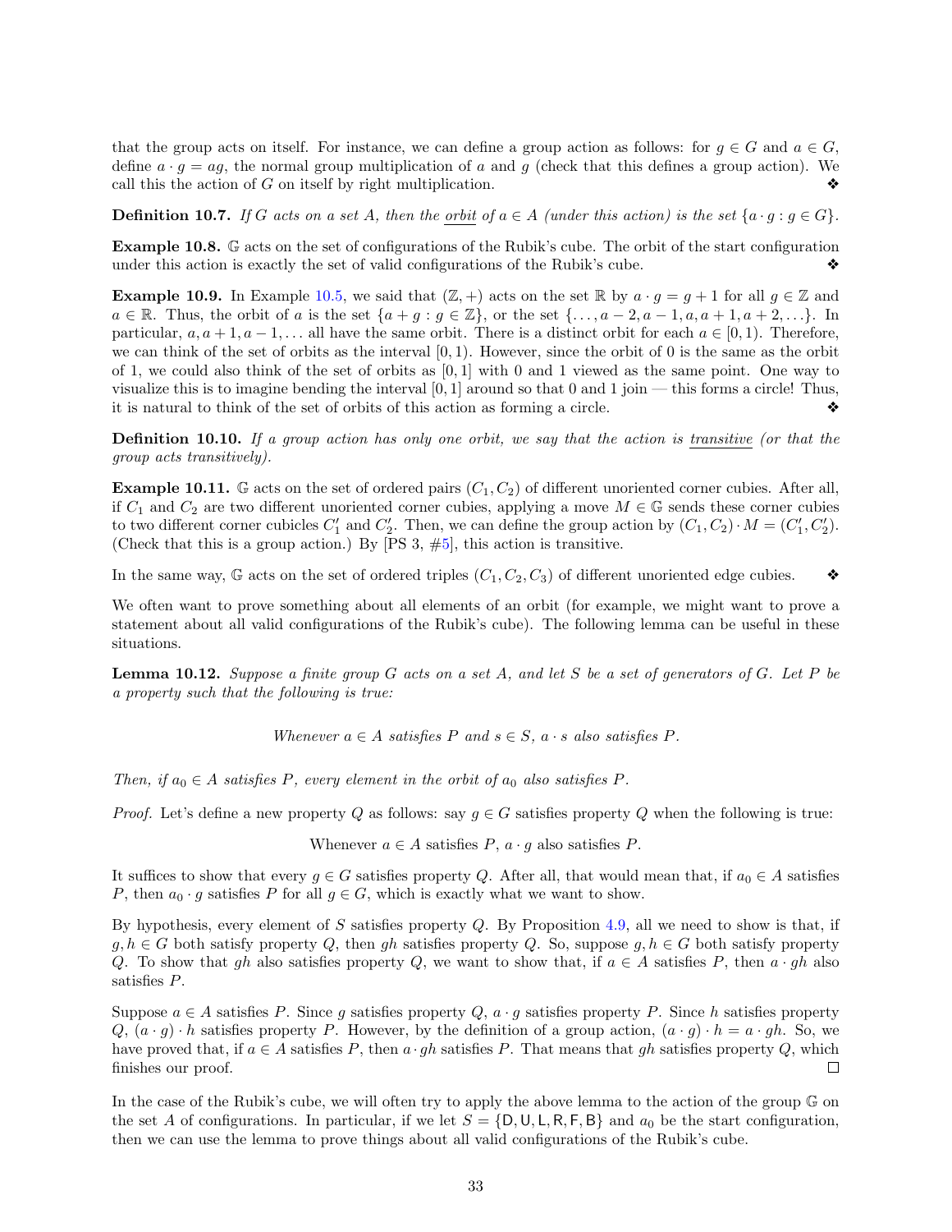that the group acts on itself. For instance, we can define a group action as follows: for $g \in G$ and $a \in G$, define $a \cdot g = ag$, the normal group multiplication of $a$ and $g$ (check that this defines a group action). We call this the action of $G$ on itself by right multiplication. ❖

**Definition 10.7.** *If $G$ acts on a set $A$, then the* orbit *of $a \in A$ (under this action) is the set $\{a \cdot g : g \in G\}$.*

**Example 10.8.** $\mathbb{G}$ acts on the set of configurations of the Rubik's cube. The orbit of the start configuration under this action is exactly the set of valid configurations of the Rubik's cube. ❖

**Example 10.9.** In Example 10.5, we said that $(\mathbb{Z}, +)$ acts on the set $\mathbb{R}$ by $a \cdot g = g + 1$ for all $g \in \mathbb{Z}$ and $a \in \mathbb{R}$. Thus, the orbit of $a$ is the set $\{a + g : g \in \mathbb{Z}\}$, or the set $\{\ldots, a-2, a-1, a, a+1, a+2, \ldots\}$. In particular, $a, a+1, a-1, \ldots$ all have the same orbit. There is a distinct orbit for each $a \in [0, 1)$. Therefore, we can think of the set of orbits as the interval $[0, 1)$. However, since the orbit of 0 is the same as the orbit of 1, we could also think of the set of orbits as $[0, 1]$ with 0 and 1 viewed as the same point. One way to visualize this is to imagine bending the interval $[0, 1]$ around so that 0 and 1 join — this forms a circle! Thus, it is natural to think of the set of orbits of this action as forming a circle. ❖

**Definition 10.10.** *If a group action has only one orbit, we say that the action is* transitive *(or that the group acts transitively).*

**Example 10.11.** $\mathbb{G}$ acts on the set of ordered pairs $(C_1, C_2)$ of different unoriented corner cubies. After all, if $C_1$ and $C_2$ are two different unoriented corner cubies, applying a move $M \in \mathbb{G}$ sends these corner cubies to two different corner cubicles $C_1'$ and $C_2'$. Then, we can define the group action by $(C_1, C_2) \cdot M = (C_1', C_2')$. (Check that this is a group action.) By [PS 3, #5], this action is transitive.

In the same way, $\mathbb{G}$ acts on the set of ordered triples $(C_1, C_2, C_3)$ of different unoriented edge cubies. ❖

We often want to prove something about all elements of an orbit (for example, we might want to prove a statement about all valid configurations of the Rubik's cube). The following lemma can be useful in these situations.

**Lemma 10.12.** *Suppose a finite group $G$ acts on a set $A$, and let $S$ be a set of generators of $G$. Let $P$ be a property such that the following is true:*

*Whenever $a \in A$ satisfies $P$ and $s \in S$, $a \cdot s$ also satisfies $P$.*

*Then, if $a_0 \in A$ satisfies $P$, every element in the orbit of $a_0$ also satisfies $P$.*

*Proof.* Let's define a new property $Q$ as follows: say $g \in G$ satisfies property $Q$ when the following is true:

Whenever $a \in A$ satisfies $P$, $a \cdot g$ also satisfies $P$.

It suffices to show that every $g \in G$ satisfies property $Q$. After all, that would mean that, if $a_0 \in A$ satisfies $P$, then $a_0 \cdot g$ satisfies $P$ for all $g \in G$, which is exactly what we want to show.

By hypothesis, every element of $S$ satisfies property $Q$. By Proposition 4.9, all we need to show is that, if $g, h \in G$ both satisfy property $Q$, then $gh$ satisfies property $Q$. So, suppose $g, h \in G$ both satisfy property $Q$. To show that $gh$ also satisfies property $Q$, we want to show that, if $a \in A$ satisfies $P$, then $a \cdot gh$ also satisfies $P$.

Suppose $a \in A$ satisfies $P$. Since $g$ satisfies property $Q$, $a \cdot g$ satisfies property $P$. Since $h$ satisfies property $Q$, $(a \cdot g) \cdot h$ satisfies property $P$. However, by the definition of a group action, $(a \cdot g) \cdot h = a \cdot gh$. So, we have proved that, if $a \in A$ satisfies $P$, then $a \cdot gh$ satisfies $P$. That means that $gh$ satisfies property $Q$, which finishes our proof. □

In the case of the Rubik's cube, we will often try to apply the above lemma to the action of the group $\mathbb{G}$ on the set $A$ of configurations. In particular, if we let $S = \{\mathsf{D}, \mathsf{U}, \mathsf{L}, \mathsf{R}, \mathsf{F}, \mathsf{B}\}$ and $a_0$ be the start configuration, then we can use the lemma to prove things about all valid configurations of the Rubik's cube.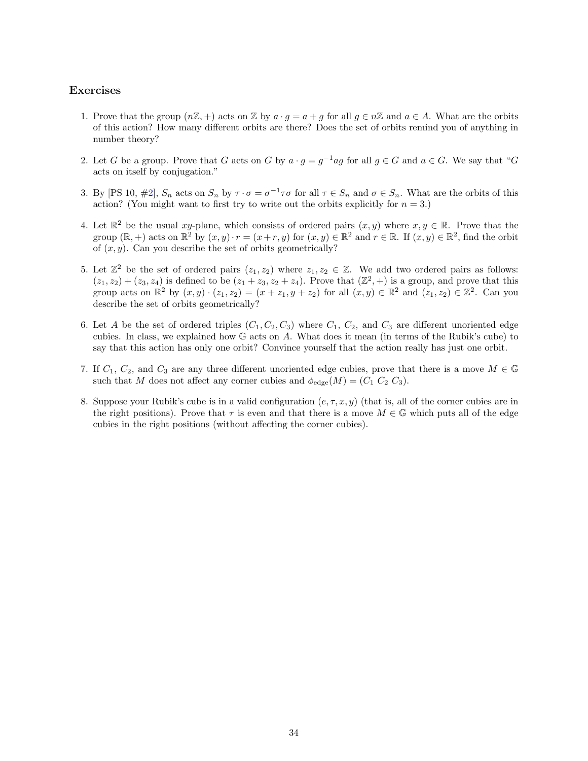### Exercises

1. Prove that the group $(n\mathbb{Z}, +)$ acts on $\mathbb{Z}$ by $a \cdot g = a + g$ for all $g \in n\mathbb{Z}$ and $a \in A$. What are the orbits of this action? How many different orbits are there? Does the set of orbits remind you of anything in number theory?

2. Let $G$ be a group. Prove that $G$ acts on $G$ by $a \cdot g = g^{-1}ag$ for all $g \in G$ and $a \in G$. We say that "$G$ acts on itself by conjugation."

3. By [PS 10, #2], $S_n$ acts on $S_n$ by $\tau \cdot \sigma = \sigma^{-1}\tau\sigma$ for all $\tau \in S_n$ and $\sigma \in S_n$. What are the orbits of this action? (You might want to first try to write out the orbits explicitly for $n = 3$.)

4. Let $\mathbb{R}^2$ be the usual $xy$-plane, which consists of ordered pairs $(x, y)$ where $x, y \in \mathbb{R}$. Prove that the group $(\mathbb{R}, +)$ acts on $\mathbb{R}^2$ by $(x, y) \cdot r = (x + r, y)$ for $(x, y) \in \mathbb{R}^2$ and $r \in \mathbb{R}$. If $(x, y) \in \mathbb{R}^2$, find the orbit of $(x, y)$. Can you describe the set of orbits geometrically?

5. Let $\mathbb{Z}^2$ be the set of ordered pairs $(z_1, z_2)$ where $z_1, z_2 \in \mathbb{Z}$. We add two ordered pairs as follows: $(z_1, z_2) + (z_3, z_4)$ is defined to be $(z_1 + z_3, z_2 + z_4)$. Prove that $(\mathbb{Z}^2, +)$ is a group, and prove that this group acts on $\mathbb{R}^2$ by $(x, y) \cdot (z_1, z_2) = (x + z_1, y + z_2)$ for all $(x, y) \in \mathbb{R}^2$ and $(z_1, z_2) \in \mathbb{Z}^2$. Can you describe the set of orbits geometrically?

6. Let $A$ be the set of ordered triples $(C_1, C_2, C_3)$ where $C_1$, $C_2$, and $C_3$ are different unoriented edge cubies. In class, we explained how $\mathbb{G}$ acts on $A$. What does it mean (in terms of the Rubik's cube) to say that this action has only one orbit? Convince yourself that the action really has just one orbit.

7. If $C_1$, $C_2$, and $C_3$ are any three different unoriented edge cubies, prove that there is a move $M \in \mathbb{G}$ such that $M$ does not affect any corner cubies and $\phi_{\text{edge}}(M) = (C_1\ C_2\ C_3)$.

8. Suppose your Rubik's cube is in a valid configuration $(e, \tau, x, y)$ (that is, all of the corner cubies are in the right positions). Prove that $\tau$ is even and that there is a move $M \in \mathbb{G}$ which puts all of the edge cubies in the right positions (without affecting the corner cubies).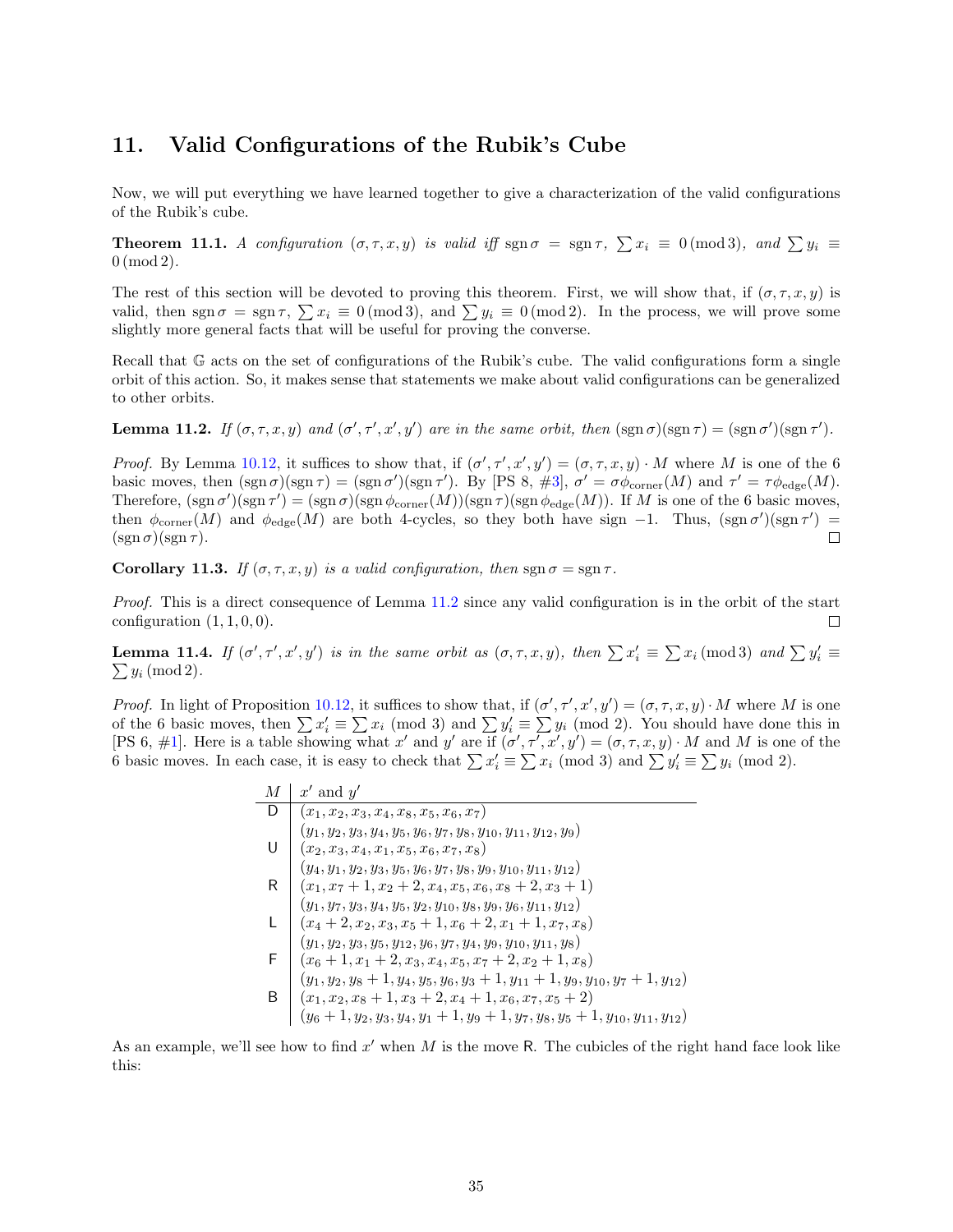## 11. Valid Configurations of the Rubik's Cube

Now, we will put everything we have learned together to give a characterization of the valid configurations of the Rubik's cube.

**Theorem 11.1.** *A configuration $(\sigma, \tau, x, y)$ is valid iff $\operatorname{sgn}\sigma = \operatorname{sgn}\tau$, $\sum x_i \equiv 0 \pmod 3$, and $\sum y_i \equiv 0 \pmod 2$.*

The rest of this section will be devoted to proving this theorem. First, we will show that, if $(\sigma, \tau, x, y)$ is valid, then $\operatorname{sgn}\sigma = \operatorname{sgn}\tau$, $\sum x_i \equiv 0 \pmod 3$, and $\sum y_i \equiv 0 \pmod 2$. In the process, we will prove some slightly more general facts that will be useful for proving the converse.

Recall that $\mathbb{G}$ acts on the set of configurations of the Rubik's cube. The valid configurations form a single orbit of this action. So, it makes sense that statements we make about valid configurations can be generalized to other orbits.

**Lemma 11.2.** *If $(\sigma, \tau, x, y)$ and $(\sigma', \tau', x', y')$ are in the same orbit, then $(\operatorname{sgn}\sigma)(\operatorname{sgn}\tau) = (\operatorname{sgn}\sigma')(\operatorname{sgn}\tau')$.*

*Proof.* By Lemma 10.12, it suffices to show that, if $(\sigma', \tau', x', y') = (\sigma, \tau, x, y) \cdot M$ where $M$ is one of the 6 basic moves, then $(\operatorname{sgn}\sigma)(\operatorname{sgn}\tau) = (\operatorname{sgn}\sigma')(\operatorname{sgn}\tau')$. By [PS 8, #3], $\sigma' = \sigma\phi_{\text{corner}}(M)$ and $\tau' = \tau\phi_{\text{edge}}(M)$. Therefore, $(\operatorname{sgn}\sigma')(\operatorname{sgn}\tau') = (\operatorname{sgn}\sigma)(\operatorname{sgn}\phi_{\text{corner}}(M))(\operatorname{sgn}\tau)(\operatorname{sgn}\phi_{\text{edge}}(M))$. If $M$ is one of the 6 basic moves, then $\phi_{\text{corner}}(M)$ and $\phi_{\text{edge}}(M)$ are both 4-cycles, so they both have sign $-1$. Thus, $(\operatorname{sgn}\sigma')(\operatorname{sgn}\tau') = (\operatorname{sgn}\sigma)(\operatorname{sgn}\tau)$. □

**Corollary 11.3.** *If $(\sigma, \tau, x, y)$ is a valid configuration, then $\operatorname{sgn}\sigma = \operatorname{sgn}\tau$.*

*Proof.* This is a direct consequence of Lemma 11.2 since any valid configuration is in the orbit of the start configuration $(1, 1, 0, 0)$. □

**Lemma 11.4.** *If $(\sigma', \tau', x', y')$ is in the same orbit as $(\sigma, \tau, x, y)$, then $\sum x'_i \equiv \sum x_i \pmod 3$ and $\sum y'_i \equiv \sum y_i \pmod 2$.*

*Proof.* In light of Proposition 10.12, it suffices to show that, if $(\sigma', \tau', x', y') = (\sigma, \tau, x, y) \cdot M$ where $M$ is one of the 6 basic moves, then $\sum x'_i \equiv \sum x_i \pmod 3$ and $\sum y'_i \equiv \sum y_i \pmod 2$. You should have done this in [PS 6, #1]. Here is a table showing what $x'$ and $y'$ are if $(\sigma', \tau', x', y') = (\sigma, \tau, x, y) \cdot M$ and $M$ is one of the 6 basic moves. In each case, it is easy to check that $\sum x'_i \equiv \sum x_i \pmod 3$ and $\sum y'_i \equiv \sum y_i \pmod 2$.

| $M$ | $x'$ and $y'$ |
|---|---|
| D | $(x_1, x_2, x_3, x_4, x_8, x_5, x_6, x_7)$ |
| | $(y_1, y_2, y_3, y_4, y_5, y_6, y_7, y_8, y_{10}, y_{11}, y_{12}, y_9)$ |
| U | $(x_2, x_3, x_4, x_1, x_5, x_6, x_7, x_8)$ |
| | $(y_4, y_1, y_2, y_3, y_5, y_6, y_7, y_8, y_9, y_{10}, y_{11}, y_{12})$ |
| R | $(x_1, x_7 + 1, x_2 + 2, x_4, x_5, x_6, x_8 + 2, x_3 + 1)$ |
| | $(y_1, y_7, y_3, y_4, y_5, y_2, y_{10}, y_8, y_9, y_6, y_{11}, y_{12})$ |
| L | $(x_4 + 2, x_2, x_3, x_5 + 1, x_6 + 2, x_1 + 1, x_7, x_8)$ |
| | $(y_1, y_2, y_3, y_5, y_{12}, y_6, y_7, y_4, y_9, y_{10}, y_{11}, y_8)$ |
| F | $(x_6 + 1, x_1 + 2, x_3, x_4, x_5, x_7 + 2, x_2 + 1, x_8)$ |
| | $(y_1, y_2, y_8 + 1, y_4, y_5, y_6, y_3 + 1, y_{11} + 1, y_9, y_{10}, y_7 + 1, y_{12})$ |
| B | $(x_1, x_2, x_8 + 1, x_3 + 2, x_4 + 1, x_6, x_7, x_5 + 2)$ |
| | $(y_6 + 1, y_2, y_3, y_4, y_1 + 1, y_9 + 1, y_7, y_8, y_5 + 1, y_{10}, y_{11}, y_{12})$ |

As an example, we'll see how to find $x'$ when $M$ is the move R. The cubicles of the right hand face look like this: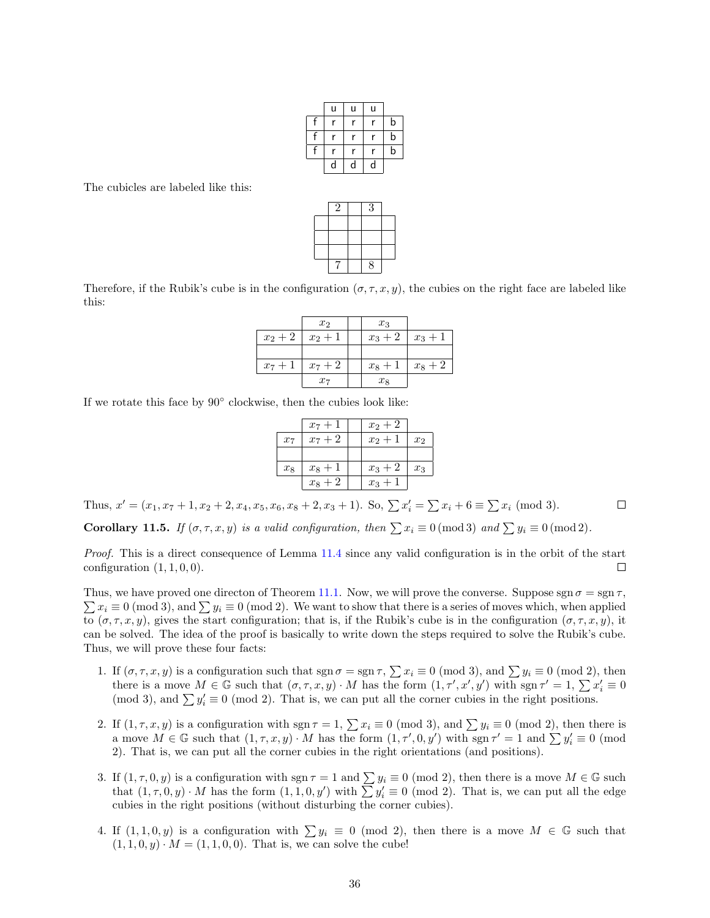|   | u | u | u |   |
|---|---|---|---|---|
| f | r | r | r | b |
| f | r | r | r | b |
| f | r | r | r | b |
|   | d | d | d |   |

The cubicles are labeled like this:

|   |   |   |   |   |
|---|---|---|---|---|
|   | 2 |   | 3 |   |
|   |   |   |   |   |
|   |   |   |   |   |
|   |   |   |   |   |
|   | 7 |   | 8 |   |

Therefore, if the Rubik's cube is in the configuration $(\sigma, \tau, x, y)$, the cubies on the right face are labeled like this:

|   |   |   |   |   |
|---|---|---|---|---|
|   | $x_2$ |   | $x_3$ |   |
| $x_2+2$ | $x_2+1$ |   | $x_3+2$ | $x_3+1$ |
|   |   |   |   |   |
| $x_7+1$ | $x_7+2$ |   | $x_8+1$ | $x_8+2$ |
|   | $x_7$ |   | $x_8$ |   |

If we rotate this face by 90° clockwise, then the cubies look like:

|   |   |   |   |   |
|---|---|---|---|---|
|   | $x_7+1$ |   | $x_2+2$ |   |
| $x_7$ | $x_7+2$ |   | $x_2+1$ | $x_2$ |
|   |   |   |   |   |
| $x_8$ | $x_8+1$ |   | $x_3+2$ | $x_3$ |
|   | $x_8+2$ |   | $x_3+1$ |   |

Thus, $x' = (x_1, x_7+1, x_2+2, x_4, x_5, x_6, x_8+2, x_3+1)$. So, $\sum x_i' = \sum x_i + 6 \equiv \sum x_i \pmod 3$. □

**Corollary 11.5.** *If $(\sigma, \tau, x, y)$ is a valid configuration, then $\sum x_i \equiv 0 \pmod 3$ and $\sum y_i \equiv 0 \pmod 2$.*

*Proof.* This is a direct consequence of Lemma 11.4 since any valid configuration is in the orbit of the start configuration $(1, 1, 0, 0)$. □

Thus, we have proved one directon of Theorem 11.1. Now, we will prove the converse. Suppose $\operatorname{sgn}\sigma = \operatorname{sgn}\tau$, $\sum x_i \equiv 0 \pmod 3$, and $\sum y_i \equiv 0 \pmod 2$. We want to show that there is a series of moves which, when applied to $(\sigma, \tau, x, y)$, gives the start configuration; that is, if the Rubik's cube is in the configuration $(\sigma, \tau, x, y)$, it can be solved. The idea of the proof is basically to write down the steps required to solve the Rubik's cube. Thus, we will prove these four facts:

1. If $(\sigma, \tau, x, y)$ is a configuration such that $\operatorname{sgn}\sigma = \operatorname{sgn}\tau$, $\sum x_i \equiv 0 \pmod 3$, and $\sum y_i \equiv 0 \pmod 2$, then there is a move $M \in \mathbb{G}$ such that $(\sigma, \tau, x, y) \cdot M$ has the form $(1, \tau', x', y')$ with $\operatorname{sgn}\tau' = 1$, $\sum x_i' \equiv 0 \pmod 3$, and $\sum y_i' \equiv 0 \pmod 2$. That is, we can put all the corner cubies in the right positions.
2. If $(1, \tau, x, y)$ is a configuration with $\operatorname{sgn}\tau = 1$, $\sum x_i \equiv 0 \pmod 3$, and $\sum y_i \equiv 0 \pmod 2$, then there is a move $M \in \mathbb{G}$ such that $(1, \tau, x, y) \cdot M$ has the form $(1, \tau', 0, y')$ with $\operatorname{sgn}\tau' = 1$ and $\sum y_i' \equiv 0 \pmod 2$. That is, we can put all the corner cubies in the right orientations (and positions).
3. If $(1, \tau, 0, y)$ is a configuration with $\operatorname{sgn}\tau = 1$ and $\sum y_i \equiv 0 \pmod 2$, then there is a move $M \in \mathbb{G}$ such that $(1, \tau, 0, y) \cdot M$ has the form $(1, 1, 0, y')$ with $\sum y_i' \equiv 0 \pmod 2$. That is, we can put all the edge cubies in the right positions (without disturbing the corner cubies).
4. If $(1, 1, 0, y)$ is a configuration with $\sum y_i \equiv 0 \pmod 2$, then there is a move $M \in \mathbb{G}$ such that $(1, 1, 0, y) \cdot M = (1, 1, 0, 0)$. That is, we can solve the cube!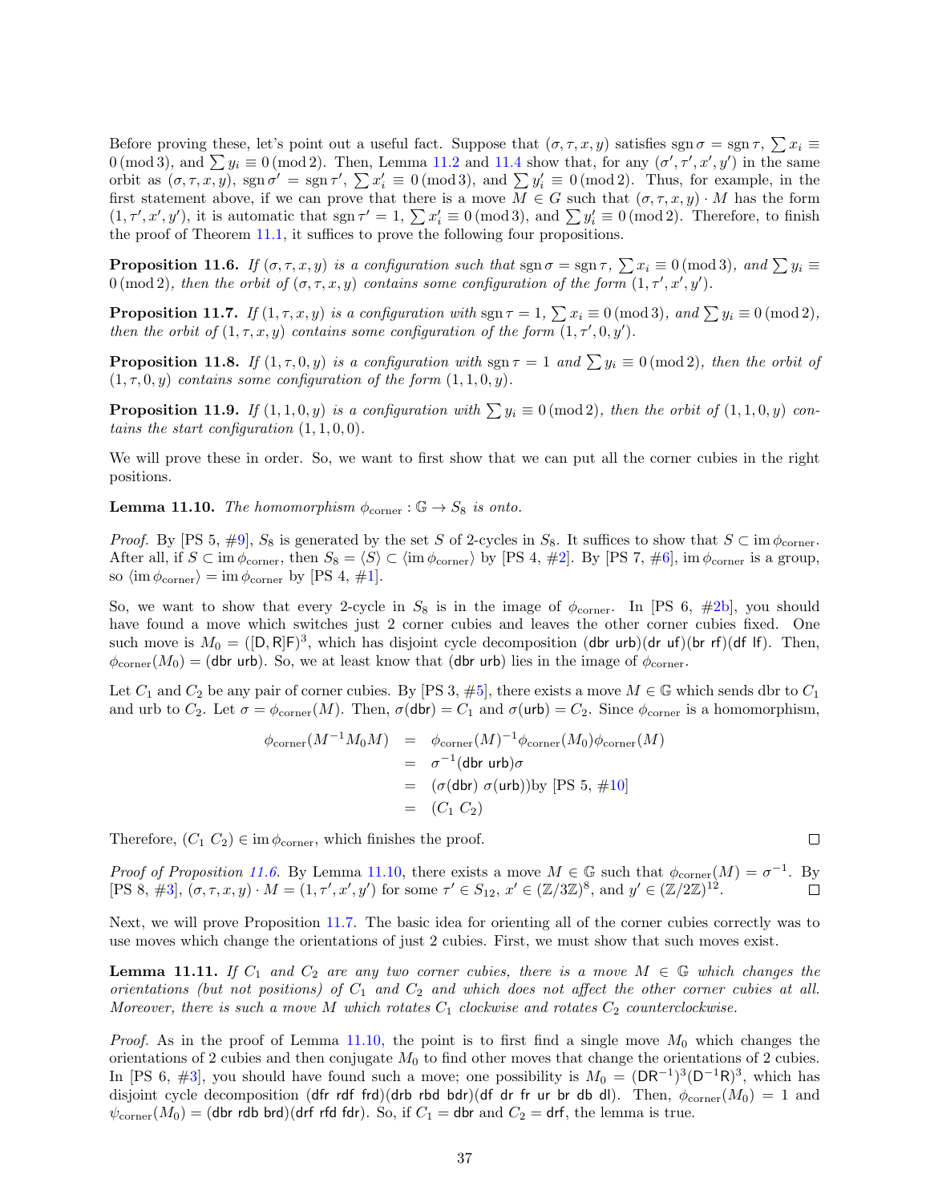Before proving these, let's point out a useful fact. Suppose that $(\sigma, \tau, x, y)$ satisfies $\operatorname{sgn}\sigma = \operatorname{sgn}\tau$, $\sum x_i \equiv 0 \pmod 3$, and $\sum y_i \equiv 0 \pmod 2$. Then, Lemma 11.2 and 11.4 show that, for any $(\sigma', \tau', x', y')$ in the same orbit as $(\sigma, \tau, x, y)$, $\operatorname{sgn}\sigma' = \operatorname{sgn}\tau'$, $\sum x'_i \equiv 0 \pmod 3$, and $\sum y'_i \equiv 0 \pmod 2$. Thus, for example, in the first statement above, if we can prove that there is a move $M \in G$ such that $(\sigma, \tau, x, y) \cdot M$ has the form $(1, \tau', x', y')$, it is automatic that $\operatorname{sgn}\tau' = 1$, $\sum x'_i \equiv 0 \pmod 3$, and $\sum y'_i \equiv 0 \pmod 2$. Therefore, to finish the proof of Theorem 11.1, it suffices to prove the following four propositions.

**Proposition 11.6.** *If $(\sigma, \tau, x, y)$ is a configuration such that $\operatorname{sgn}\sigma = \operatorname{sgn}\tau$, $\sum x_i \equiv 0 \pmod 3$, and $\sum y_i \equiv 0 \pmod 2$, then the orbit of $(\sigma, \tau, x, y)$ contains some configuration of the form $(1, \tau', x', y')$.*

**Proposition 11.7.** *If $(1, \tau, x, y)$ is a configuration with $\operatorname{sgn}\tau = 1$, $\sum x_i \equiv 0 \pmod 3$, and $\sum y_i \equiv 0 \pmod 2$, then the orbit of $(1, \tau, x, y)$ contains some configuration of the form $(1, \tau', 0, y')$.*

**Proposition 11.8.** *If $(1, \tau, 0, y)$ is a configuration with $\operatorname{sgn}\tau = 1$ and $\sum y_i \equiv 0 \pmod 2$, then the orbit of $(1, \tau, 0, y)$ contains some configuration of the form $(1, 1, 0, y)$.*

**Proposition 11.9.** *If $(1, 1, 0, y)$ is a configuration with $\sum y_i \equiv 0 \pmod 2$, then the orbit of $(1, 1, 0, y)$ contains the start configuration $(1, 1, 0, 0)$.*

We will prove these in order. So, we want to first show that we can put all the corner cubies in the right positions.

**Lemma 11.10.** *The homomorphism $\phi_{\text{corner}} : \mathbb{G} \to S_8$ is onto.*

*Proof.* By [PS 5, #9], $S_8$ is generated by the set $S$ of 2-cycles in $S_8$. It suffices to show that $S \subset \operatorname{im}\phi_{\text{corner}}$. After all, if $S \subset \operatorname{im}\phi_{\text{corner}}$, then $S_8 = \langle S \rangle \subset \langle \operatorname{im}\phi_{\text{corner}} \rangle$ by [PS 4, #2]. By [PS 7, #6], $\operatorname{im}\phi_{\text{corner}}$ is a group, so $\langle \operatorname{im}\phi_{\text{corner}} \rangle = \operatorname{im}\phi_{\text{corner}}$ by [PS 4, #1].

So, we want to show that every 2-cycle in $S_8$ is in the image of $\phi_{\text{corner}}$. In [PS 6, #2b], you should have found a move which switches just 2 corner cubies and leaves the other corner cubies fixed. One such move is $M_0 = ([\mathsf{D}, \mathsf{R}]\mathsf{F})^3$, which has disjoint cycle decomposition (dbr urb)(dr uf)(br rf)(df lf). Then, $\phi_{\text{corner}}(M_0) = $ (dbr urb). So, we at least know that (dbr urb) lies in the image of $\phi_{\text{corner}}$.

Let $C_1$ and $C_2$ be any pair of corner cubies. By [PS 3, #5], there exists a move $M \in \mathbb{G}$ which sends dbr to $C_1$ and urb to $C_2$. Let $\sigma = \phi_{\text{corner}}(M)$. Then, $\sigma(\text{dbr}) = C_1$ and $\sigma(\text{urb}) = C_2$. Since $\phi_{\text{corner}}$ is a homomorphism,

$$
\begin{aligned}
\phi_{\text{corner}}(M^{-1}M_0M) &= \phi_{\text{corner}}(M)^{-1}\phi_{\text{corner}}(M_0)\phi_{\text{corner}}(M) \\
&= \sigma^{-1}(\text{dbr urb})\sigma \\
&= (\sigma(\text{dbr})\ \sigma(\text{urb})) \text{by [PS 5, \#10]} \\
&= (C_1\ C_2)
\end{aligned}
$$

Therefore, $(C_1\ C_2) \in \operatorname{im}\phi_{\text{corner}}$, which finishes the proof. ∎

*Proof of Proposition 11.6.* By Lemma 11.10, there exists a move $M \in \mathbb{G}$ such that $\phi_{\text{corner}}(M) = \sigma^{-1}$. By [PS 8, #3], $(\sigma, \tau, x, y) \cdot M = (1, \tau', x', y')$ for some $\tau' \in S_{12}$, $x' \in (\mathbb{Z}/3\mathbb{Z})^8$, and $y' \in (\mathbb{Z}/2\mathbb{Z})^{12}$. ∎

Next, we will prove Proposition 11.7. The basic idea for orienting all of the corner cubies correctly was to use moves which change the orientations of just 2 cubies. First, we must show that such moves exist.

**Lemma 11.11.** *If $C_1$ and $C_2$ are any two corner cubies, there is a move $M \in \mathbb{G}$ which changes the orientations (but not positions) of $C_1$ and $C_2$ and which does not affect the other corner cubies at all. Moreover, there is such a move $M$ which rotates $C_1$ clockwise and rotates $C_2$ counterclockwise.*

*Proof.* As in the proof of Lemma 11.10, the point is to first find a single move $M_0$ which changes the orientations of 2 cubies and then conjugate $M_0$ to find other moves that change the orientations of 2 cubies. In [PS 6, #3], you should have found such a move; one possibility is $M_0 = (\mathsf{D}\mathsf{R}^{-1})^3(\mathsf{D}^{-1}\mathsf{R})^3$, which has disjoint cycle decomposition (dfr rdf frd)(drb rbd bdr)(df dr fr ur br db dl). Then, $\phi_{\text{corner}}(M_0) = 1$ and $\psi_{\text{corner}}(M_0) = $ (dbr rdb brd)(drf rfd fdr). So, if $C_1 = $ dbr and $C_2 = $ drf, the lemma is true.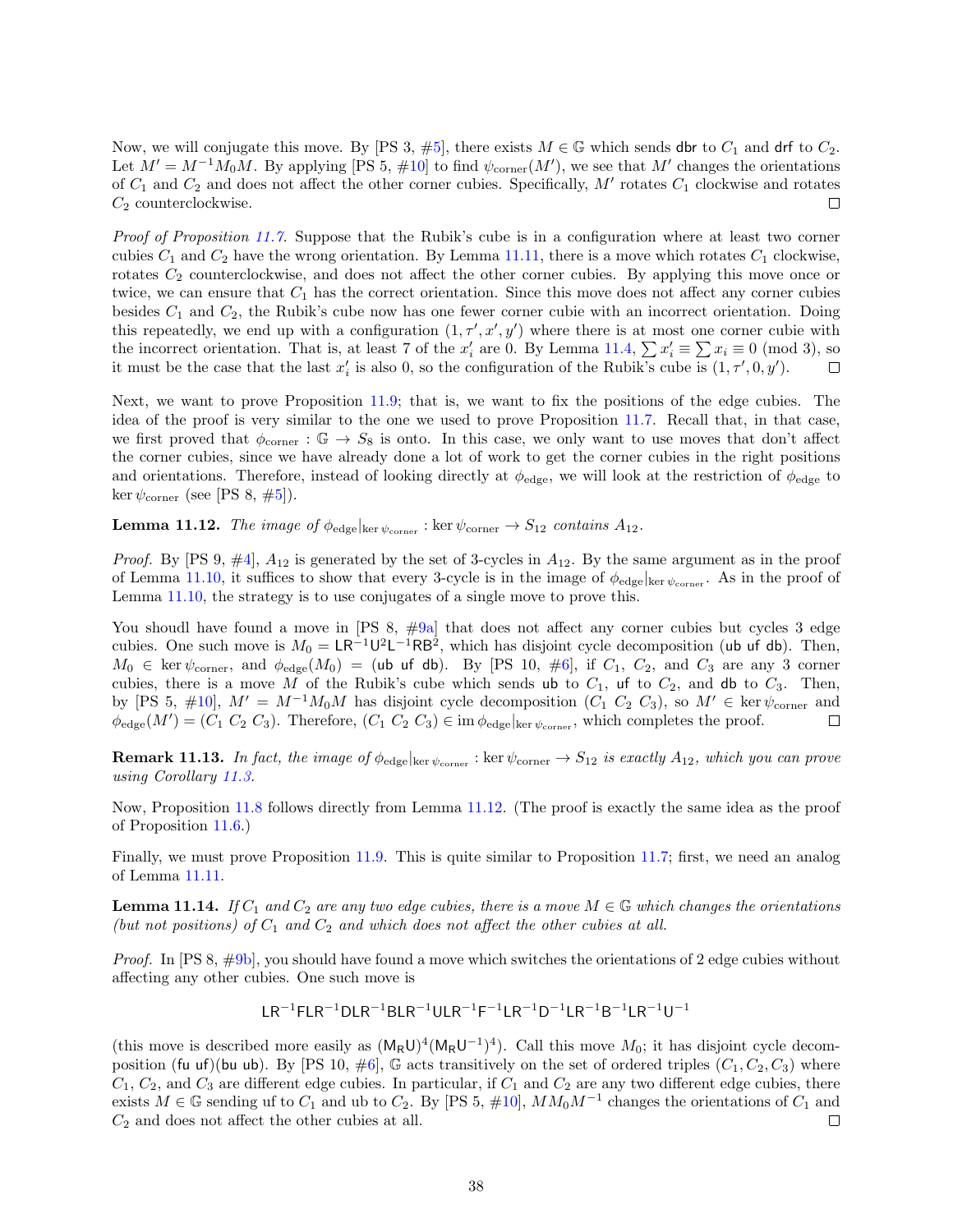Now, we will conjugate this move. By [PS 3, #5], there exists $M \in \mathbb{G}$ which sends dbr to $C_1$ and drf to $C_2$. Let $M' = M^{-1}M_0M$. By applying [PS 5, #10] to find $\psi_{\text{corner}}(M')$, we see that $M'$ changes the orientations of $C_1$ and $C_2$ and does not affect the other corner cubies. Specifically, $M'$ rotates $C_1$ clockwise and rotates $C_2$ counterclockwise. □

*Proof of Proposition 11.7.* Suppose that the Rubik's cube is in a configuration where at least two corner cubies $C_1$ and $C_2$ have the wrong orientation. By Lemma 11.11, there is a move which rotates $C_1$ clockwise, rotates $C_2$ counterclockwise, and does not affect the other corner cubies. By applying this move once or twice, we can ensure that $C_1$ has the correct orientation. Since this move does not affect any corner cubies besides $C_1$ and $C_2$, the Rubik's cube now has one fewer corner cubie with an incorrect orientation. Doing this repeatedly, we end up with a configuration $(1, \tau', x', y')$ where there is at most one corner cubie with the incorrect orientation. That is, at least 7 of the $x'_i$ are 0. By Lemma 11.4, $\sum x'_i \equiv \sum x_i \equiv 0 \pmod 3$, so it must be the case that the last $x'_i$ is also 0, so the configuration of the Rubik's cube is $(1, \tau', 0, y')$. □

Next, we want to prove Proposition 11.9; that is, we want to fix the positions of the edge cubies. The idea of the proof is very similar to the one we used to prove Proposition 11.7. Recall that, in that case, we first proved that $\phi_{\text{corner}} : \mathbb{G} \to S_8$ is onto. In this case, we only want to use moves that don't affect the corner cubies, since we have already done a lot of work to get the corner cubies in the right positions and orientations. Therefore, instead of looking directly at $\phi_{\text{edge}}$, we will look at the restriction of $\phi_{\text{edge}}$ to $\ker \psi_{\text{corner}}$ (see [PS 8, #5]).

**Lemma 11.12.** *The image of $\phi_{\text{edge}}|_{\ker \psi_{\text{corner}}} : \ker \psi_{\text{corner}} \to S_{12}$ contains $A_{12}$.*

*Proof.* By [PS 9, #4], $A_{12}$ is generated by the set of 3-cycles in $A_{12}$. By the same argument as in the proof of Lemma 11.10, it suffices to show that every 3-cycle is in the image of $\phi_{\text{edge}}|_{\ker \psi_{\text{corner}}}$. As in the proof of Lemma 11.10, the strategy is to use conjugates of a single move to prove this.

You shoudl have found a move in [PS 8, #9a] that does not affect any corner cubies but cycles 3 edge cubies. One such move is $M_0 = \mathsf{L}\mathsf{R}^{-1}\mathsf{U}^2\mathsf{L}^{-1}\mathsf{R}\mathsf{B}^2$, which has disjoint cycle decomposition (ub uf db). Then, $M_0 \in \ker \psi_{\text{corner}}$, and $\phi_{\text{edge}}(M_0) =$ (ub uf db). By [PS 10, #6], if $C_1$, $C_2$, and $C_3$ are any 3 corner cubies, there is a move $M$ of the Rubik's cube which sends ub to $C_1$, uf to $C_2$, and db to $C_3$. Then, by [PS 5, #10], $M' = M^{-1}M_0M$ has disjoint cycle decomposition $(C_1\ C_2\ C_3)$, so $M' \in \ker \psi_{\text{corner}}$ and $\phi_{\text{edge}}(M') = (C_1\ C_2\ C_3)$. Therefore, $(C_1\ C_2\ C_3) \in \operatorname{im} \phi_{\text{edge}}|_{\ker \psi_{\text{corner}}}$, which completes the proof. □

**Remark 11.13.** *In fact, the image of $\phi_{\text{edge}}|_{\ker \psi_{\text{corner}}} : \ker \psi_{\text{corner}} \to S_{12}$ is exactly $A_{12}$, which you can prove using Corollary 11.3.*

Now, Proposition 11.8 follows directly from Lemma 11.12. (The proof is exactly the same idea as the proof of Proposition 11.6.)

Finally, we must prove Proposition 11.9. This is quite similar to Proposition 11.7; first, we need an analog of Lemma 11.11.

**Lemma 11.14.** *If $C_1$ and $C_2$ are any two edge cubies, there is a move $M \in \mathbb{G}$ which changes the orientations (but not positions) of $C_1$ and $C_2$ and which does not affect the other cubies at all.*

*Proof.* In [PS 8, #9b], you should have found a move which switches the orientations of 2 edge cubies without affecting any other cubies. One such move is

$$\mathsf{L}\mathsf{R}^{-1}\mathsf{F}\mathsf{L}\mathsf{R}^{-1}\mathsf{D}\mathsf{L}\mathsf{R}^{-1}\mathsf{B}\mathsf{L}\mathsf{R}^{-1}\mathsf{U}\mathsf{L}\mathsf{R}^{-1}\mathsf{F}^{-1}\mathsf{L}\mathsf{R}^{-1}\mathsf{D}^{-1}\mathsf{L}\mathsf{R}^{-1}\mathsf{B}^{-1}\mathsf{L}\mathsf{R}^{-1}\mathsf{U}^{-1}$$

(this move is described more easily as $(\mathsf{M_R}\mathsf{U})^4(\mathsf{M_R}\mathsf{U}^{-1})^4$). Call this move $M_0$; it has disjoint cycle decomposition (fu uf)(bu ub). By [PS 10, #6], $\mathbb{G}$ acts transitively on the set of ordered triples $(C_1, C_2, C_3)$ where $C_1$, $C_2$, and $C_3$ are different edge cubies. In particular, if $C_1$ and $C_2$ are any two different edge cubies, there exists $M \in \mathbb{G}$ sending uf to $C_1$ and ub to $C_2$. By [PS 5, #10], $MM_0M^{-1}$ changes the orientations of $C_1$ and $C_2$ and does not affect the other cubies at all. □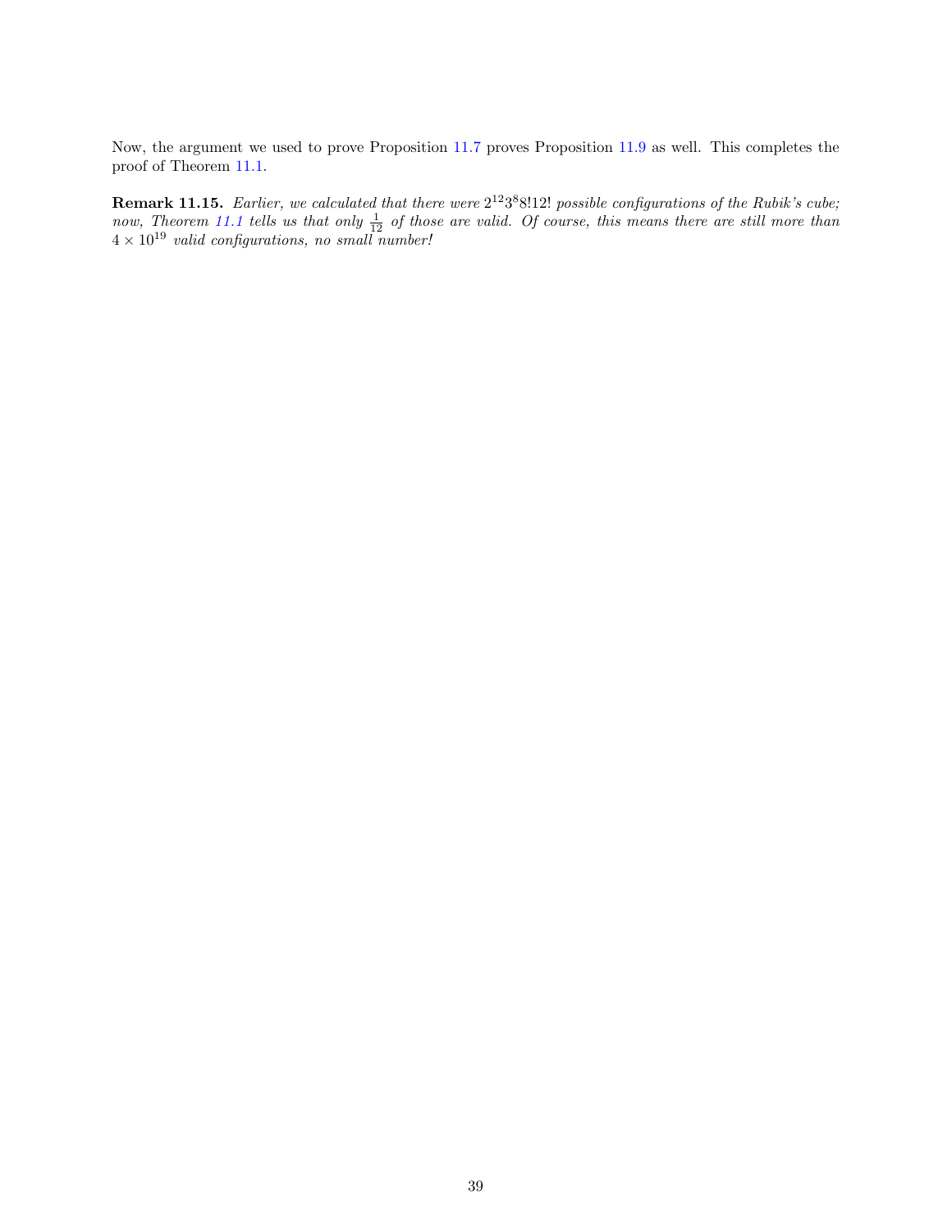Now, the argument we used to prove Proposition 11.7 proves Proposition 11.9 as well. This completes the proof of Theorem 11.1.

**Remark 11.15.** *Earlier, we calculated that there were* $2^{12}3^8 8!12!$ *possible configurations of the Rubik's cube; now, Theorem 11.1 tells us that only* $\frac{1}{12}$ *of those are valid. Of course, this means there are still more than* $4 \times 10^{19}$ *valid configurations, no small number!*